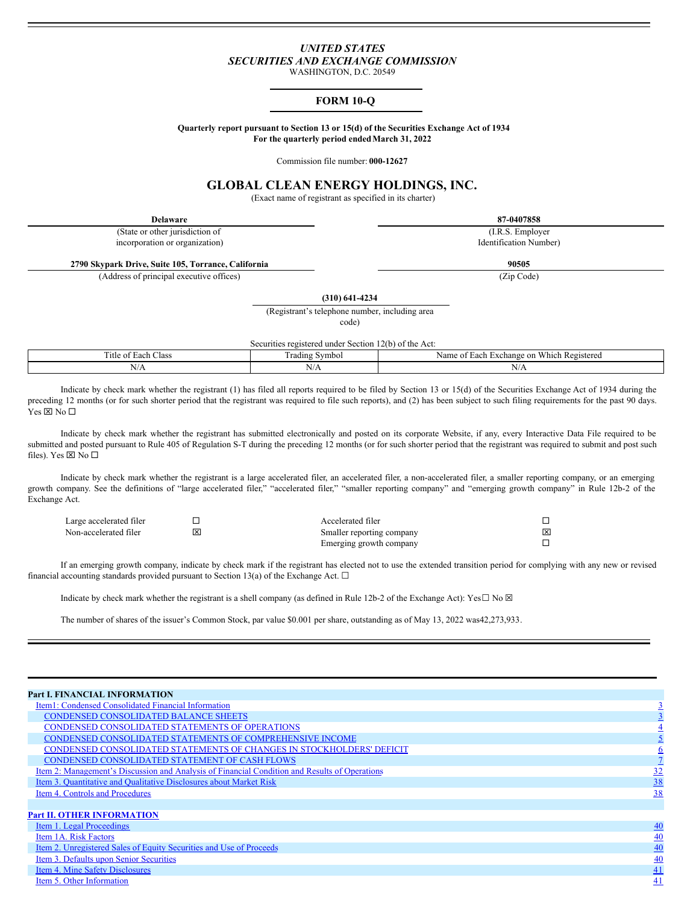*UNITED STATES*
*SECURITIES AND EXCHANGE COMMISSION*
WASHINGTON, D.C. 20549

# FORM 10-Q

**Quarterly report pursuant to Section 13 or 15(d) of the Securities Exchange Act of 1934**
**For the quarterly period ended March 31, 2022**

Commission file number: **000-12627**

# GLOBAL CLEAN ENERGY HOLDINGS, INC.

(Exact name of registrant as specified in its charter)

| | |
|---|---|
| **Delaware** | **87-0407858** |
| (State or other jurisdiction of incorporation or organization) | (I.R.S. Employer Identification Number) |
| **2790 Skypark Drive, Suite 105, Torrance, California** | **90505** |
| (Address of principal executive offices) | (Zip Code) |

**(310) 641-4234**
(Registrant's telephone number, including area code)

Securities registered under Section 12(b) of the Act:

| Title of Each Class | Trading Symbol | Name of Each Exchange on Which Registered |
|---|---|---|
| N/A | N/A | N/A |

Indicate by check mark whether the registrant (1) has filed all reports required to be filed by Section 13 or 15(d) of the Securities Exchange Act of 1934 during the preceding 12 months (or for such shorter period that the registrant was required to file such reports), and (2) has been subject to such filing requirements for the past 90 days. Yes ☒ No ☐

Indicate by check mark whether the registrant has submitted electronically and posted on its corporate Website, if any, every Interactive Data File required to be submitted and posted pursuant to Rule 405 of Regulation S-T during the preceding 12 months (or for such shorter period that the registrant was required to submit and post such files). Yes ☒ No ☐

Indicate by check mark whether the registrant is a large accelerated filer, an accelerated filer, a non-accelerated filer, a smaller reporting company, or an emerging growth company. See the definitions of "large accelerated filer," "accelerated filer," "smaller reporting company" and "emerging growth company" in Rule 12b-2 of the Exchange Act.

| | | | |
|---|---|---|---|
| Large accelerated filer | ☐ | Accelerated filer | ☐ |
| Non-accelerated filer | ☒ | Smaller reporting company | ☒ |
| | | Emerging growth company | ☐ |

If an emerging growth company, indicate by check mark if the registrant has elected not to use the extended transition period for complying with any new or revised financial accounting standards provided pursuant to Section 13(a) of the Exchange Act. ☐

Indicate by check mark whether the registrant is a shell company (as defined in Rule 12b-2 of the Exchange Act): Yes☐ No ☒

The number of shares of the issuer's Common Stock, par value $0.001 per share, outstanding as of May 13, 2022 was 42,273,933.

| | |
|---|---|
| **Part I. FINANCIAL INFORMATION** | |
| Item1: Condensed Consolidated Financial Information | 3 |
| CONDENSED CONSOLIDATED BALANCE SHEETS | 3 |
| CONDENSED CONSOLIDATED STATEMENTS OF OPERATIONS | 4 |
| CONDENSED CONSOLIDATED STATEMENTS OF COMPREHENSIVE INCOME | 5 |
| CONDENSED CONSOLIDATED STATEMENTS OF CHANGES IN STOCKHOLDERS' DEFICIT | 6 |
| CONDENSED CONSOLIDATED STATEMENT OF CASH FLOWS | 7 |
| Item 2: Management's Discussion and Analysis of Financial Condition and Results of Operations | 32 |
| Item 3. Quantitative and Qualitative Disclosures about Market Risk | 38 |
| Item 4. Controls and Procedures | 38 |
| **Part II. OTHER INFORMATION** | |
| Item 1. Legal Proceedings | 40 |
| Item 1A. Risk Factors | 40 |
| Item 2. Unregistered Sales of Equity Securities and Use of Proceeds | 40 |
| Item 3. Defaults upon Senior Securities | 40 |
| Item 4. Mine Safety Disclosures | 41 |
| Item 5. Other Information | 41 |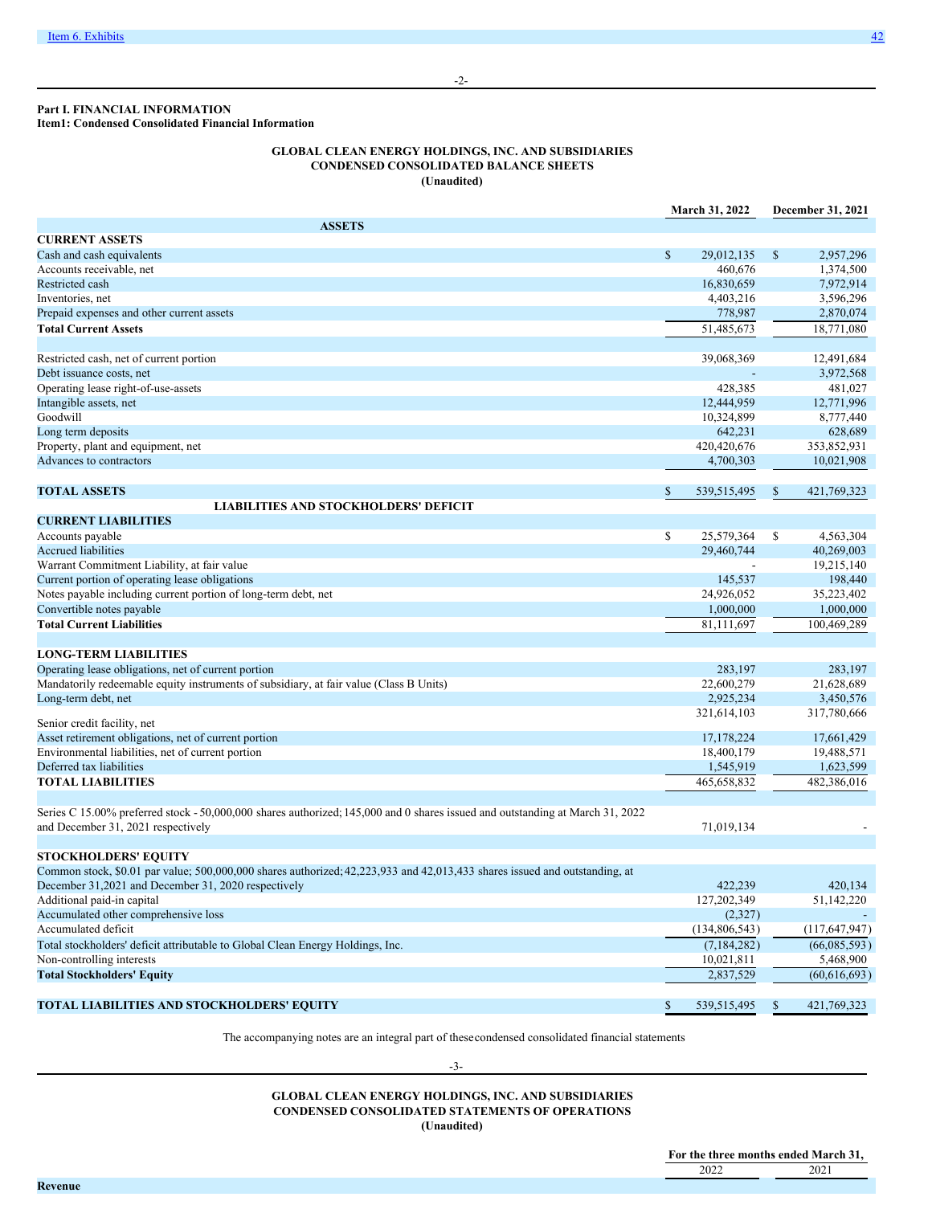| Item 6. Exhibits | 42 |
|---|---|

## Part I. FINANCIAL INFORMATION
### Item1: Condensed Consolidated Financial Information

**GLOBAL CLEAN ENERGY HOLDINGS, INC. AND SUBSIDIARIES**
**CONDENSED CONSOLIDATED BALANCE SHEETS**
**(Unaudited)**

| | March 31, 2022 | December 31, 2021 |
|---|---|---|
| **ASSETS** | | |
| **CURRENT ASSETS** | | |
| Cash and cash equivalents | $ 29,012,135 | $ 2,957,296 |
| Accounts receivable, net | 460,676 | 1,374,500 |
| Restricted cash | 16,830,659 | 7,972,914 |
| Inventories, net | 4,403,216 | 3,596,296 |
| Prepaid expenses and other current assets | 778,987 | 2,870,074 |
| **Total Current Assets** | 51,485,673 | 18,771,080 |
| | | |
| Restricted cash, net of current portion | 39,068,369 | 12,491,684 |
| Debt issuance costs, net | - | 3,972,568 |
| Operating lease right-of-use-assets | 428,385 | 481,027 |
| Intangible assets, net | 12,444,959 | 12,771,996 |
| Goodwill | 10,324,899 | 8,777,440 |
| Long term deposits | 642,231 | 628,689 |
| Property, plant and equipment, net | 420,420,676 | 353,852,931 |
| Advances to contractors | 4,700,303 | 10,021,908 |
| | | |
| **TOTAL ASSETS** | $ 539,515,495 | $ 421,769,323 |
| **LIABILITIES AND STOCKHOLDERS' DEFICIT** | | |
| **CURRENT LIABILITIES** | | |
| Accounts payable | $ 25,579,364 | $ 4,563,304 |
| Accrued liabilities | 29,460,744 | 40,269,003 |
| Warrant Commitment Liability, at fair value | - | 19,215,140 |
| Current portion of operating lease obligations | 145,537 | 198,440 |
| Notes payable including current portion of long-term debt, net | 24,926,052 | 35,223,402 |
| Convertible notes payable | 1,000,000 | 1,000,000 |
| **Total Current Liabilities** | 81,111,697 | 100,469,289 |
| | | |
| **LONG-TERM LIABILITIES** | | |
| Operating lease obligations, net of current portion | 283,197 | 283,197 |
| Mandatorily redeemable equity instruments of subsidiary, at fair value (Class B Units) | 22,600,279 | 21,628,689 |
| Long-term debt, net | 2,925,234 | 3,450,576 |
| Senior credit facility, net | 321,614,103 | 317,780,666 |
| Asset retirement obligations, net of current portion | 17,178,224 | 17,661,429 |
| Environmental liabilities, net of current portion | 18,400,179 | 19,488,571 |
| Deferred tax liabilities | 1,545,919 | 1,623,599 |
| **TOTAL LIABILITIES** | 465,658,832 | 482,386,016 |
| | | |
| Series C 15.00% preferred stock - 50,000,000 shares authorized; 145,000 and 0 shares issued and outstanding at March 31, 2022 and December 31, 2021 respectively | 71,019,134 | - |
| | | |
| **STOCKHOLDERS' EQUITY** | | |
| Common stock, $0.01 par value; 500,000,000 shares authorized; 42,223,933 and 42,013,433 shares issued and outstanding, at December 31,2021 and December 31, 2020 respectively | 422,239 | 420,134 |
| Additional paid-in capital | 127,202,349 | 51,142,220 |
| Accumulated other comprehensive loss | (2,327) | - |
| Accumulated deficit | (134,806,543) | (117,647,947) |
| Total stockholders' deficit attributable to Global Clean Energy Holdings, Inc. | (7,184,282) | (66,085,593) |
| Non-controlling interests | 10,021,811 | 5,468,900 |
| **Total Stockholders' Equity** | 2,837,529 | (60,616,693) |
| | | |
| **TOTAL LIABILITIES AND STOCKHOLDERS' EQUITY** | $ 539,515,495 | $ 421,769,323 |

The accompanying notes are an integral part of these condensed consolidated financial statements

**GLOBAL CLEAN ENERGY HOLDINGS, INC. AND SUBSIDIARIES**
**CONDENSED CONSOLIDATED STATEMENTS OF OPERATIONS**
**(Unaudited)**

| | For the three months ended March 31, | |
|---|---|---|
| | 2022 | 2021 |
| **Revenue** | | |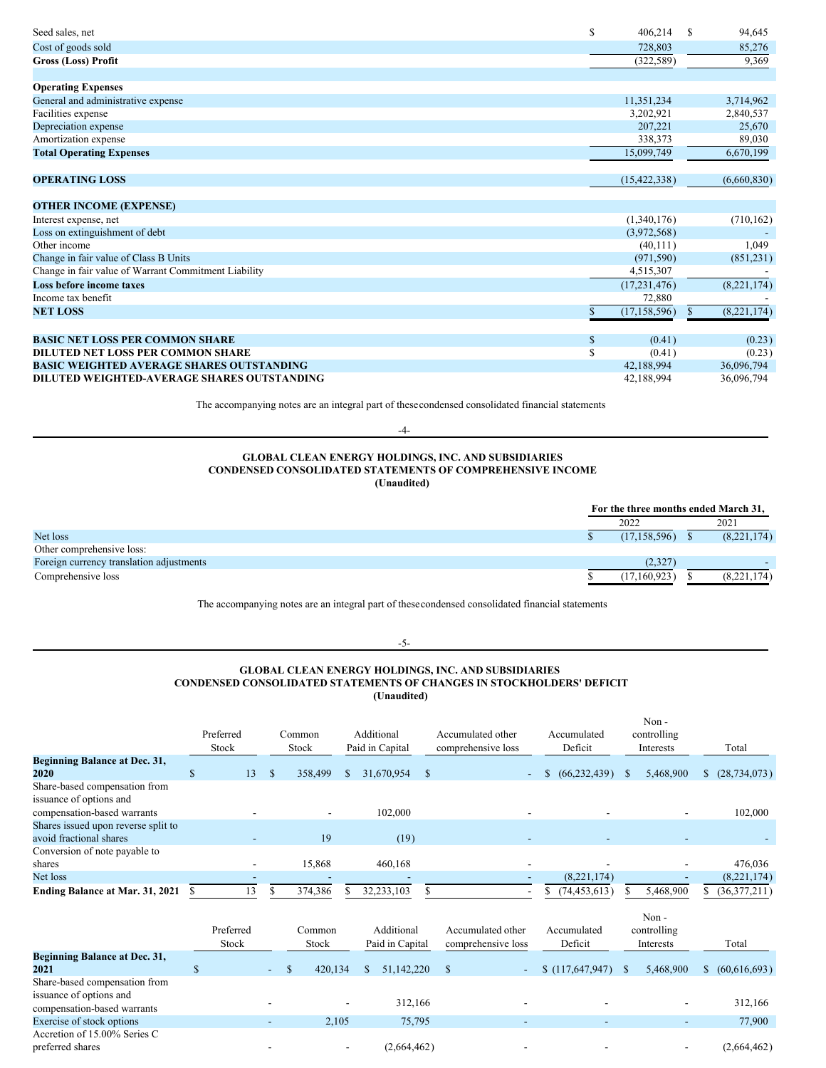| | | |
|---|---|---|
| Seed sales, net | $ 406,214 | $ 94,645 |
| Cost of goods sold | 728,803 | 85,276 |
| **Gross (Loss) Profit** | (322,589) | 9,369 |
| | | |
| **Operating Expenses** | | |
| General and administrative expense | 11,351,234 | 3,714,962 |
| Facilities expense | 3,202,921 | 2,840,537 |
| Depreciation expense | 207,221 | 25,670 |
| Amortization expense | 338,373 | 89,030 |
| **Total Operating Expenses** | 15,099,749 | 6,670,199 |
| | | |
| **OPERATING LOSS** | (15,422,338) | (6,660,830) |
| | | |
| **OTHER INCOME (EXPENSE)** | | |
| Interest expense, net | (1,340,176) | (710,162) |
| Loss on extinguishment of debt | (3,972,568) | - |
| Other income | (40,111) | 1,049 |
| Change in fair value of Class B Units | (971,590) | (851,231) |
| Change in fair value of Warrant Commitment Liability | 4,515,307 | - |
| **Loss before income taxes** | (17,231,476) | (8,221,174) |
| Income tax benefit | 72,880 | - |
| **NET LOSS** | $ (17,158,596) | $ (8,221,174) |
| | | |
| **BASIC NET LOSS PER COMMON SHARE** | $ (0.41) | (0.23) |
| **DILUTED NET LOSS PER COMMON SHARE** | $ (0.41) | (0.23) |
| **BASIC WEIGHTED AVERAGE SHARES OUTSTANDING** | 42,188,994 | 36,096,794 |
| **DILUTED WEIGHTED-AVERAGE SHARES OUTSTANDING** | 42,188,994 | 36,096,794 |

The accompanying notes are an integral part of these condensed consolidated financial statements

**GLOBAL CLEAN ENERGY HOLDINGS, INC. AND SUBSIDIARIES**
**CONDENSED CONSOLIDATED STATEMENTS OF COMPREHENSIVE INCOME**
**(Unaudited)**

| | For the three months ended March 31, | |
|---|---|---|
| | 2022 | 2021 |
| Net loss | $ (17,158,596) | $ (8,221,174) |
| Other comprehensive loss: | | |
| Foreign currency translation adjustments | (2,327) | - |
| Comprehensive loss | $ (17,160,923) | $ (8,221,174) |

The accompanying notes are an integral part of these condensed consolidated financial statements

**GLOBAL CLEAN ENERGY HOLDINGS, INC. AND SUBSIDIARIES**
**CONDENSED CONSOLIDATED STATEMENTS OF CHANGES IN STOCKHOLDERS' DEFICIT**
**(Unaudited)**

| | Preferred Stock | Common Stock | Additional Paid in Capital | Accumulated other comprehensive loss | Accumulated Deficit | Non - controlling Interests | Total |
|---|---|---|---|---|---|---|---|
| **Beginning Balance at Dec. 31, 2020** | $ 13 | $ 358,499 | $ 31,670,954 | $ - | $ (66,232,439) | $ 5,468,900 | $ (28,734,073) |
| Share-based compensation from issuance of options and compensation-based warrants | - | - | 102,000 | - | - | - | 102,000 |
| Shares issued upon reverse split to avoid fractional shares | - | 19 | (19) | - | - | - | - |
| Conversion of note payable to shares | - | 15,868 | 460,168 | - | - | - | 476,036 |
| Net loss | - | - | - | - | (8,221,174) | - | (8,221,174) |
| **Ending Balance at Mar. 31, 2021** | $ 13 | $ 374,386 | $ 32,233,103 | $ - | $ (74,453,613) | $ 5,468,900 | $ (36,377,211) |

| | Preferred Stock | Common Stock | Additional Paid in Capital | Accumulated other comprehensive loss | Accumulated Deficit | Non - controlling Interests | Total |
|---|---|---|---|---|---|---|---|
| **Beginning Balance at Dec. 31, 2021** | $ - | $ 420,134 | $ 51,142,220 | $ - | $ (117,647,947) | $ 5,468,900 | $ (60,616,693) |
| Share-based compensation from issuance of options and compensation-based warrants | - | - | 312,166 | - | - | - | 312,166 |
| Exercise of stock options | - | 2,105 | 75,795 | - | - | - | 77,900 |
| Accretion of 15.00% Series C preferred shares | - | - | (2,664,462) | - | - | - | (2,664,462) |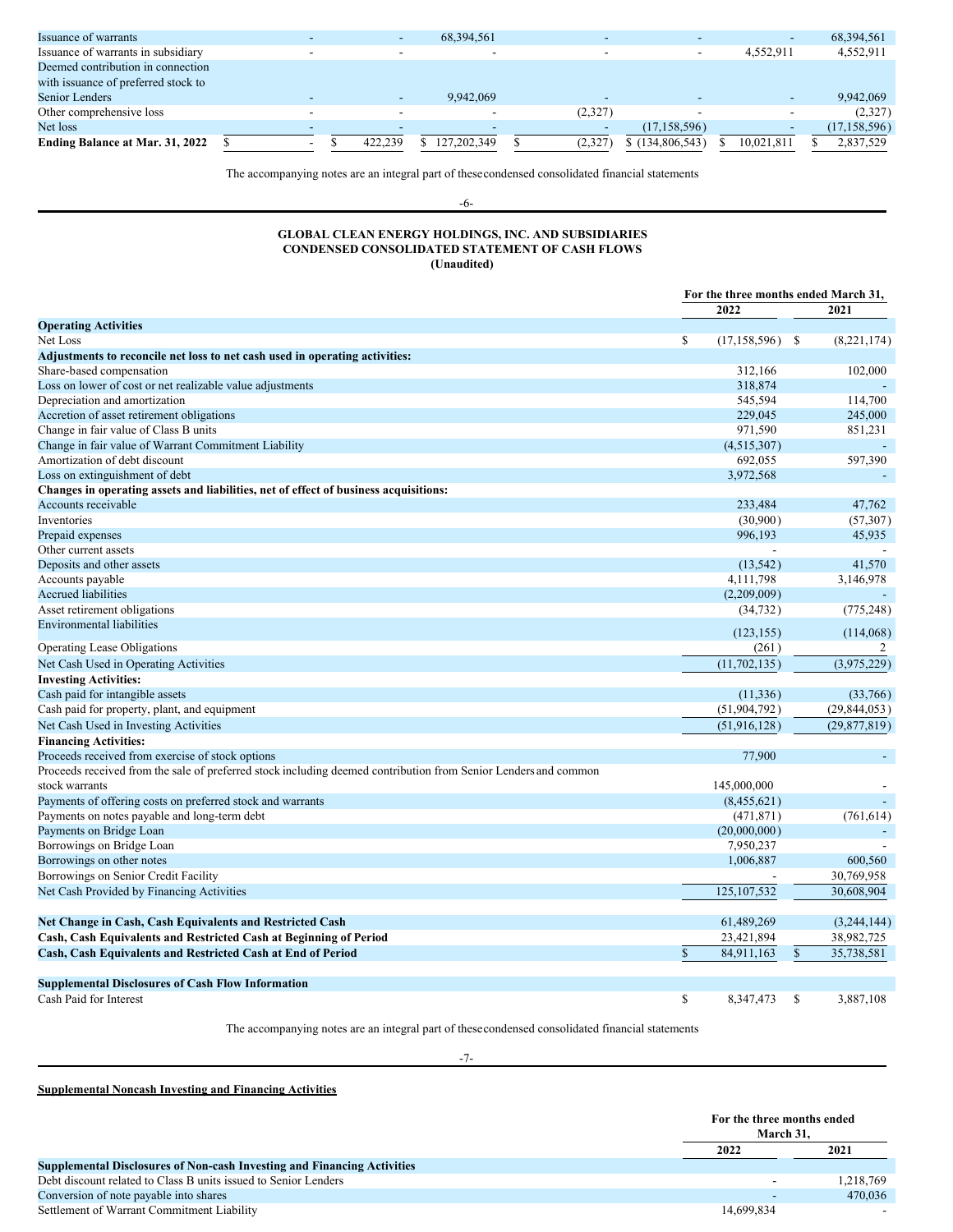| | | | | | | | |
|---|---|---|---|---|---|---|---|
| Issuance of warrants | - | - | 68,394,561 | - | - | - | 68,394,561 |
| Issuance of warrants in subsidiary | - | - | - | - | - | 4,552,911 | 4,552,911 |
| Deemed contribution in connection with issuance of preferred stock to Senior Lenders | - | - | 9,942,069 | - | - | - | 9,942,069 |
| Other comprehensive loss | - | - | - | (2,327) | - | - | (2,327) |
| Net loss | - | - | - | - | (17,158,596) | - | (17,158,596) |
| **Ending Balance at Mar. 31, 2022** | $ - | $ 422,239 | $ 127,202,349 | $ (2,327) | $ (134,806,543) | $ 10,021,811 | $ 2,837,529 |

The accompanying notes are an integral part of these condensed consolidated financial statements

**GLOBAL CLEAN ENERGY HOLDINGS, INC. AND SUBSIDIARIES**
**CONDENSED CONSOLIDATED STATEMENT OF CASH FLOWS**
**(Unaudited)**

| | For the three months ended March 31, | |
|---|---|---|
| | **2022** | **2021** |
| **Operating Activities** | | |
| Net Loss | $ (17,158,596) | $ (8,221,174) |
| **Adjustments to reconcile net loss to net cash used in operating activities:** | | |
| Share-based compensation | 312,166 | 102,000 |
| Loss on lower of cost or net realizable value adjustments | 318,874 | - |
| Depreciation and amortization | 545,594 | 114,700 |
| Accretion of asset retirement obligations | 229,045 | 245,000 |
| Change in fair value of Class B units | 971,590 | 851,231 |
| Change in fair value of Warrant Commitment Liability | (4,515,307) | - |
| Amortization of debt discount | 692,055 | 597,390 |
| Loss on extinguishment of debt | 3,972,568 | - |
| **Changes in operating assets and liabilities, net of effect of business acquisitions:** | | |
| Accounts receivable | 233,484 | 47,762 |
| Inventories | (30,900) | (57,307) |
| Prepaid expenses | 996,193 | 45,935 |
| Other current assets | - | - |
| Deposits and other assets | (13,542) | 41,570 |
| Accounts payable | 4,111,798 | 3,146,978 |
| Accrued liabilities | (2,209,009) | - |
| Asset retirement obligations | (34,732) | (775,248) |
| Environmental liabilities | (123,155) | (114,068) |
| Operating Lease Obligations | (261) | 2 |
| Net Cash Used in Operating Activities | (11,702,135) | (3,975,229) |
| **Investing Activities:** | | |
| Cash paid for intangible assets | (11,336) | (33,766) |
| Cash paid for property, plant, and equipment | (51,904,792) | (29,844,053) |
| Net Cash Used in Investing Activities | (51,916,128) | (29,877,819) |
| **Financing Activities:** | | |
| Proceeds received from exercise of stock options | 77,900 | - |
| Proceeds received from the sale of preferred stock including deemed contribution from Senior Lenders and common stock warrants | 145,000,000 | - |
| Payments of offering costs on preferred stock and warrants | (8,455,621) | - |
| Payments on notes payable and long-term debt | (471,871) | (761,614) |
| Payments on Bridge Loan | (20,000,000) | - |
| Borrowings on Bridge Loan | 7,950,237 | - |
| Borrowings on other notes | 1,006,887 | 600,560 |
| Borrowings on Senior Credit Facility | - | 30,769,958 |
| Net Cash Provided by Financing Activities | 125,107,532 | 30,608,904 |
| | | |
| **Net Change in Cash, Cash Equivalents and Restricted Cash** | 61,489,269 | (3,244,144) |
| **Cash, Cash Equivalents and Restricted Cash at Beginning of Period** | 23,421,894 | 38,982,725 |
| **Cash, Cash Equivalents and Restricted Cash at End of Period** | $ 84,911,163 | $ 35,738,581 |
| | | |
| **Supplemental Disclosures of Cash Flow Information** | | |
| Cash Paid for Interest | $ 8,347,473 | $ 3,887,108 |

The accompanying notes are an integral part of these condensed consolidated financial statements

**Supplemental Noncash Investing and Financing Activities**

| | For the three months ended March 31, | |
|---|---|---|
| | **2022** | **2021** |
| **Supplemental Disclosures of Non-cash Investing and Financing Activities** | | |
| Debt discount related to Class B units issued to Senior Lenders | - | 1,218,769 |
| Conversion of note payable into shares | - | 470,036 |
| Settlement of Warrant Commitment Liability | 14,699,834 | - |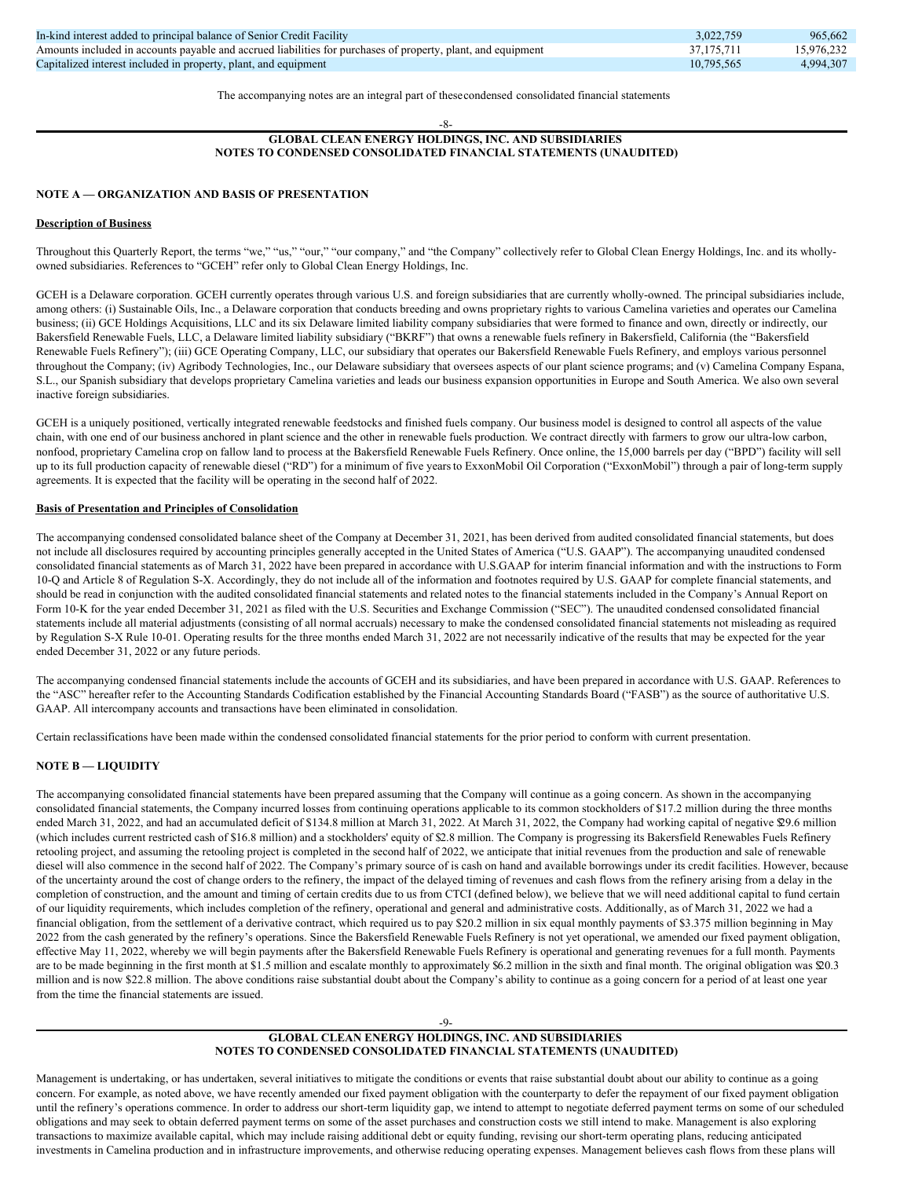| | | |
|---|---|---|
| In-kind interest added to principal balance of Senior Credit Facility | 3,022,759 | 965,662 |
| Amounts included in accounts payable and accrued liabilities for purchases of property, plant, and equipment | 37,175,711 | 15,976,232 |
| Capitalized interest included in property, plant, and equipment | 10,795,565 | 4,994,307 |

The accompanying notes are an integral part of these condensed consolidated financial statements

## GLOBAL CLEAN ENERGY HOLDINGS, INC. AND SUBSIDIARIES
## NOTES TO CONDENSED CONSOLIDATED FINANCIAL STATEMENTS (UNAUDITED)

### NOTE A — ORGANIZATION AND BASIS OF PRESENTATION

**Description of Business**

Throughout this Quarterly Report, the terms "we," "us," "our," "our company," and "the Company" collectively refer to Global Clean Energy Holdings, Inc. and its wholly-owned subsidiaries. References to "GCEH" refer only to Global Clean Energy Holdings, Inc.

GCEH is a Delaware corporation. GCEH currently operates through various U.S. and foreign subsidiaries that are currently wholly-owned. The principal subsidiaries include, among others: (i) Sustainable Oils, Inc., a Delaware corporation that conducts breeding and owns proprietary rights to various Camelina varieties and operates our Camelina business; (ii) GCE Holdings Acquisitions, LLC and its six Delaware limited liability company subsidiaries that were formed to finance and own, directly or indirectly, our Bakersfield Renewable Fuels, LLC, a Delaware limited liability subsidiary ("BKRF") that owns a renewable fuels refinery in Bakersfield, California (the "Bakersfield Renewable Fuels Refinery"); (iii) GCE Operating Company, LLC, our subsidiary that operates our Bakersfield Renewable Fuels Refinery, and employs various personnel throughout the Company; (iv) Agribody Technologies, Inc., our Delaware subsidiary that oversees aspects of our plant science programs; and (v) Camelina Company Espana, S.L., our Spanish subsidiary that develops proprietary Camelina varieties and leads our business expansion opportunities in Europe and South America. We also own several inactive foreign subsidiaries.

GCEH is a uniquely positioned, vertically integrated renewable feedstocks and finished fuels company. Our business model is designed to control all aspects of the value chain, with one end of our business anchored in plant science and the other in renewable fuels production. We contract directly with farmers to grow our ultra-low carbon, nonfood, proprietary Camelina crop on fallow land to process at the Bakersfield Renewable Fuels Refinery. Once online, the 15,000 barrels per day ("BPD") facility will sell up to its full production capacity of renewable diesel ("RD") for a minimum of five years to ExxonMobil Oil Corporation ("ExxonMobil") through a pair of long-term supply agreements. It is expected that the facility will be operating in the second half of 2022.

**Basis of Presentation and Principles of Consolidation**

The accompanying condensed consolidated balance sheet of the Company at December 31, 2021, has been derived from audited consolidated financial statements, but does not include all disclosures required by accounting principles generally accepted in the United States of America ("U.S. GAAP"). The accompanying unaudited condensed consolidated financial statements as of March 31, 2022 have been prepared in accordance with U.S.GAAP for interim financial information and with the instructions to Form 10-Q and Article 8 of Regulation S-X. Accordingly, they do not include all of the information and footnotes required by U.S. GAAP for complete financial statements, and should be read in conjunction with the audited consolidated financial statements and related notes to the financial statements included in the Company's Annual Report on Form 10-K for the year ended December 31, 2021 as filed with the U.S. Securities and Exchange Commission ("SEC"). The unaudited condensed consolidated financial statements include all material adjustments (consisting of all normal accruals) necessary to make the condensed consolidated financial statements not misleading as required by Regulation S-X Rule 10-01. Operating results for the three months ended March 31, 2022 are not necessarily indicative of the results that may be expected for the year ended December 31, 2022 or any future periods.

The accompanying condensed financial statements include the accounts of GCEH and its subsidiaries, and have been prepared in accordance with U.S. GAAP. References to the "ASC" hereafter refer to the Accounting Standards Codification established by the Financial Accounting Standards Board ("FASB") as the source of authoritative U.S. GAAP. All intercompany accounts and transactions have been eliminated in consolidation.

Certain reclassifications have been made within the condensed consolidated financial statements for the prior period to conform with current presentation.

### NOTE B — LIQUIDITY

The accompanying consolidated financial statements have been prepared assuming that the Company will continue as a going concern. As shown in the accompanying consolidated financial statements, the Company incurred losses from continuing operations applicable to its common stockholders of $17.2 million during the three months ended March 31, 2022, and had an accumulated deficit of $134.8 million at March 31, 2022. At March 31, 2022, the Company had working capital of negative $29.6 million (which includes current restricted cash of $16.8 million) and a stockholders' equity of $2.8 million. The Company is progressing its Bakersfield Renewables Fuels Refinery retooling project, and assuming the retooling project is completed in the second half of 2022, we anticipate that initial revenues from the production and sale of renewable diesel will also commence in the second half of 2022. The Company's primary source of is cash on hand and available borrowings under its credit facilities. However, because of the uncertainty around the cost of change orders to the refinery, the impact of the delayed timing of revenues and cash flows from the refinery arising from a delay in the completion of construction, and the amount and timing of certain credits due to us from CTCI (defined below), we believe that we will need additional capital to fund certain of our liquidity requirements, which includes completion of the refinery, operational and general and administrative costs. Additionally, as of March 31, 2022 we had a financial obligation, from the settlement of a derivative contract, which required us to pay $20.2 million in six equal monthly payments of $3.375 million beginning in May 2022 from the cash generated by the refinery's operations. Since the Bakersfield Renewable Fuels Refinery is not yet operational, we amended our fixed payment obligation, effective May 11, 2022, whereby we will begin payments after the Bakersfield Renewable Fuels Refinery is operational and generating revenues for a full month. Payments are to be made beginning in the first month at $1.5 million and escalate monthly to approximately $6.2 million in the sixth and final month. The original obligation was $20.3 million and is now $22.8 million. The above conditions raise substantial doubt about the Company's ability to continue as a going concern for a period of at least one year from the time the financial statements are issued.

Management is undertaking, or has undertaken, several initiatives to mitigate the conditions or events that raise substantial doubt about our ability to continue as a going concern. For example, as noted above, we have recently amended our fixed payment obligation with the counterparty to defer the repayment of our fixed payment obligation until the refinery's operations commence. In order to address our short-term liquidity gap, we intend to attempt to negotiate deferred payment terms on some of our scheduled obligations and may seek to obtain deferred payment terms on some of the asset purchases and construction costs we still intend to make. Management is also exploring transactions to maximize available capital, which may include raising additional debt or equity funding, revising our short-term operating plans, reducing anticipated investments in Camelina production and in infrastructure improvements, and otherwise reducing operating expenses. Management believes cash flows from these plans will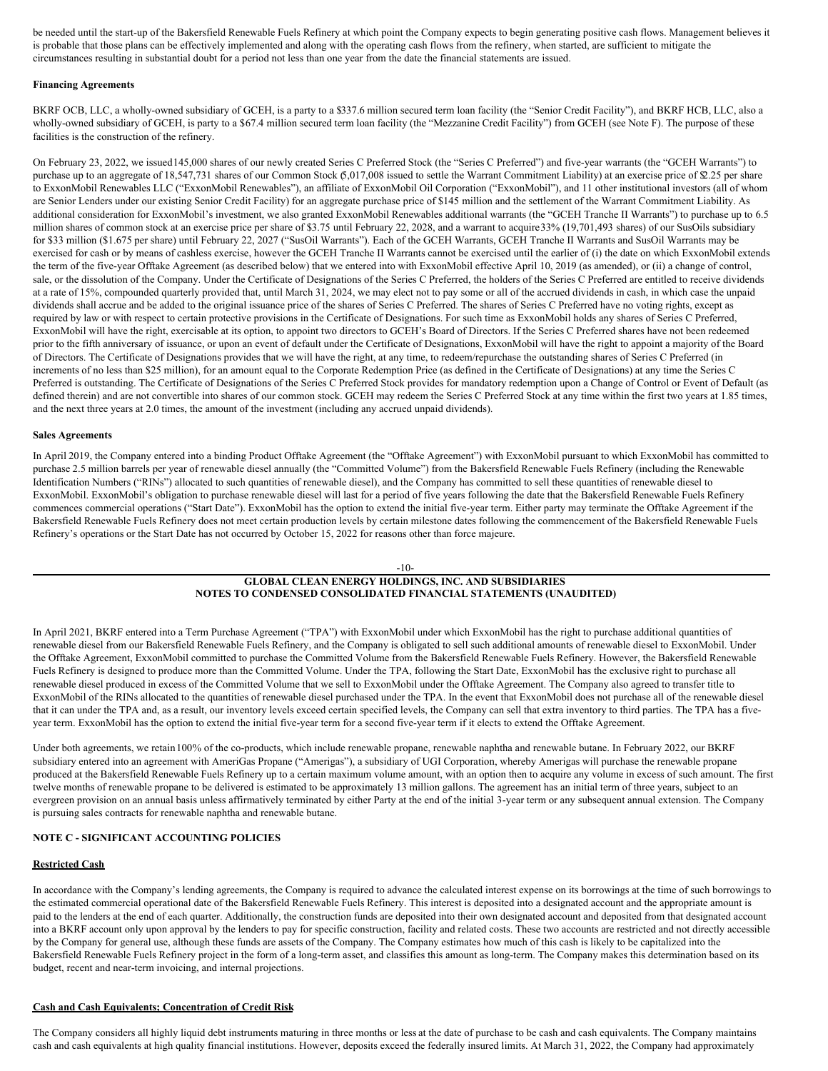be needed until the start-up of the Bakersfield Renewable Fuels Refinery at which point the Company expects to begin generating positive cash flows. Management believes it is probable that those plans can be effectively implemented and along with the operating cash flows from the refinery, when started, are sufficient to mitigate the circumstances resulting in substantial doubt for a period not less than one year from the date the financial statements are issued.

**Financing Agreements**

BKRF OCB, LLC, a wholly-owned subsidiary of GCEH, is a party to a $337.6 million secured term loan facility (the "Senior Credit Facility"), and BKRF HCB, LLC, also a wholly-owned subsidiary of GCEH, is party to a $67.4 million secured term loan facility (the "Mezzanine Credit Facility") from GCEH (see Note F). The purpose of these facilities is the construction of the refinery.

On February 23, 2022, we issued 145,000 shares of our newly created Series C Preferred Stock (the "Series C Preferred") and five-year warrants (the "GCEH Warrants") to purchase up to an aggregate of 18,547,731 shares of our Common Stock (5,017,008 issued to settle the Warrant Commitment Liability) at an exercise price of $2.25 per share to ExxonMobil Renewables LLC ("ExxonMobil Renewables"), an affiliate of ExxonMobil Oil Corporation ("ExxonMobil"), and 11 other institutional investors (all of whom are Senior Lenders under our existing Senior Credit Facility) for an aggregate purchase price of $145 million and the settlement of the Warrant Commitment Liability. As additional consideration for ExxonMobil's investment, we also granted ExxonMobil Renewables additional warrants (the "GCEH Tranche II Warrants") to purchase up to 6.5 million shares of common stock at an exercise price per share of $3.75 until February 22, 2028, and a warrant to acquire 33% (19,701,493 shares) of our SusOils subsidiary for $33 million ($1.675 per share) until February 22, 2027 ("SusOil Warrants"). Each of the GCEH Warrants, GCEH Tranche II Warrants and SusOil Warrants may be exercised for cash or by means of cashless exercise, however the GCEH Tranche II Warrants cannot be exercised until the earlier of (i) the date on which ExxonMobil extends the term of the five-year Offtake Agreement (as described below) that we entered into with ExxonMobil effective April 10, 2019 (as amended), or (ii) a change of control, sale, or the dissolution of the Company. Under the Certificate of Designations of the Series C Preferred, the holders of the Series C Preferred are entitled to receive dividends at a rate of 15%, compounded quarterly provided that, until March 31, 2024, we may elect not to pay some or all of the accrued dividends in cash, in which case the unpaid dividends shall accrue and be added to the original issuance price of the shares of Series C Preferred. The shares of Series C Preferred have no voting rights, except as required by law or with respect to certain protective provisions in the Certificate of Designations. For such time as ExxonMobil holds any shares of Series C Preferred, ExxonMobil will have the right, exercisable at its option, to appoint two directors to GCEH's Board of Directors. If the Series C Preferred shares have not been redeemed prior to the fifth anniversary of issuance, or upon an event of default under the Certificate of Designations, ExxonMobil will have the right to appoint a majority of the Board of Directors. The Certificate of Designations provides that we will have the right, at any time, to redeem/repurchase the outstanding shares of Series C Preferred (in increments of no less than $25 million), for an amount equal to the Corporate Redemption Price (as defined in the Certificate of Designations) at any time the Series C Preferred is outstanding. The Certificate of Designations of the Series C Preferred Stock provides for mandatory redemption upon a Change of Control or Event of Default (as defined therein) and are not convertible into shares of our common stock. GCEH may redeem the Series C Preferred Stock at any time within the first two years at 1.85 times, and the next three years at 2.0 times, the amount of the investment (including any accrued unpaid dividends).

**Sales Agreements**

In April 2019, the Company entered into a binding Product Offtake Agreement (the "Offtake Agreement") with ExxonMobil pursuant to which ExxonMobil has committed to purchase 2.5 million barrels per year of renewable diesel annually (the "Committed Volume") from the Bakersfield Renewable Fuels Refinery (including the Renewable Identification Numbers ("RINs") allocated to such quantities of renewable diesel), and the Company has committed to sell these quantities of renewable diesel to ExxonMobil. ExxonMobil's obligation to purchase renewable diesel will last for a period of five years following the date that the Bakersfield Renewable Fuels Refinery commences commercial operations ("Start Date"). ExxonMobil has the option to extend the initial five-year term. Either party may terminate the Offtake Agreement if the Bakersfield Renewable Fuels Refinery does not meet certain production levels by certain milestone dates following the commencement of the Bakersfield Renewable Fuels Refinery's operations or the Start Date has not occurred by October 15, 2022 for reasons other than force majeure.

In April 2021, BKRF entered into a Term Purchase Agreement ("TPA") with ExxonMobil under which ExxonMobil has the right to purchase additional quantities of renewable diesel from our Bakersfield Renewable Fuels Refinery, and the Company is obligated to sell such additional amounts of renewable diesel to ExxonMobil. Under the Offtake Agreement, ExxonMobil committed to purchase the Committed Volume from the Bakersfield Renewable Fuels Refinery. However, the Bakersfield Renewable Fuels Refinery is designed to produce more than the Committed Volume. Under the TPA, following the Start Date, ExxonMobil has the exclusive right to purchase all renewable diesel produced in excess of the Committed Volume that we sell to ExxonMobil under the Offtake Agreement. The Company also agreed to transfer title to ExxonMobil of the RINs allocated to the quantities of renewable diesel purchased under the TPA. In the event that ExxonMobil does not purchase all of the renewable diesel that it can under the TPA and, as a result, our inventory levels exceed certain specified levels, the Company can sell that extra inventory to third parties. The TPA has a five-year term. ExxonMobil has the option to extend the initial five-year term for a second five-year term if it elects to extend the Offtake Agreement.

Under both agreements, we retain 100% of the co-products, which include renewable propane, renewable naphtha and renewable butane. In February 2022, our BKRF subsidiary entered into an agreement with AmeriGas Propane ("Amerigas"), a subsidiary of UGI Corporation, whereby Amerigas will purchase the renewable propane produced at the Bakersfield Renewable Fuels Refinery up to a certain maximum volume amount, with an option then to acquire any volume in excess of such amount. The first twelve months of renewable propane to be delivered is estimated to be approximately 13 million gallons. The agreement has an initial term of three years, subject to an evergreen provision on an annual basis unless affirmatively terminated by either Party at the end of the initial 3-year term or any subsequent annual extension. The Company is pursuing sales contracts for renewable naphtha and renewable butane.

**NOTE C - SIGNIFICANT ACCOUNTING POLICIES**

**Restricted Cash**

In accordance with the Company's lending agreements, the Company is required to advance the calculated interest expense on its borrowings at the time of such borrowings to the estimated commercial operational date of the Bakersfield Renewable Fuels Refinery. This interest is deposited into a designated account and the appropriate amount is paid to the lenders at the end of each quarter. Additionally, the construction funds are deposited into their own designated account and deposited from that designated account into a BKRF account only upon approval by the lenders to pay for specific construction, facility and related costs. These two accounts are restricted and not directly accessible by the Company for general use, although these funds are assets of the Company. The Company estimates how much of this cash is likely to be capitalized into the Bakersfield Renewable Fuels Refinery project in the form of a long-term asset, and classifies this amount as long-term. The Company makes this determination based on its budget, recent and near-term invoicing, and internal projections.

**Cash and Cash Equivalents; Concentration of Credit Risk**

The Company considers all highly liquid debt instruments maturing in three months or less at the date of purchase to be cash and cash equivalents. The Company maintains cash and cash equivalents at high quality financial institutions. However, deposits exceed the federally insured limits. At March 31, 2022, the Company had approximately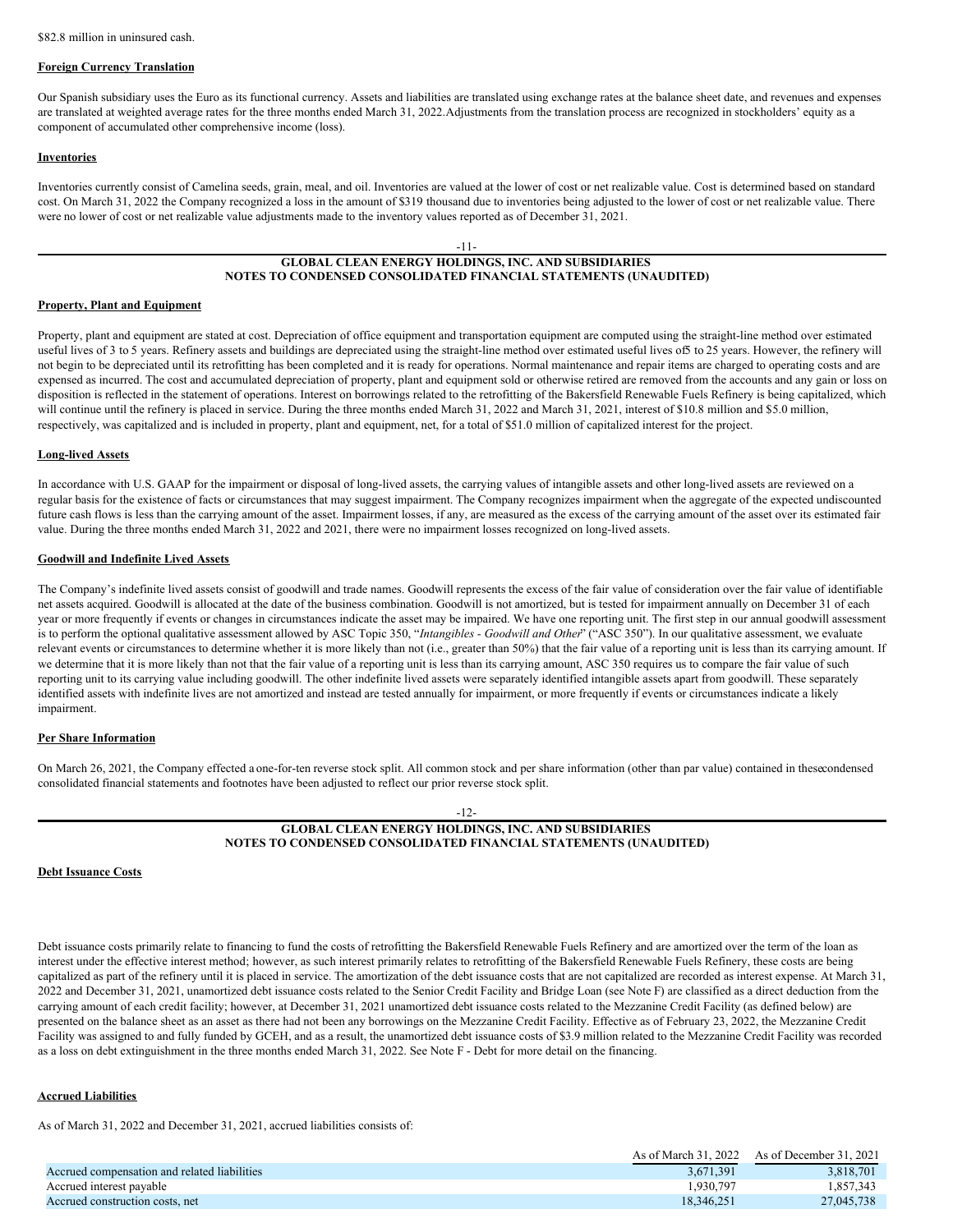$82.8 million in uninsured cash.

**Foreign Currency Translation**

Our Spanish subsidiary uses the Euro as its functional currency. Assets and liabilities are translated using exchange rates at the balance sheet date, and revenues and expenses are translated at weighted average rates for the three months ended March 31, 2022.Adjustments from the translation process are recognized in stockholders' equity as a component of accumulated other comprehensive income (loss).

**Inventories**

Inventories currently consist of Camelina seeds, grain, meal, and oil. Inventories are valued at the lower of cost or net realizable value. Cost is determined based on standard cost. On March 31, 2022 the Company recognized a loss in the amount of $319 thousand due to inventories being adjusted to the lower of cost or net realizable value. There were no lower of cost or net realizable value adjustments made to the inventory values reported as of December 31, 2021.

**Property, Plant and Equipment**

Property, plant and equipment are stated at cost. Depreciation of office equipment and transportation equipment are computed using the straight-line method over estimated useful lives of 3 to 5 years. Refinery assets and buildings are depreciated using the straight-line method over estimated useful lives of5 to 25 years. However, the refinery will not begin to be depreciated until its retrofitting has been completed and it is ready for operations. Normal maintenance and repair items are charged to operating costs and are expensed as incurred. The cost and accumulated depreciation of property, plant and equipment sold or otherwise retired are removed from the accounts and any gain or loss on disposition is reflected in the statement of operations. Interest on borrowings related to the retrofitting of the Bakersfield Renewable Fuels Refinery is being capitalized, which will continue until the refinery is placed in service. During the three months ended March 31, 2022 and March 31, 2021, interest of $10.8 million and $5.0 million, respectively, was capitalized and is included in property, plant and equipment, net, for a total of $51.0 million of capitalized interest for the project.

**Long-lived Assets**

In accordance with U.S. GAAP for the impairment or disposal of long-lived assets, the carrying values of intangible assets and other long-lived assets are reviewed on a regular basis for the existence of facts or circumstances that may suggest impairment. The Company recognizes impairment when the aggregate of the expected undiscounted future cash flows is less than the carrying amount of the asset. Impairment losses, if any, are measured as the excess of the carrying amount of the asset over its estimated fair value. During the three months ended March 31, 2022 and 2021, there were no impairment losses recognized on long-lived assets.

**Goodwill and Indefinite Lived Assets**

The Company's indefinite lived assets consist of goodwill and trade names. Goodwill represents the excess of the fair value of consideration over the fair value of identifiable net assets acquired. Goodwill is allocated at the date of the business combination. Goodwill is not amortized, but is tested for impairment annually on December 31 of each year or more frequently if events or changes in circumstances indicate the asset may be impaired. We have one reporting unit. The first step in our annual goodwill assessment is to perform the optional qualitative assessment allowed by ASC Topic 350, "*Intangibles - Goodwill and Other*" ("ASC 350"). In our qualitative assessment, we evaluate relevant events or circumstances to determine whether it is more likely than not (i.e., greater than 50%) that the fair value of a reporting unit is less than its carrying amount. If we determine that it is more likely than not that the fair value of a reporting unit is less than its carrying amount, ASC 350 requires us to compare the fair value of such reporting unit to its carrying value including goodwill. The other indefinite lived assets were separately identified intangible assets apart from goodwill. These separately identified assets with indefinite lives are not amortized and instead are tested annually for impairment, or more frequently if events or circumstances indicate a likely impairment.

**Per Share Information**

On March 26, 2021, the Company effected a one-for-ten reverse stock split. All common stock and per share information (other than par value) contained in thesecondensed consolidated financial statements and footnotes have been adjusted to reflect our prior reverse stock split.

**Debt Issuance Costs**

Debt issuance costs primarily relate to financing to fund the costs of retrofitting the Bakersfield Renewable Fuels Refinery and are amortized over the term of the loan as interest under the effective interest method; however, as such interest primarily relates to retrofitting of the Bakersfield Renewable Fuels Refinery, these costs are being capitalized as part of the refinery until it is placed in service. The amortization of the debt issuance costs that are not capitalized are recorded as interest expense. At March 31, 2022 and December 31, 2021, unamortized debt issuance costs related to the Senior Credit Facility and Bridge Loan (see Note F) are classified as a direct deduction from the carrying amount of each credit facility; however, at December 31, 2021 unamortized debt issuance costs related to the Mezzanine Credit Facility (as defined below) are presented on the balance sheet as an asset as there had not been any borrowings on the Mezzanine Credit Facility. Effective as of February 23, 2022, the Mezzanine Credit Facility was assigned to and fully funded by GCEH, and as a result, the unamortized debt issuance costs of $3.9 million related to the Mezzanine Credit Facility was recorded as a loss on debt extinguishment in the three months ended March 31, 2022. See Note F - Debt for more detail on the financing.

**Accrued Liabilities**

As of March 31, 2022 and December 31, 2021, accrued liabilities consists of:

| | As of March 31, 2022 | As of December 31, 2021 |
|---|---|---|
| Accrued compensation and related liabilities | 3,671,391 | 3,818,701 |
| Accrued interest payable | 1,930,797 | 1,857,343 |
| Accrued construction costs, net | 18,346,251 | 27,045,738 |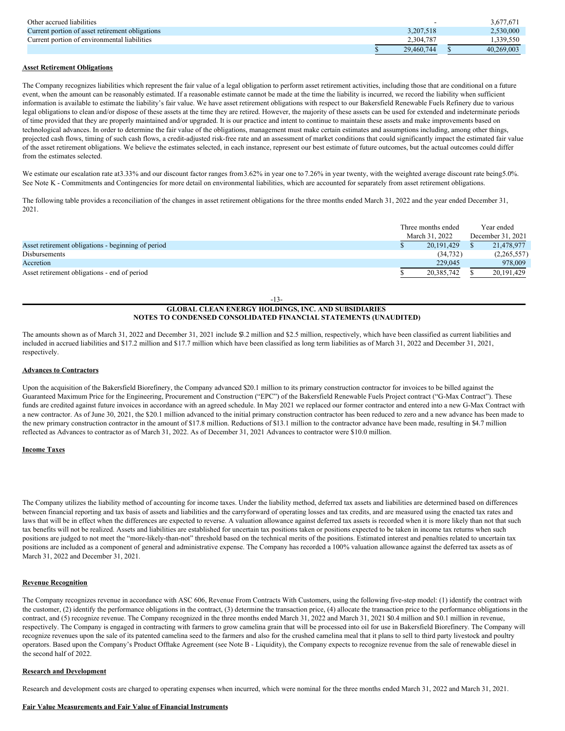| | | |
|---|---|---|
| Other accrued liabilities | - | 3,677,671 |
| Current portion of asset retirement obligations | 3,207,518 | 2,530,000 |
| Current portion of environmental liabilities | 2,304,787 | 1,339,550 |
| | $ 29,460,744 | $ 40,269,003 |

**Asset Retirement Obligations**

The Company recognizes liabilities which represent the fair value of a legal obligation to perform asset retirement activities, including those that are conditional on a future event, when the amount can be reasonably estimated. If a reasonable estimate cannot be made at the time the liability is incurred, we record the liability when sufficient information is available to estimate the liability's fair value. We have asset retirement obligations with respect to our Bakersfield Renewable Fuels Refinery due to various legal obligations to clean and/or dispose of these assets at the time they are retired. However, the majority of these assets can be used for extended and indeterminate periods of time provided that they are properly maintained and/or upgraded. It is our practice and intent to continue to maintain these assets and make improvements based on technological advances. In order to determine the fair value of the obligations, management must make certain estimates and assumptions including, among other things, projected cash flows, timing of such cash flows, a credit-adjusted risk-free rate and an assessment of market conditions that could significantly impact the estimated fair value of the asset retirement obligations. We believe the estimates selected, in each instance, represent our best estimate of future outcomes, but the actual outcomes could differ from the estimates selected.

We estimate our escalation rate at3.33% and our discount factor ranges from3.62% in year one to 7.26% in year twenty, with the weighted average discount rate being5.0%. See Note K - Commitments and Contingencies for more detail on environmental liabilities, which are accounted for separately from asset retirement obligations.

The following table provides a reconciliation of the changes in asset retirement obligations for the three months ended March 31, 2022 and the year ended December 31, 2021.

| | Three months ended March 31, 2022 | Year ended December 31, 2021 |
|---|---|---|
| Asset retirement obligations - beginning of period | $ 20,191,429 | $ 21,478,977 |
| Disbursements | (34,732) | (2,265,557) |
| Accretion | 229,045 | 978,009 |
| Asset retirement obligations - end of period | $ 20,385,742 | $ 20,191,429 |

The amounts shown as of March 31, 2022 and December 31, 2021 include $3.2 million and $2.5 million, respectively, which have been classified as current liabilities and included in accrued liabilities and $17.2 million and $17.7 million which have been classified as long term liabilities as of March 31, 2022 and December 31, 2021, respectively.

**Advances to Contractors**

Upon the acquisition of the Bakersfield Biorefinery, the Company advanced $20.1 million to its primary construction contractor for invoices to be billed against the Guaranteed Maximum Price for the Engineering, Procurement and Construction ("EPC") of the Bakersfield Renewable Fuels Project contract ("G-Max Contract"). These funds are credited against future invoices in accordance with an agreed schedule. In May 2021 we replaced our former contractor and entered into a new G-Max Contract with a new contractor. As of June 30, 2021, the $20.1 million advanced to the initial primary construction contractor has been reduced to zero and a new advance has been made to the new primary construction contractor in the amount of $17.8 million. Reductions of $13.1 million to the contractor advance have been made, resulting in $4.7 million reflected as Advances to contractor as of March 31, 2022. As of December 31, 2021 Advances to contractor were $10.0 million.

**Income Taxes**

The Company utilizes the liability method of accounting for income taxes. Under the liability method, deferred tax assets and liabilities are determined based on differences between financial reporting and tax basis of assets and liabilities and the carryforward of operating losses and tax credits, and are measured using the enacted tax rates and laws that will be in effect when the differences are expected to reverse. A valuation allowance against deferred tax assets is recorded when it is more likely than not that such tax benefits will not be realized. Assets and liabilities are established for uncertain tax positions taken or positions expected to be taken in income tax returns when such positions are judged to not meet the "more-likely-than-not" threshold based on the technical merits of the positions. Estimated interest and penalties related to uncertain tax positions are included as a component of general and administrative expense. The Company has recorded a 100% valuation allowance against the deferred tax assets as of March 31, 2022 and December 31, 2021.

**Revenue Recognition**

The Company recognizes revenue in accordance with ASC 606, Revenue From Contracts With Customers, using the following five-step model: (1) identify the contract with the customer, (2) identify the performance obligations in the contract, (3) determine the transaction price, (4) allocate the transaction price to the performance obligations in the contract, and (5) recognize revenue. The Company recognized in the three months ended March 31, 2022 and March 31, 2021 $0.4 million and $0.1 million in revenue, respectively. The Company is engaged in contracting with farmers to grow camelina grain that will be processed into oil for use in Bakersfield Biorefinery. The Company will recognize revenues upon the sale of its patented camelina seed to the farmers and also for the crushed camelina meal that it plans to sell to third party livestock and poultry operators. Based upon the Company's Product Offtake Agreement (see Note B - Liquidity), the Company expects to recognize revenue from the sale of renewable diesel in the second half of 2022.

**Research and Development**

Research and development costs are charged to operating expenses when incurred, which were nominal for the three months ended March 31, 2022 and March 31, 2021.

**Fair Value Measurements and Fair Value of Financial Instruments**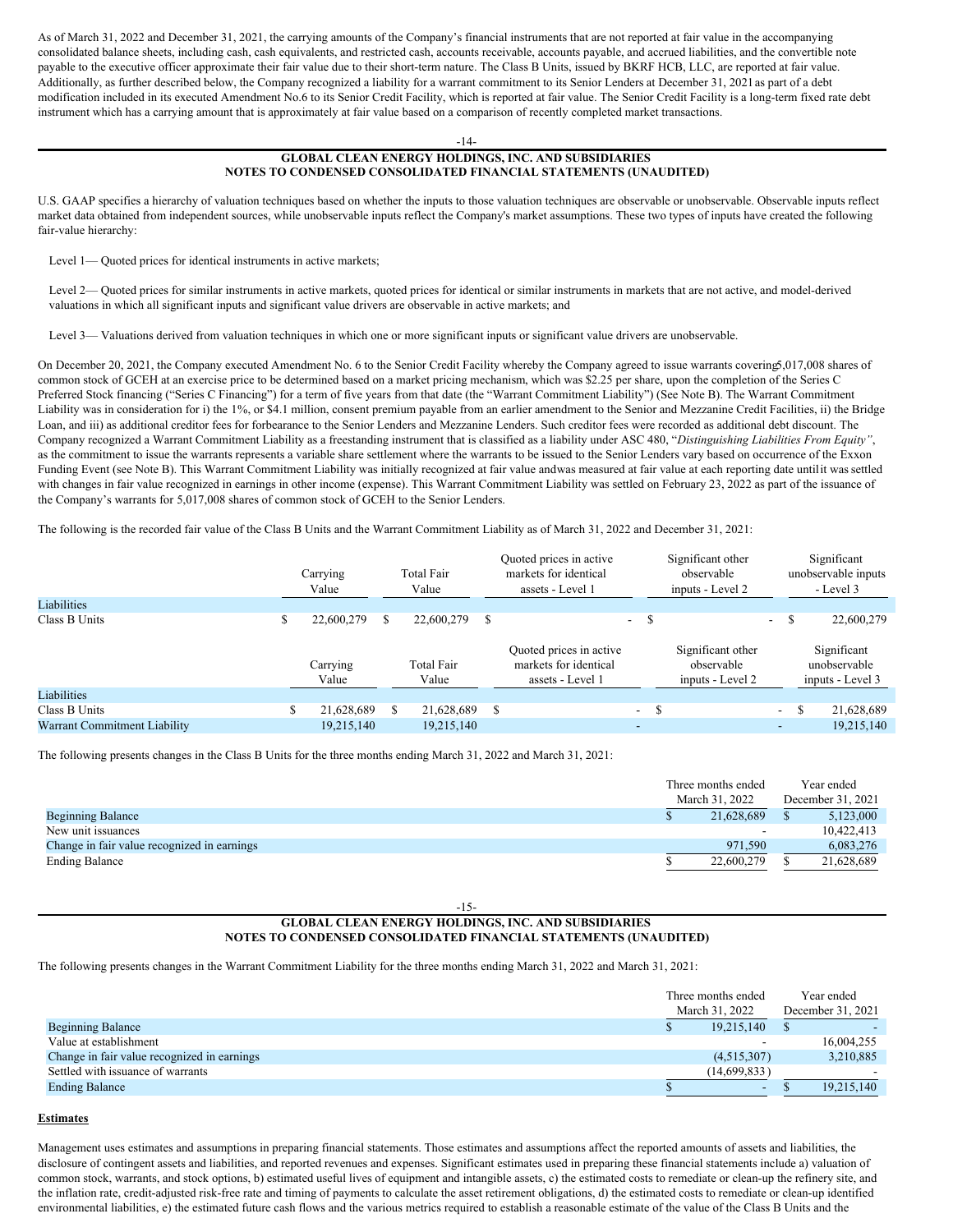As of March 31, 2022 and December 31, 2021, the carrying amounts of the Company's financial instruments that are not reported at fair value in the accompanying consolidated balance sheets, including cash, cash equivalents, and restricted cash, accounts receivable, accounts payable, and accrued liabilities, and the convertible note payable to the executive officer approximate their fair value due to their short-term nature. The Class B Units, issued by BKRF HCB, LLC, are reported at fair value. Additionally, as further described below, the Company recognized a liability for a warrant commitment to its Senior Lenders at December 31, 2021 as part of a debt modification included in its executed Amendment No.6 to its Senior Credit Facility, which is reported at fair value. The Senior Credit Facility is a long-term fixed rate debt instrument which has a carrying amount that is approximately at fair value based on a comparison of recently completed market transactions.

U.S. GAAP specifies a hierarchy of valuation techniques based on whether the inputs to those valuation techniques are observable or unobservable. Observable inputs reflect market data obtained from independent sources, while unobservable inputs reflect the Company's market assumptions. These two types of inputs have created the following fair-value hierarchy:

Level 1— Quoted prices for identical instruments in active markets;

Level 2— Quoted prices for similar instruments in active markets, quoted prices for identical or similar instruments in markets that are not active, and model-derived valuations in which all significant inputs and significant value drivers are observable in active markets; and

Level 3— Valuations derived from valuation techniques in which one or more significant inputs or significant value drivers are unobservable.

On December 20, 2021, the Company executed Amendment No. 6 to the Senior Credit Facility whereby the Company agreed to issue warrants covering 5,017,008 shares of common stock of GCEH at an exercise price to be determined based on a market pricing mechanism, which was $2.25 per share, upon the completion of the Series C Preferred Stock financing ("Series C Financing") for a term of five years from that date (the "Warrant Commitment Liability") (See Note B). The Warrant Commitment Liability was in consideration for i) the 1%, or $4.1 million, consent premium payable from an earlier amendment to the Senior and Mezzanine Credit Facilities, ii) the Bridge Loan, and iii) as additional creditor fees for forbearance to the Senior Lenders and Mezzanine Lenders. Such creditor fees were recorded as additional debt discount. The Company recognized a Warrant Commitment Liability as a freestanding instrument that is classified as a liability under ASC 480, "*Distinguishing Liabilities From Equity*", as the commitment to issue the warrants represents a variable share settlement where the warrants to be issued to the Senior Lenders vary based on occurrence of the Exxon Funding Event (see Note B). This Warrant Commitment Liability was initially recognized at fair value and was measured at fair value at each reporting date until it was settled with changes in fair value recognized in earnings in other income (expense). This Warrant Commitment Liability was settled on February 23, 2022 as part of the issuance of the Company's warrants for 5,017,008 shares of common stock of GCEH to the Senior Lenders.

The following is the recorded fair value of the Class B Units and the Warrant Commitment Liability as of March 31, 2022 and December 31, 2021:

| | Carrying Value | Total Fair Value | Quoted prices in active markets for identical assets - Level 1 | Significant other observable inputs - Level 2 | Significant unobservable inputs - Level 3 |
|---|---|---|---|---|---|
| Liabilities | | | | | |
| Class B Units | $ 22,600,279 | $ 22,600,279 | $ - | $ - | $ 22,600,279 |

| | Carrying Value | Total Fair Value | Quoted prices in active markets for identical assets - Level 1 | Significant other observable inputs - Level 2 | Significant unobservable inputs - Level 3 |
|---|---|---|---|---|---|
| Liabilities | | | | | |
| Class B Units | $ 21,628,689 | $ 21,628,689 | $ - | $ - | $ 21,628,689 |
| Warrant Commitment Liability | 19,215,140 | 19,215,140 | - | - | 19,215,140 |

The following presents changes in the Class B Units for the three months ending March 31, 2022 and March 31, 2021:

| | Three months ended March 31, 2022 | Year ended December 31, 2021 |
|---|---|---|
| Beginning Balance | $ 21,628,689 | $ 5,123,000 |
| New unit issuances | - | 10,422,413 |
| Change in fair value recognized in earnings | 971,590 | 6,083,276 |
| Ending Balance | $ 22,600,279 | $ 21,628,689 |

The following presents changes in the Warrant Commitment Liability for the three months ending March 31, 2022 and March 31, 2021:

| | Three months ended March 31, 2022 | Year ended December 31, 2021 |
|---|---|---|
| Beginning Balance | $ 19,215,140 | $ - |
| Value at establishment | - | 16,004,255 |
| Change in fair value recognized in earnings | (4,515,307) | 3,210,885 |
| Settled with issuance of warrants | (14,699,833) | - |
| Ending Balance | $ - | $ 19,215,140 |

**Estimates**

Management uses estimates and assumptions in preparing financial statements. Those estimates and assumptions affect the reported amounts of assets and liabilities, the disclosure of contingent assets and liabilities, and reported revenues and expenses. Significant estimates used in preparing these financial statements include a) valuation of common stock, warrants, and stock options, b) estimated useful lives of equipment and intangible assets, c) the estimated costs to remediate or clean-up the refinery site, and the inflation rate, credit-adjusted risk-free rate and timing of payments to calculate the asset retirement obligations, d) the estimated costs to remediate or clean-up identified environmental liabilities, e) the estimated future cash flows and the various metrics required to establish a reasonable estimate of the value of the Class B Units and the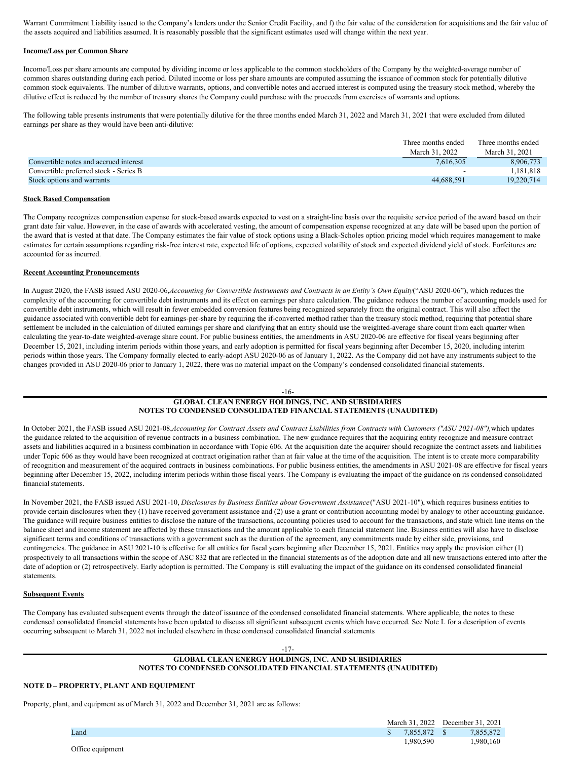Warrant Commitment Liability issued to the Company's lenders under the Senior Credit Facility, and f) the fair value of the consideration for acquisitions and the fair value of the assets acquired and liabilities assumed. It is reasonably possible that the significant estimates used will change within the next year.

**Income/Loss per Common Share**

Income/Loss per share amounts are computed by dividing income or loss applicable to the common stockholders of the Company by the weighted-average number of common shares outstanding during each period. Diluted income or loss per share amounts are computed assuming the issuance of common stock for potentially dilutive common stock equivalents. The number of dilutive warrants, options, and convertible notes and accrued interest is computed using the treasury stock method, whereby the dilutive effect is reduced by the number of treasury shares the Company could purchase with the proceeds from exercises of warrants and options.

The following table presents instruments that were potentially dilutive for the three months ended March 31, 2022 and March 31, 2021 that were excluded from diluted earnings per share as they would have been anti-dilutive:

| | Three months ended March 31, 2022 | Three months ended March 31, 2021 |
|---|---|---|
| Convertible notes and accrued interest | 7,616,305 | 8,906,773 |
| Convertible preferred stock - Series B | - | 1,181,818 |
| Stock options and warrants | 44,688,591 | 19,220,714 |

**Stock Based Compensation**

The Company recognizes compensation expense for stock-based awards expected to vest on a straight-line basis over the requisite service period of the award based on their grant date fair value. However, in the case of awards with accelerated vesting, the amount of compensation expense recognized at any date will be based upon the portion of the award that is vested at that date. The Company estimates the fair value of stock options using a Black-Scholes option pricing model which requires management to make estimates for certain assumptions regarding risk-free interest rate, expected life of options, expected volatility of stock and expected dividend yield of stock. Forfeitures are accounted for as incurred.

**Recent Accounting Pronouncements**

In August 2020, the FASB issued ASU 2020-06, *Accounting for Convertible Instruments and Contracts in an Entity's Own Equity* ("ASU 2020-06"), which reduces the complexity of the accounting for convertible debt instruments and its effect on earnings per share calculation. The guidance reduces the number of accounting models used for convertible debt instruments, which will result in fewer embedded conversion features being recognized separately from the original contract. This will also affect the guidance associated with convertible debt for earnings-per-share by requiring the if-converted method rather than the treasury stock method, requiring that potential share settlement be included in the calculation of diluted earnings per share and clarifying that an entity should use the weighted-average share count from each quarter when calculating the year-to-date weighted-average share count. For public business entities, the amendments in ASU 2020-06 are effective for fiscal years beginning after December 15, 2021, including interim periods within those years, and early adoption is permitted for fiscal years beginning after December 15, 2020, including interim periods within those years. The Company formally elected to early-adopt ASU 2020-06 as of January 1, 2022. As the Company did not have any instruments subject to the changes provided in ASU 2020-06 prior to January 1, 2022, there was no material impact on the Company's condensed consolidated financial statements.

In October 2021, the FASB issued ASU 2021-08, *Accounting for Contract Assets and Contract Liabilities from Contracts with Customers ("ASU 2021-08"),* which updates the guidance related to the acquisition of revenue contracts in a business combination. The new guidance requires that the acquiring entity recognize and measure contract assets and liabilities acquired in a business combination in accordance with Topic 606. At the acquisition date the acquirer should recognize the contract assets and liabilities under Topic 606 as they would have been recognized at contract origination rather than at fair value at the time of the acquisition. The intent is to create more comparability of recognition and measurement of the acquired contracts in business combinations. For public business entities, the amendments in ASU 2021-08 are effective for fiscal years beginning after December 15, 2022, including interim periods within those fiscal years. The Company is evaluating the impact of the guidance on its condensed consolidated financial statements.

In November 2021, the FASB issued ASU 2021-10, *Disclosures by Business Entities about Government Assistance* ("ASU 2021-10"), which requires business entities to provide certain disclosures when they (1) have received government assistance and (2) use a grant or contribution accounting model by analogy to other accounting guidance. The guidance will require business entities to disclose the nature of the transactions, accounting policies used to account for the transactions, and state which line items on the balance sheet and income statement are affected by these transactions and the amount applicable to each financial statement line. Business entities will also have to disclose significant terms and conditions of transactions with a government such as the duration of the agreement, any commitments made by either side, provisions, and contingencies. The guidance in ASU 2021-10 is effective for all entities for fiscal years beginning after December 15, 2021. Entities may apply the provision either (1) prospectively to all transactions within the scope of ASC 832 that are reflected in the financial statements as of the adoption date and all new transactions entered into after the date of adoption or (2) retrospectively. Early adoption is permitted. The Company is still evaluating the impact of the guidance on its condensed consolidated financial statements.

**Subsequent Events**

The Company has evaluated subsequent events through the date of issuance of the condensed consolidated financial statements. Where applicable, the notes to these condensed consolidated financial statements have been updated to discuss all significant subsequent events which have occurred. See Note L for a description of events occurring subsequent to March 31, 2022 not included elsewhere in these condensed consolidated financial statements

## NOTE D – PROPERTY, PLANT AND EQUIPMENT

Property, plant, and equipment as of March 31, 2022 and December 31, 2021 are as follows:

| | March 31, 2022 | December 31, 2021 |
|---|---|---|
| Land | $ 7,855,872 | $ 7,855,872 |
| Office equipment | 1,980,590 | 1,980,160 |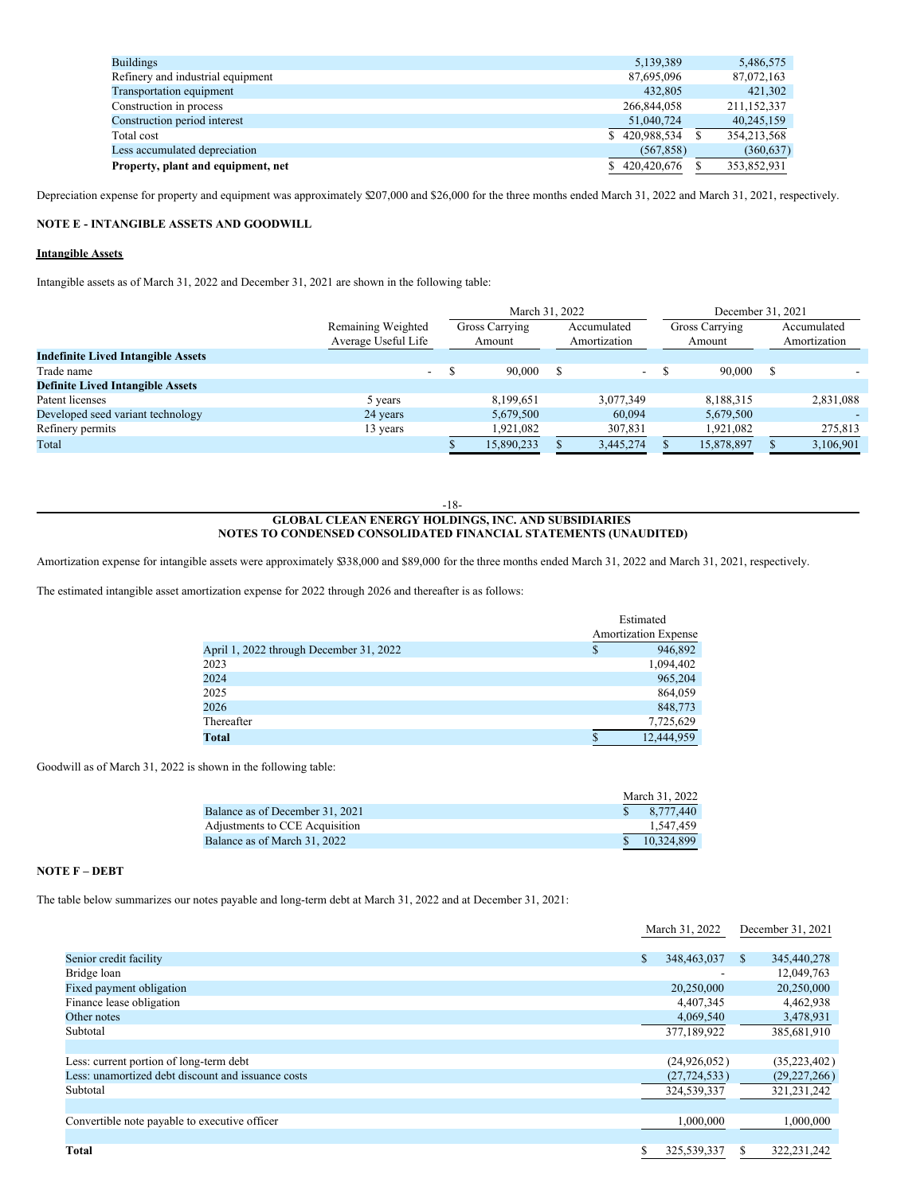| | | |
|---|---|---|
| Buildings | 5,139,389 | 5,486,575 |
| Refinery and industrial equipment | 87,695,096 | 87,072,163 |
| Transportation equipment | 432,805 | 421,302 |
| Construction in process | 266,844,058 | 211,152,337 |
| Construction period interest | 51,040,724 | 40,245,159 |
| Total cost | $ 420,988,534 | $ 354,213,568 |
| Less accumulated depreciation | (567,858) | (360,637) |
| **Property, plant and equipment, net** | $ 420,420,676 | $ 353,852,931 |

Depreciation expense for property and equipment was approximately $207,000 and $26,000 for the three months ended March 31, 2022 and March 31, 2021, respectively.

**NOTE E - INTANGIBLE ASSETS AND GOODWILL**

**Intangible Assets**

Intangible assets as of March 31, 2022 and December 31, 2021 are shown in the following table:

| | | March 31, 2022 | | December 31, 2021 | |
|---|---|---|---|---|---|
| | Remaining Weighted Average Useful Life | Gross Carrying Amount | Accumulated Amortization | Gross Carrying Amount | Accumulated Amortization |
| **Indefinite Lived Intangible Assets** | | | | | |
| Trade name | - | $ 90,000 | $ - | $ 90,000 | $ - |
| **Definite Lived Intangible Assets** | | | | | |
| Patent licenses | 5 years | 8,199,651 | 3,077,349 | 8,188,315 | 2,831,088 |
| Developed seed variant technology | 24 years | 5,679,500 | 60,094 | 5,679,500 | - |
| Refinery permits | 13 years | 1,921,082 | 307,831 | 1,921,082 | 275,813 |
| Total | | $ 15,890,233 | $ 3,445,274 | $ 15,878,897 | $ 3,106,901 |

Amortization expense for intangible assets were approximately $338,000 and $89,000 for the three months ended March 31, 2022 and March 31, 2021, respectively.

The estimated intangible asset amortization expense for 2022 through 2026 and thereafter is as follows:

| | Estimated Amortization Expense |
|---|---|
| April 1, 2022 through December 31, 2022 | $ 946,892 |
| 2023 | 1,094,402 |
| 2024 | 965,204 |
| 2025 | 864,059 |
| 2026 | 848,773 |
| Thereafter | 7,725,629 |
| **Total** | $ 12,444,959 |

Goodwill as of March 31, 2022 is shown in the following table:

| | March 31, 2022 |
|---|---|
| Balance as of December 31, 2021 | $ 8,777,440 |
| Adjustments to CCE Acquisition | 1,547,459 |
| Balance as of March 31, 2022 | $ 10,324,899 |

**NOTE F – DEBT**

The table below summarizes our notes payable and long-term debt at March 31, 2022 and at December 31, 2021:

| | March 31, 2022 | December 31, 2021 |
|---|---|---|
| Senior credit facility | $ 348,463,037 | $ 345,440,278 |
| Bridge loan | - | 12,049,763 |
| Fixed payment obligation | 20,250,000 | 20,250,000 |
| Finance lease obligation | 4,407,345 | 4,462,938 |
| Other notes | 4,069,540 | 3,478,931 |
| Subtotal | 377,189,922 | 385,681,910 |
| Less: current portion of long-term debt | (24,926,052) | (35,223,402) |
| Less: unamortized debt discount and issuance costs | (27,724,533) | (29,227,266) |
| Subtotal | 324,539,337 | 321,231,242 |
| Convertible note payable to executive officer | 1,000,000 | 1,000,000 |
| **Total** | $ 325,539,337 | $ 322,231,242 |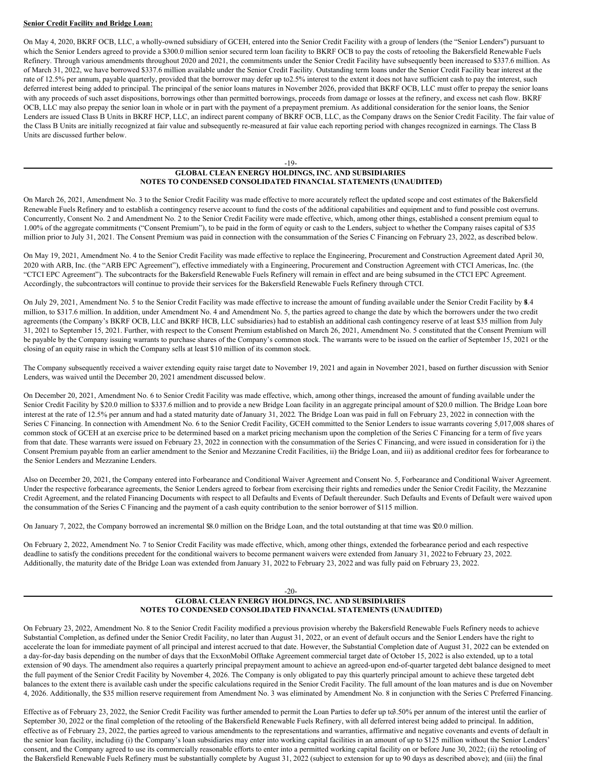**Senior Credit Facility and Bridge Loan:**

On May 4, 2020, BKRF OCB, LLC, a wholly-owned subsidiary of GCEH, entered into the Senior Credit Facility with a group of lenders (the "Senior Lenders") pursuant to which the Senior Lenders agreed to provide a $300.0 million senior secured term loan facility to BKRF OCB to pay the costs of retooling the Bakersfield Renewable Fuels Refinery. Through various amendments throughout 2020 and 2021, the commitments under the Senior Credit Facility have subsequently been increased to $337.6 million. As of March 31, 2022, we have borrowed $337.6 million available under the Senior Credit Facility. Outstanding term loans under the Senior Credit Facility bear interest at the rate of 12.5% per annum, payable quarterly, provided that the borrower may defer up to 2.5% interest to the extent it does not have sufficient cash to pay the interest, such deferred interest being added to principal. The principal of the senior loans matures in November 2026, provided that BKRF OCB, LLC must offer to prepay the senior loans with any proceeds of such asset dispositions, borrowings other than permitted borrowings, proceeds from damage or losses at the refinery, and excess net cash flow. BKRF OCB, LLC may also prepay the senior loan in whole or in part with the payment of a prepayment premium. As additional consideration for the senior loans, the Senior Lenders are issued Class B Units in BKRF HCP, LLC, an indirect parent company of BKRF OCB, LLC, as the Company draws on the Senior Credit Facility. The fair value of the Class B Units are initially recognized at fair value and subsequently re-measured at fair value each reporting period with changes recognized in earnings. The Class B Units are discussed further below.

On March 26, 2021, Amendment No. 3 to the Senior Credit Facility was made effective to more accurately reflect the updated scope and cost estimates of the Bakersfield Renewable Fuels Refinery and to establish a contingency reserve account to fund the costs of the additional capabilities and equipment and to fund possible cost overruns. Concurrently, Consent No. 2 and Amendment No. 2 to the Senior Credit Facility were made effective, which, among other things, established a consent premium equal to 1.00% of the aggregate commitments ("Consent Premium"), to be paid in the form of equity or cash to the Lenders, subject to whether the Company raises capital of $35 million prior to July 31, 2021. The Consent Premium was paid in connection with the consummation of the Series C Financing on February 23, 2022, as described below.

On May 19, 2021, Amendment No. 4 to the Senior Credit Facility was made effective to replace the Engineering, Procurement and Construction Agreement dated April 30, 2020 with ARB, Inc. (the "ARB EPC Agreement"), effective immediately with a Engineering, Procurement and Construction Agreement with CTCI Americas, Inc. (the "CTCI EPC Agreement"). The subcontracts for the Bakersfield Renewable Fuels Refinery will remain in effect and are being subsumed in the CTCI EPC Agreement. Accordingly, the subcontractors will continue to provide their services for the Bakersfield Renewable Fuels Refinery through CTCI.

On July 29, 2021, Amendment No. 5 to the Senior Credit Facility was made effective to increase the amount of funding available under the Senior Credit Facility by $8.4 million, to $317.6 million. In addition, under Amendment No. 4 and Amendment No. 5, the parties agreed to change the date by which the borrowers under the two credit agreements (the Company's BKRF OCB, LLC and BKRF HCB, LLC subsidiaries) had to establish an additional cash contingency reserve of at least $35 million from July 31, 2021 to September 15, 2021. Further, with respect to the Consent Premium established on March 26, 2021, Amendment No. 5 constituted that the Consent Premium will be payable by the Company issuing warrants to purchase shares of the Company's common stock. The warrants were to be issued on the earlier of September 15, 2021 or the closing of an equity raise in which the Company sells at least $10 million of its common stock.

The Company subsequently received a waiver extending equity raise target date to November 19, 2021 and again in November 2021, based on further discussion with Senior Lenders, was waived until the December 20, 2021 amendment discussed below.

On December 20, 2021, Amendment No. 6 to Senior Credit Facility was made effective, which, among other things, increased the amount of funding available under the Senior Credit Facility by $20.0 million to $337.6 million and to provide a new Bridge Loan facility in an aggregate principal amount of $20.0 million. The Bridge Loan bore interest at the rate of 12.5% per annum and had a stated maturity date of January 31, 2022. The Bridge Loan was paid in full on February 23, 2022 in connection with the Series C Financing. In connection with Amendment No. 6 to the Senior Credit Facility, GCEH committed to the Senior Lenders to issue warrants covering 5,017,008 shares of common stock of GCEH at an exercise price to be determined based on a market pricing mechanism upon the completion of the Series C Financing for a term of five years from that date. These warrants were issued on February 23, 2022 in connection with the consummation of the Series C Financing, and were issued in consideration for i) the Consent Premium payable from an earlier amendment to the Senior and Mezzanine Credit Facilities, ii) the Bridge Loan, and iii) as additional creditor fees for forbearance to the Senior Lenders and Mezzanine Lenders.

Also on December 20, 2021, the Company entered into Forbearance and Conditional Waiver Agreement and Consent No. 5, Forbearance and Conditional Waiver Agreement. Under the respective forbearance agreements, the Senior Lenders agreed to forbear from exercising their rights and remedies under the Senior Credit Facility, the Mezzanine Credit Agreement, and the related Financing Documents with respect to all Defaults and Events of Default thereunder. Such Defaults and Events of Default were waived upon the consummation of the Series C Financing and the payment of a cash equity contribution to the senior borrower of $115 million.

On January 7, 2022, the Company borrowed an incremental $8.0 million on the Bridge Loan, and the total outstanding at that time was $20.0 million.

On February 2, 2022, Amendment No. 7 to Senior Credit Facility was made effective, which, among other things, extended the forbearance period and each respective deadline to satisfy the conditions precedent for the conditional waivers to become permanent waivers were extended from January 31, 2022 to February 23, 2022. Additionally, the maturity date of the Bridge Loan was extended from January 31, 2022 to February 23, 2022 and was fully paid on February 23, 2022.

On February 23, 2022, Amendment No. 8 to the Senior Credit Facility modified a previous provision whereby the Bakersfield Renewable Fuels Refinery needs to achieve Substantial Completion, as defined under the Senior Credit Facility, no later than August 31, 2022, or an event of default occurs and the Senior Lenders have the right to accelerate the loan for immediate payment of all principal and interest accrued to that date. However, the Substantial Completion date of August 31, 2022 can be extended on a day-for-day basis depending on the number of days that the ExxonMobil Offtake Agreement commercial target date of October 15, 2022 is also extended, up to a total extension of 90 days. The amendment also requires a quarterly principal prepayment amount to achieve an agreed-upon end-of-quarter targeted debt balance designed to meet the full payment of the Senior Credit Facility by November 4, 2026. The Company is only obligated to pay this quarterly principal amount to achieve these targeted debt balances to the extent there is available cash under the specific calculations required in the Senior Credit Facility. The full amount of the loan matures and is due on November 4, 2026. Additionally, the $35 million reserve requirement from Amendment No. 3 was eliminated by Amendment No. 8 in conjunction with the Series C Preferred Financing.

Effective as of February 23, 2022, the Senior Credit Facility was further amended to permit the Loan Parties to defer up to 3.50% per annum of the interest until the earlier of September 30, 2022 or the final completion of the retooling of the Bakersfield Renewable Fuels Refinery, with all deferred interest being added to principal. In addition, effective as of February 23, 2022, the parties agreed to various amendments to the representations and warranties, affirmative and negative covenants and events of default in the senior loan facility, including (i) the Company's loan subsidiaries may enter into working capital facilities in an amount of up to $125 million without the Senior Lenders' consent, and the Company agreed to use its commercially reasonable efforts to enter into a permitted working capital facility on or before June 30, 2022; (ii) the retooling of the Bakersfield Renewable Fuels Refinery must be substantially complete by August 31, 2022 (subject to extension for up to 90 days as described above); and (iii) the final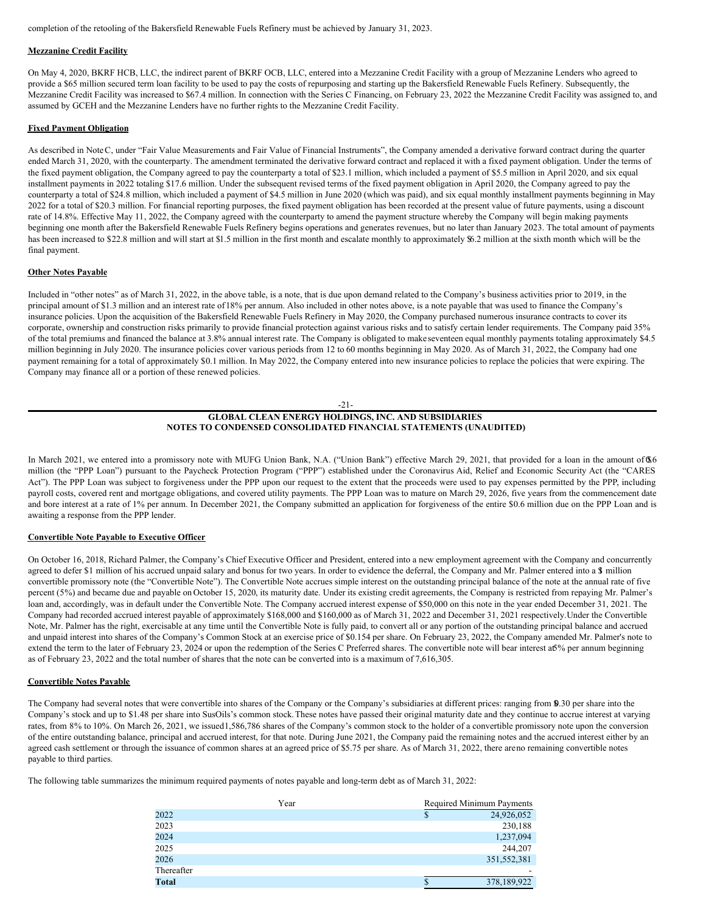completion of the retooling of the Bakersfield Renewable Fuels Refinery must be achieved by January 31, 2023.

**Mezzanine Credit Facility**

On May 4, 2020, BKRF HCB, LLC, the indirect parent of BKRF OCB, LLC, entered into a Mezzanine Credit Facility with a group of Mezzanine Lenders who agreed to provide a $65 million secured term loan facility to be used to pay the costs of repurposing and starting up the Bakersfield Renewable Fuels Refinery. Subsequently, the Mezzanine Credit Facility was increased to $67.4 million. In connection with the Series C Financing, on February 23, 2022 the Mezzanine Credit Facility was assigned to, and assumed by GCEH and the Mezzanine Lenders have no further rights to the Mezzanine Credit Facility.

**Fixed Payment Obligation**

As described in Note C, under "Fair Value Measurements and Fair Value of Financial Instruments", the Company amended a derivative forward contract during the quarter ended March 31, 2020, with the counterparty. The amendment terminated the derivative forward contract and replaced it with a fixed payment obligation. Under the terms of the fixed payment obligation, the Company agreed to pay the counterparty a total of $23.1 million, which included a payment of $5.5 million in April 2020, and six equal installment payments in 2022 totaling $17.6 million. Under the subsequent revised terms of the fixed payment obligation in April 2020, the Company agreed to pay the counterparty a total of $24.8 million, which included a payment of $4.5 million in June 2020 (which was paid), and six equal monthly installment payments beginning in May 2022 for a total of $20.3 million. For financial reporting purposes, the fixed payment obligation has been recorded at the present value of future payments, using a discount rate of 14.8%. Effective May 11, 2022, the Company agreed with the counterparty to amend the payment structure whereby the Company will begin making payments beginning one month after the Bakersfield Renewable Fuels Refinery begins operations and generates revenues, but no later than January 2023. The total amount of payments has been increased to $22.8 million and will start at $1.5 million in the first month and escalate monthly to approximately $6.2 million at the sixth month which will be the final payment.

**Other Notes Payable**

Included in "other notes" as of March 31, 2022, in the above table, is a note, that is due upon demand related to the Company's business activities prior to 2019, in the principal amount of $1.3 million and an interest rate of 18% per annum. Also included in other notes above, is a note payable that was used to finance the Company's insurance policies. Upon the acquisition of the Bakersfield Renewable Fuels Refinery in May 2020, the Company purchased numerous insurance contracts to cover its corporate, ownership and construction risks primarily to provide financial protection against various risks and to satisfy certain lender requirements. The Company paid 35% of the total premiums and financed the balance at 3.8% annual interest rate. The Company is obligated to make seventeen equal monthly payments totaling approximately $4.5 million beginning in July 2020. The insurance policies cover various periods from 12 to 60 months beginning in May 2020. As of March 31, 2022, the Company had one payment remaining for a total of approximately $0.1 million. In May 2022, the Company entered into new insurance policies to replace the policies that were expiring. The Company may finance all or a portion of these renewed policies.

In March 2021, we entered into a promissory note with MUFG Union Bank, N.A. ("Union Bank") effective March 29, 2021, that provided for a loan in the amount of $0.6 million (the "PPP Loan") pursuant to the Paycheck Protection Program ("PPP") established under the Coronavirus Aid, Relief and Economic Security Act (the "CARES Act"). The PPP Loan was subject to forgiveness under the PPP upon our request to the extent that the proceeds were used to pay expenses permitted by the PPP, including payroll costs, covered rent and mortgage obligations, and covered utility payments. The PPP Loan was to mature on March 29, 2026, five years from the commencement date and bore interest at a rate of 1% per annum. In December 2021, the Company submitted an application for forgiveness of the entire $0.6 million due on the PPP Loan and is awaiting a response from the PPP lender.

**Convertible Note Payable to Executive Officer**

On October 16, 2018, Richard Palmer, the Company's Chief Executive Officer and President, entered into a new employment agreement with the Company and concurrently agreed to defer $1 million of his accrued unpaid salary and bonus for two years. In order to evidence the deferral, the Company and Mr. Palmer entered into a $1 million convertible promissory note (the "Convertible Note"). The Convertible Note accrues simple interest on the outstanding principal balance of the note at the annual rate of five percent (5%) and became due and payable on October 15, 2020, its maturity date. Under its existing credit agreements, the Company is restricted from repaying Mr. Palmer's loan and, accordingly, was in default under the Convertible Note. The Company accrued interest expense of $50,000 on this note in the year ended December 31, 2021. The Company had recorded accrued interest payable of approximately $168,000 and $160,000 as of March 31, 2022 and December 31, 2021 respectively. Under the Convertible Note, Mr. Palmer has the right, exercisable at any time until the Convertible Note is fully paid, to convert all or any portion of the outstanding principal balance and accrued and unpaid interest into shares of the Company's Common Stock at an exercise price of $0.154 per share. On February 23, 2022, the Company amended Mr. Palmer's note to extend the term to the later of February 23, 2024 or upon the redemption of the Series C Preferred shares. The convertible note will bear interest at 5% per annum beginning as of February 23, 2022 and the total number of shares that the note can be converted into is a maximum of 7,616,305.

**Convertible Notes Payable**

The Company had several notes that were convertible into shares of the Company or the Company's subsidiaries at different prices: ranging from $0.30 per share into the Company's stock and up to $1.48 per share into SusOils's common stock. These notes have passed their original maturity date and they continue to accrue interest at varying rates, from 8% to 10%. On March 26, 2021, we issued 1,586,786 shares of the Company's common stock to the holder of a convertible promissory note upon the conversion of the entire outstanding balance, principal and accrued interest, for that note. During June 2021, the Company paid the remaining notes and the accrued interest either by an agreed cash settlement or through the issuance of common shares at an agreed price of $5.75 per share. As of March 31, 2022, there are no remaining convertible notes payable to third parties.

The following table summarizes the minimum required payments of notes payable and long-term debt as of March 31, 2022:

| Year | Required Minimum Payments |
|---|---|
| 2022 | $ 24,926,052 |
| 2023 | 230,188 |
| 2024 | 1,237,094 |
| 2025 | 244,207 |
| 2026 | 351,552,381 |
| Thereafter | - |
| **Total** | $ 378,189,922 |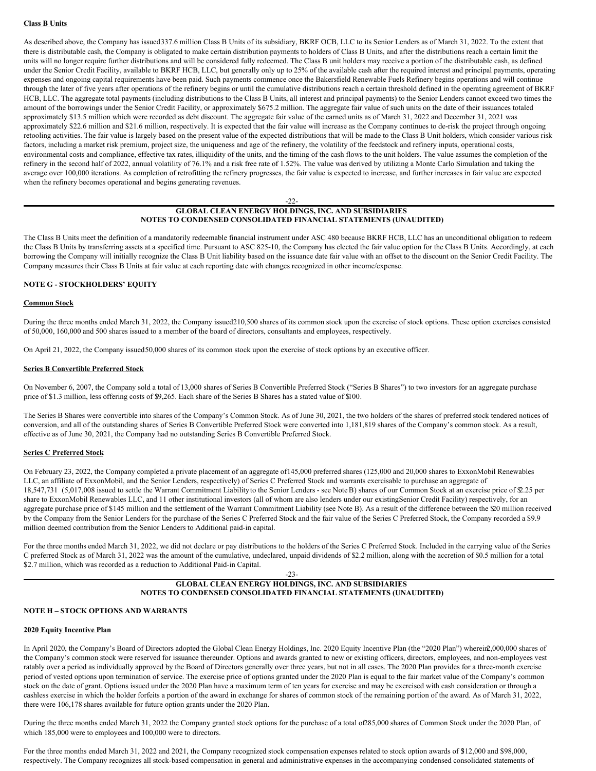**Class B Units**

As described above, the Company has issued 337.6 million Class B Units of its subsidiary, BKRF OCB, LLC to its Senior Lenders as of March 31, 2022. To the extent that there is distributable cash, the Company is obligated to make certain distribution payments to holders of Class B Units, and after the distributions reach a certain limit the units will no longer require further distributions and will be considered fully redeemed. The Class B unit holders may receive a portion of the distributable cash, as defined under the Senior Credit Facility, available to BKRF HCB, LLC, but generally only up to 25% of the available cash after the required interest and principal payments, operating expenses and ongoing capital requirements have been paid. Such payments commence once the Bakersfield Renewable Fuels Refinery begins operations and will continue through the later of five years after operations of the refinery begins or until the cumulative distributions reach a certain threshold defined in the operating agreement of BKRF HCB, LLC. The aggregate total payments (including distributions to the Class B Units, all interest and principal payments) to the Senior Lenders cannot exceed two times the amount of the borrowings under the Senior Credit Facility, or approximately $675.2 million. The aggregate fair value of such units on the date of their issuances totaled approximately $13.5 million which were recorded as debt discount. The aggregate fair value of the earned units as of March 31, 2022 and December 31, 2021 was approximately $22.6 million and $21.6 million, respectively. It is expected that the fair value will increase as the Company continues to de-risk the project through ongoing retooling activities. The fair value is largely based on the present value of the expected distributions that will be made to the Class B Unit holders, which consider various risk factors, including a market risk premium, project size, the uniqueness and age of the refinery, the volatility of the feedstock and refinery inputs, operational costs, environmental costs and compliance, effective tax rates, illiquidity of the units, and the timing of the cash flows to the unit holders. The value assumes the completion of the refinery in the second half of 2022, annual volatility of 76.1% and a risk free rate of 1.52%. The value was derived by utilizing a Monte Carlo Simulation and taking the average over 100,000 iterations. As completion of retrofitting the refinery progresses, the fair value is expected to increase, and further increases in fair value are expected when the refinery becomes operational and begins generating revenues.

The Class B Units meet the definition of a mandatorily redeemable financial instrument under ASC 480 because BKRF HCB, LLC has an unconditional obligation to redeem the Class B Units by transferring assets at a specified time. Pursuant to ASC 825-10, the Company has elected the fair value option for the Class B Units. Accordingly, at each borrowing the Company will initially recognize the Class B Unit liability based on the issuance date fair value with an offset to the discount on the Senior Credit Facility. The Company measures their Class B Units at fair value at each reporting date with changes recognized in other income/expense.

## NOTE G - STOCKHOLDERS' EQUITY

**Common Stock**

During the three months ended March 31, 2022, the Company issued 210,500 shares of its common stock upon the exercise of stock options. These option exercises consisted of 50,000, 160,000 and 500 shares issued to a member of the board of directors, consultants and employees, respectively.

On April 21, 2022, the Company issued 50,000 shares of its common stock upon the exercise of stock options by an executive officer.

**Series B Convertible Preferred Stock**

On November 6, 2007, the Company sold a total of 13,000 shares of Series B Convertible Preferred Stock ("Series B Shares") to two investors for an aggregate purchase price of $1.3 million, less offering costs of $9,265. Each share of the Series B Shares has a stated value of $100.

The Series B Shares were convertible into shares of the Company's Common Stock. As of June 30, 2021, the two holders of the shares of preferred stock tendered notices of conversion, and all of the outstanding shares of Series B Convertible Preferred Stock were converted into 1,181,819 shares of the Company's common stock. As a result, effective as of June 30, 2021, the Company had no outstanding Series B Convertible Preferred Stock.

**Series C Preferred Stock**

On February 23, 2022, the Company completed a private placement of an aggregate of 145,000 preferred shares (125,000 and 20,000 shares to ExxonMobil Renewables LLC, an affiliate of ExxonMobil, and the Senior Lenders, respectively) of Series C Preferred Stock and warrants exercisable to purchase an aggregate of 18,547,731 (5,017,008 issued to settle the Warrant Commitment Liability to the Senior Lenders - see Note B) shares of our Common Stock at an exercise price of $2.25 per share to ExxonMobil Renewables LLC, and 11 other institutional investors (all of whom are also lenders under our existing Senior Credit Facility) respectively, for an aggregate purchase price of $145 million and the settlement of the Warrant Commitment Liability (see Note B). As a result of the difference between the $20 million received by the Company from the Senior Lenders for the purchase of the Series C Preferred Stock and the fair value of the Series C Preferred Stock, the Company recorded a $9.9 million deemed contribution from the Senior Lenders to Additional paid-in capital.

For the three months ended March 31, 2022, we did not declare or pay distributions to the holders of the Series C Preferred Stock. Included in the carrying value of the Series C preferred Stock as of March 31, 2022 was the amount of the cumulative, undeclared, unpaid dividends of $2.2 million, along with the accretion of $0.5 million for a total $2.7 million, which was recorded as a reduction to Additional Paid-in Capital.

## NOTE H – STOCK OPTIONS AND WARRANTS

**2020 Equity Incentive Plan**

In April 2020, the Company's Board of Directors adopted the Global Clean Energy Holdings, Inc. 2020 Equity Incentive Plan (the "2020 Plan") wherein 2,000,000 shares of the Company's common stock were reserved for issuance thereunder. Options and awards granted to new or existing officers, directors, employees, and non-employees vest ratably over a period as individually approved by the Board of Directors generally over three years, but not in all cases. The 2020 Plan provides for a three-month exercise period of vested options upon termination of service. The exercise price of options granted under the 2020 Plan is equal to the fair market value of the Company's common stock on the date of grant. Options issued under the 2020 Plan have a maximum term of ten years for exercise and may be exercised with cash consideration or through a cashless exercise in which the holder forfeits a portion of the award in exchange for shares of common stock of the remaining portion of the award. As of March 31, 2022, there were 106,178 shares available for future option grants under the 2020 Plan.

During the three months ended March 31, 2022 the Company granted stock options for the purchase of a total of 285,000 shares of Common Stock under the 2020 Plan, of which 185,000 were to employees and 100,000 were to directors.

For the three months ended March 31, 2022 and 2021, the Company recognized stock compensation expenses related to stock option awards of $112,000 and $98,000, respectively. The Company recognizes all stock-based compensation in general and administrative expenses in the accompanying condensed consolidated statements of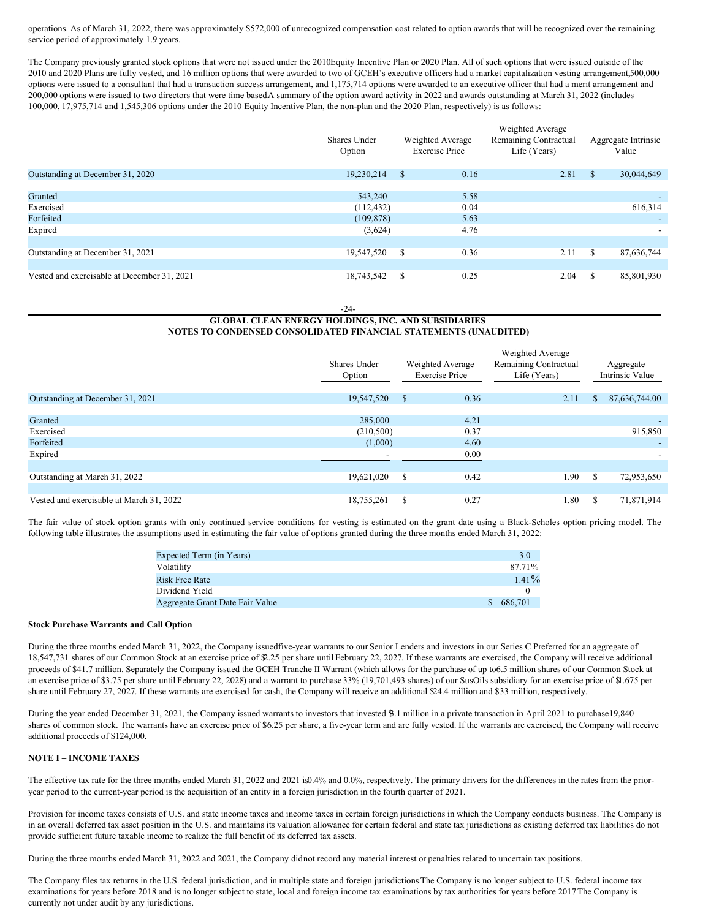operations. As of March 31, 2022, there was approximately $572,000 of unrecognized compensation cost related to option awards that will be recognized over the remaining service period of approximately 1.9 years.

The Company previously granted stock options that were not issued under the 2010Equity Incentive Plan or 2020 Plan. All of such options that were issued outside of the 2010 and 2020 Plans are fully vested, and 16 million options that were awarded to two of GCEH's executive officers had a market capitalization vesting arrangement,500,000 options were issued to a consultant that had a transaction success arrangement, and 1,175,714 options were awarded to an executive officer that had a merit arrangement and 200,000 options were issued to two directors that were time basedA summary of the option award activity in 2022 and awards outstanding at March 31, 2022 (includes 100,000, 17,975,714 and 1,545,306 options under the 2010 Equity Incentive Plan, the non-plan and the 2020 Plan, respectively) is as follows:

| | Shares Under Option | Weighted Average Exercise Price | Weighted Average Remaining Contractual Life (Years) | Aggregate Intrinsic Value |
|---|---|---|---|---|
| Outstanding at December 31, 2020 | 19,230,214 | $ 0.16 | 2.81 | $ 30,044,649 |
| Granted | 543,240 | 5.58 | | - |
| Exercised | (112,432) | 0.04 | | 616,314 |
| Forfeited | (109,878) | 5.63 | | - |
| Expired | (3,624) | 4.76 | | - |
| Outstanding at December 31, 2021 | 19,547,520 | $ 0.36 | 2.11 | $ 87,636,744 |
| Vested and exercisable at December 31, 2021 | 18,743,542 | $ 0.25 | 2.04 | $ 85,801,930 |

## GLOBAL CLEAN ENERGY HOLDINGS, INC. AND SUBSIDIARIES
## NOTES TO CONDENSED CONSOLIDATED FINANCIAL STATEMENTS (UNAUDITED)

| | Shares Under Option | Weighted Average Exercise Price | Weighted Average Remaining Contractual Life (Years) | Aggregate Intrinsic Value |
|---|---|---|---|---|
| Outstanding at December 31, 2021 | 19,547,520 | $ 0.36 | 2.11 | $ 87,636,744.00 |
| Granted | 285,000 | 4.21 | | - |
| Exercised | (210,500) | 0.37 | | 915,850 |
| Forfeited | (1,000) | 4.60 | | - |
| Expired | - | 0.00 | | - |
| Outstanding at March 31, 2022 | 19,621,020 | $ 0.42 | 1.90 | $ 72,953,650 |
| Vested and exercisable at March 31, 2022 | 18,755,261 | $ 0.27 | 1.80 | $ 71,871,914 |

The fair value of stock option grants with only continued service conditions for vesting is estimated on the grant date using a Black-Scholes option pricing model. The following table illustrates the assumptions used in estimating the fair value of options granted during the three months ended March 31, 2022:

| | |
|---|---|
| Expected Term (in Years) | 3.0 |
| Volatility | 87.71% |
| Risk Free Rate | 1.41% |
| Dividend Yield | 0 |
| Aggregate Grant Date Fair Value | $ 686,701 |

**Stock Purchase Warrants and Call Option**

During the three months ended March 31, 2022, the Company issuedfive-year warrants to our Senior Lenders and investors in our Series C Preferred for an aggregate of 18,547,731 shares of our Common Stock at an exercise price of $2.25 per share until February 22, 2027. If these warrants are exercised, the Company will receive additional proceeds of $41.7 million. Separately the Company issued the GCEH Tranche II Warrant (which allows for the purchase of up to6.5 million shares of our Common Stock at an exercise price of $3.75 per share until February 22, 2028) and a warrant to purchase 33% (19,701,493 shares) of our SusOils subsidiary for an exercise price of $1.675 per share until February 27, 2027. If these warrants are exercised for cash, the Company will receive an additional $24.4 million and $33 million, respectively.

During the year ended December 31, 2021, the Company issued warrants to investors that invested $0.1 million in a private transaction in April 2021 to purchase19,840 shares of common stock. The warrants have an exercise price of $6.25 per share, a five-year term and are fully vested. If the warrants are exercised, the Company will receive additional proceeds of $124,000.

**NOTE I – INCOME TAXES**

The effective tax rate for the three months ended March 31, 2022 and 2021 is0.4% and 0.0%, respectively. The primary drivers for the differences in the rates from the prior-year period to the current-year period is the acquisition of an entity in a foreign jurisdiction in the fourth quarter of 2021.

Provision for income taxes consists of U.S. and state income taxes and income taxes in certain foreign jurisdictions in which the Company conducts business. The Company is in an overall deferred tax asset position in the U.S. and maintains its valuation allowance for certain federal and state tax jurisdictions as existing deferred tax liabilities do not provide sufficient future taxable income to realize the full benefit of its deferred tax assets.

During the three months ended March 31, 2022 and 2021, the Company didnot record any material interest or penalties related to uncertain tax positions.

The Company files tax returns in the U.S. federal jurisdiction, and in multiple state and foreign jurisdictions.The Company is no longer subject to U.S. federal income tax examinations for years before 2018 and is no longer subject to state, local and foreign income tax examinations by tax authorities for years before 2017The Company is currently not under audit by any jurisdictions.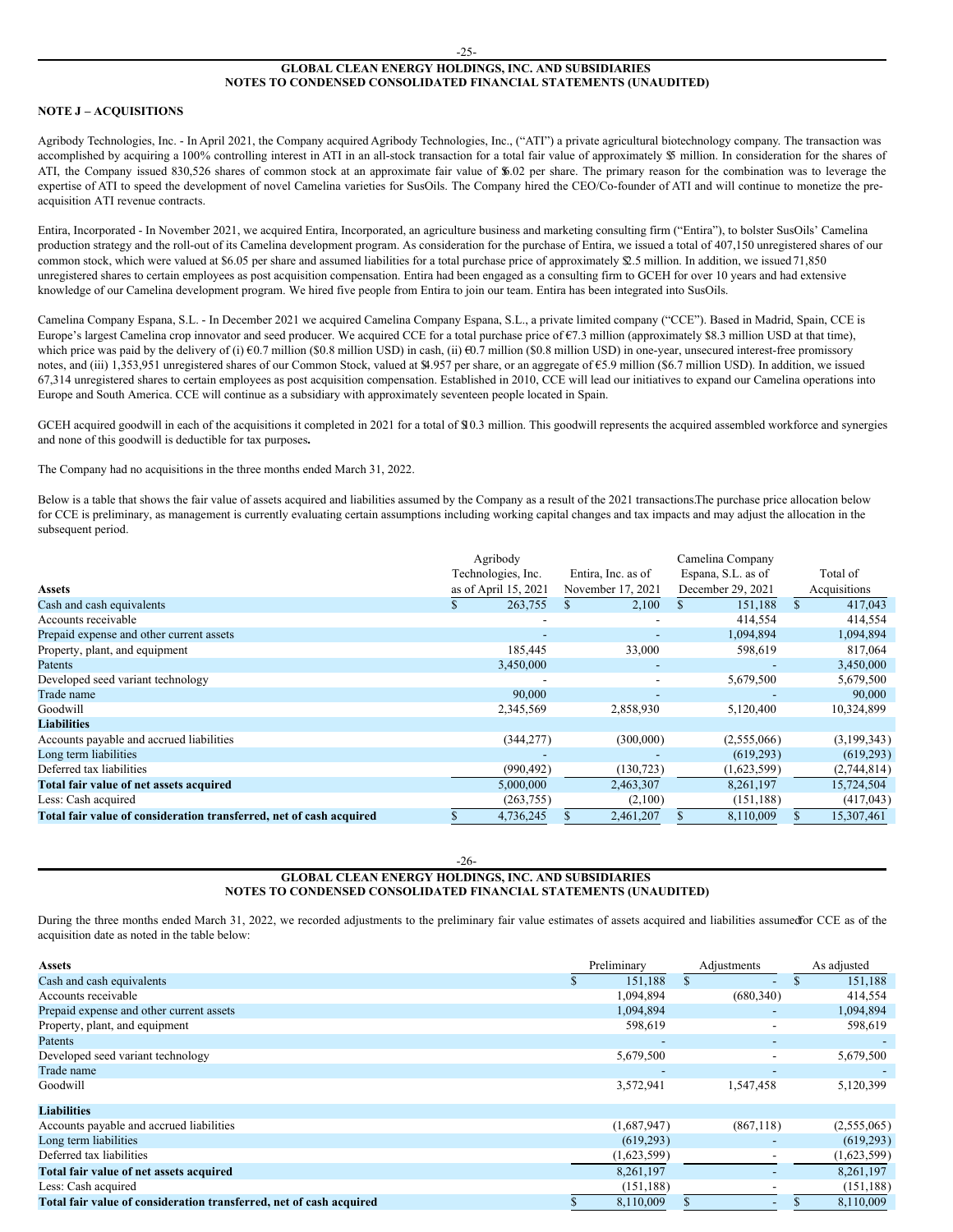# GLOBAL CLEAN ENERGY HOLDINGS, INC. AND SUBSIDIARIES
## NOTES TO CONDENSED CONSOLIDATED FINANCIAL STATEMENTS (UNAUDITED)

**NOTE J – ACQUISITIONS**

Agribody Technologies, Inc. - In April 2021, the Company acquired Agribody Technologies, Inc., ("ATI") a private agricultural biotechnology company. The transaction was accomplished by acquiring a 100% controlling interest in ATI in an all-stock transaction for a total fair value of approximately $5 million. In consideration for the shares of ATI, the Company issued 830,526 shares of common stock at an approximate fair value of $6.02 per share. The primary reason for the combination was to leverage the expertise of ATI to speed the development of novel Camelina varieties for SusOils. The Company hired the CEO/Co-founder of ATI and will continue to monetize the pre-acquisition ATI revenue contracts.

Entira, Incorporated - In November 2021, we acquired Entira, Incorporated, an agriculture business and marketing consulting firm ("Entira"), to bolster SusOils' Camelina production strategy and the roll-out of its Camelina development program. As consideration for the purchase of Entira, we issued a total of 407,150 unregistered shares of our common stock, which were valued at $6.05 per share and assumed liabilities for a total purchase price of approximately $2.5 million. In addition, we issued 71,850 unregistered shares to certain employees as post acquisition compensation. Entira had been engaged as a consulting firm to GCEH for over 10 years and had extensive knowledge of our Camelina development program. We hired five people from Entira to join our team. Entira has been integrated into SusOils.

Camelina Company Espana, S.L. - In December 2021 we acquired Camelina Company Espana, S.L., a private limited company ("CCE"). Based in Madrid, Spain, CCE is Europe's largest Camelina crop innovator and seed producer. We acquired CCE for a total purchase price of €7.3 million (approximately $8.3 million USD at that time), which price was paid by the delivery of (i) €0.7 million ($0.8 million USD) in cash, (ii) €0.7 million ($0.8 million USD) in one-year, unsecured interest-free promissory notes, and (iii) 1,353,951 unregistered shares of our Common Stock, valued at $4.957 per share, or an aggregate of €5.9 million ($6.7 million USD). In addition, we issued 67,314 unregistered shares to certain employees as post acquisition compensation. Established in 2010, CCE will lead our initiatives to expand our Camelina operations into Europe and South America. CCE will continue as a subsidiary with approximately seventeen people located in Spain.

GCEH acquired goodwill in each of the acquisitions it completed in 2021 for a total of $10.3 million. This goodwill represents the acquired assembled workforce and synergies and none of this goodwill is deductible for tax purposes**.**

The Company had no acquisitions in the three months ended March 31, 2022.

Below is a table that shows the fair value of assets acquired and liabilities assumed by the Company as a result of the 2021 transactions.The purchase price allocation below for CCE is preliminary, as management is currently evaluating certain assumptions including working capital changes and tax impacts and may adjust the allocation in the subsequent period.

| **Assets** | Agribody Technologies, Inc. as of April 15, 2021 | Entira, Inc. as of November 17, 2021 | Camelina Company Espana, S.L. as of December 29, 2021 | Total of Acquisitions |
|---|---|---|---|---|
| Cash and cash equivalents | $ 263,755 | $ 2,100 | $ 151,188 | $ 417,043 |
| Accounts receivable | - | - | 414,554 | 414,554 |
| Prepaid expense and other current assets | - | - | 1,094,894 | 1,094,894 |
| Property, plant, and equipment | 185,445 | 33,000 | 598,619 | 817,064 |
| Patents | 3,450,000 | - | - | 3,450,000 |
| Developed seed variant technology | - | - | 5,679,500 | 5,679,500 |
| Trade name | 90,000 | - | - | 90,000 |
| Goodwill | 2,345,569 | 2,858,930 | 5,120,400 | 10,324,899 |
| **Liabilities** | | | | |
| Accounts payable and accrued liabilities | (344,277) | (300,000) | (2,555,066) | (3,199,343) |
| Long term liabilities | - | - | (619,293) | (619,293) |
| Deferred tax liabilities | (990,492) | (130,723) | (1,623,599) | (2,744,814) |
| **Total fair value of net assets acquired** | 5,000,000 | 2,463,307 | 8,261,197 | 15,724,504 |
| Less: Cash acquired | (263,755) | (2,100) | (151,188) | (417,043) |
| **Total fair value of consideration transferred, net of cash acquired** | $ 4,736,245 | $ 2,461,207 | $ 8,110,009 | $ 15,307,461 |

During the three months ended March 31, 2022, we recorded adjustments to the preliminary fair value estimates of assets acquired and liabilities assumed for CCE as of the acquisition date as noted in the table below:

| **Assets** | Preliminary | Adjustments | As adjusted |
|---|---|---|---|
| Cash and cash equivalents | $ 151,188 | $ - | $ 151,188 |
| Accounts receivable | 1,094,894 | (680,340) | 414,554 |
| Prepaid expense and other current assets | 1,094,894 | - | 1,094,894 |
| Property, plant, and equipment | 598,619 | - | 598,619 |
| Patents | - | - | - |
| Developed seed variant technology | 5,679,500 | - | 5,679,500 |
| Trade name | - | - | - |
| Goodwill | 3,572,941 | 1,547,458 | 5,120,399 |
| **Liabilities** | | | |
| Accounts payable and accrued liabilities | (1,687,947) | (867,118) | (2,555,065) |
| Long term liabilities | (619,293) | - | (619,293) |
| Deferred tax liabilities | (1,623,599) | - | (1,623,599) |
| **Total fair value of net assets acquired** | 8,261,197 | - | 8,261,197 |
| Less: Cash acquired | (151,188) | - | (151,188) |
| **Total fair value of consideration transferred, net of cash acquired** | $ 8,110,009 | $ - | $ 8,110,009 |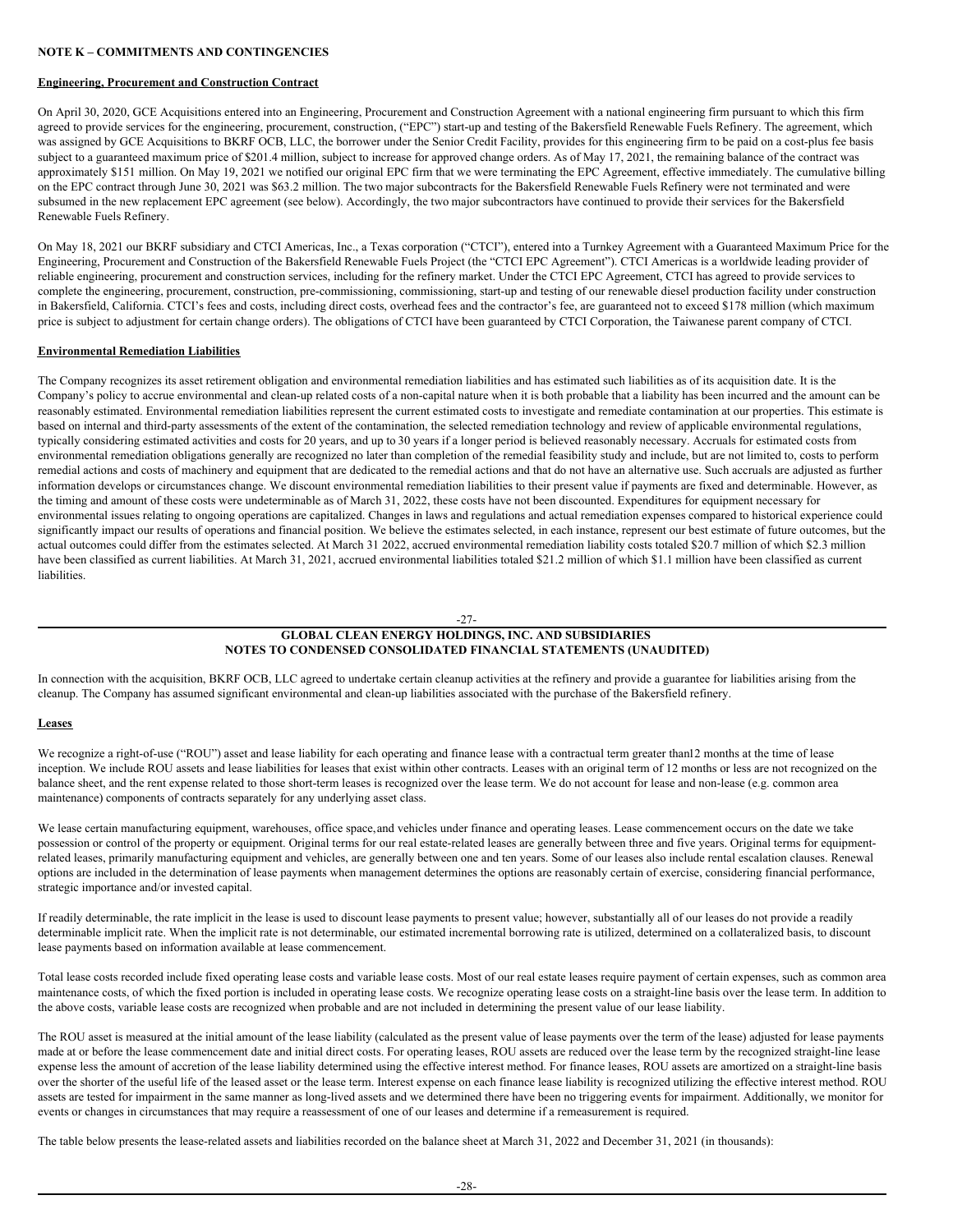**NOTE K – COMMITMENTS AND CONTINGENCIES**

**Engineering, Procurement and Construction Contract**

On April 30, 2020, GCE Acquisitions entered into an Engineering, Procurement and Construction Agreement with a national engineering firm pursuant to which this firm agreed to provide services for the engineering, procurement, construction, ("EPC") start-up and testing of the Bakersfield Renewable Fuels Refinery. The agreement, which was assigned by GCE Acquisitions to BKRF OCB, LLC, the borrower under the Senior Credit Facility, provides for this engineering firm to be paid on a cost-plus fee basis subject to a guaranteed maximum price of $201.4 million, subject to increase for approved change orders. As of May 17, 2021, the remaining balance of the contract was approximately $151 million. On May 19, 2021 we notified our original EPC firm that we were terminating the EPC Agreement, effective immediately. The cumulative billing on the EPC contract through June 30, 2021 was $63.2 million. The two major subcontracts for the Bakersfield Renewable Fuels Refinery were not terminated and were subsumed in the new replacement EPC agreement (see below). Accordingly, the two major subcontractors have continued to provide their services for the Bakersfield Renewable Fuels Refinery.

On May 18, 2021 our BKRF subsidiary and CTCI Americas, Inc., a Texas corporation ("CTCI"), entered into a Turnkey Agreement with a Guaranteed Maximum Price for the Engineering, Procurement and Construction of the Bakersfield Renewable Fuels Project (the "CTCI EPC Agreement"). CTCI Americas is a worldwide leading provider of reliable engineering, procurement and construction services, including for the refinery market. Under the CTCI EPC Agreement, CTCI has agreed to provide services to complete the engineering, procurement, construction, pre-commissioning, commissioning, start-up and testing of our renewable diesel production facility under construction in Bakersfield, California. CTCI's fees and costs, including direct costs, overhead fees and the contractor's fee, are guaranteed not to exceed $178 million (which maximum price is subject to adjustment for certain change orders). The obligations of CTCI have been guaranteed by CTCI Corporation, the Taiwanese parent company of CTCI.

**Environmental Remediation Liabilities**

The Company recognizes its asset retirement obligation and environmental remediation liabilities and has estimated such liabilities as of its acquisition date. It is the Company's policy to accrue environmental and clean-up related costs of a non-capital nature when it is both probable that a liability has been incurred and the amount can be reasonably estimated. Environmental remediation liabilities represent the current estimated costs to investigate and remediate contamination at our properties. This estimate is based on internal and third-party assessments of the extent of the contamination, the selected remediation technology and review of applicable environmental regulations, typically considering estimated activities and costs for 20 years, and up to 30 years if a longer period is believed reasonably necessary. Accruals for estimated costs from environmental remediation obligations generally are recognized no later than completion of the remedial feasibility study and include, but are not limited to, costs to perform remedial actions and costs of machinery and equipment that are dedicated to the remedial actions and that do not have an alternative use. Such accruals are adjusted as further information develops or circumstances change. We discount environmental remediation liabilities to their present value if payments are fixed and determinable. However, as the timing and amount of these costs were undeterminable as of March 31, 2022, these costs have not been discounted. Expenditures for equipment necessary for environmental issues relating to ongoing operations are capitalized. Changes in laws and regulations and actual remediation expenses compared to historical experience could significantly impact our results of operations and financial position. We believe the estimates selected, in each instance, represent our best estimate of future outcomes, but the actual outcomes could differ from the estimates selected. At March 31 2022, accrued environmental remediation liability costs totaled $20.7 million of which $2.3 million have been classified as current liabilities. At March 31, 2021, accrued environmental liabilities totaled $21.2 million of which $1.1 million have been classified as current liabilities.

In connection with the acquisition, BKRF OCB, LLC agreed to undertake certain cleanup activities at the refinery and provide a guarantee for liabilities arising from the cleanup. The Company has assumed significant environmental and clean-up liabilities associated with the purchase of the Bakersfield refinery.

**Leases**

We recognize a right-of-use ("ROU") asset and lease liability for each operating and finance lease with a contractual term greater than12 months at the time of lease inception. We include ROU assets and lease liabilities for leases that exist within other contracts. Leases with an original term of 12 months or less are not recognized on the balance sheet, and the rent expense related to those short-term leases is recognized over the lease term. We do not account for lease and non-lease (e.g. common area maintenance) components of contracts separately for any underlying asset class.

We lease certain manufacturing equipment, warehouses, office space,and vehicles under finance and operating leases. Lease commencement occurs on the date we take possession or control of the property or equipment. Original terms for our real estate-related leases are generally between three and five years. Original terms for equipment-related leases, primarily manufacturing equipment and vehicles, are generally between one and ten years. Some of our leases also include rental escalation clauses. Renewal options are included in the determination of lease payments when management determines the options are reasonably certain of exercise, considering financial performance, strategic importance and/or invested capital.

If readily determinable, the rate implicit in the lease is used to discount lease payments to present value; however, substantially all of our leases do not provide a readily determinable implicit rate. When the implicit rate is not determinable, our estimated incremental borrowing rate is utilized, determined on a collateralized basis, to discount lease payments based on information available at lease commencement.

Total lease costs recorded include fixed operating lease costs and variable lease costs. Most of our real estate leases require payment of certain expenses, such as common area maintenance costs, of which the fixed portion is included in operating lease costs. We recognize operating lease costs on a straight-line basis over the lease term. In addition to the above costs, variable lease costs are recognized when probable and are not included in determining the present value of our lease liability.

The ROU asset is measured at the initial amount of the lease liability (calculated as the present value of lease payments over the term of the lease) adjusted for lease payments made at or before the lease commencement date and initial direct costs. For operating leases, ROU assets are reduced over the lease term by the recognized straight-line lease expense less the amount of accretion of the lease liability determined using the effective interest method. For finance leases, ROU assets are amortized on a straight-line basis over the shorter of the useful life of the leased asset or the lease term. Interest expense on each finance lease liability is recognized utilizing the effective interest method. ROU assets are tested for impairment in the same manner as long-lived assets and we determined there have been no triggering events for impairment. Additionally, we monitor for events or changes in circumstances that may require a reassessment of one of our leases and determine if a remeasurement is required.

The table below presents the lease-related assets and liabilities recorded on the balance sheet at March 31, 2022 and December 31, 2021 (in thousands):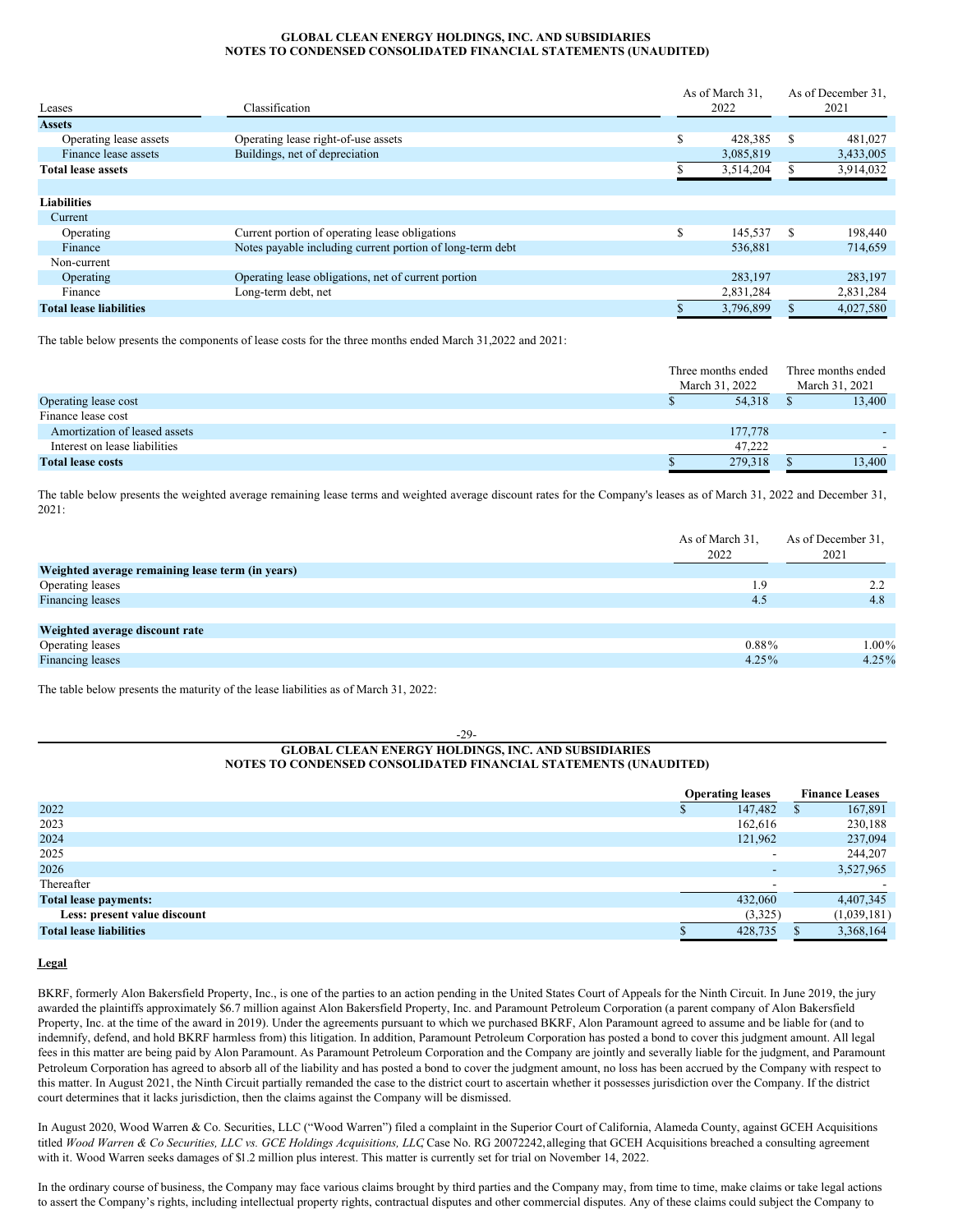| Leases | Classification | As of March 31, 2022 | As of December 31, 2021 |
|---|---|---|---|
| **Assets** | | | |
| Operating lease assets | Operating lease right-of-use assets | $ 428,385 | $ 481,027 |
| Finance lease assets | Buildings, net of depreciation | 3,085,819 | 3,433,005 |
| **Total lease assets** | | $ 3,514,204 | $ 3,914,032 |
| | | | |
| **Liabilities** | | | |
| Current | | | |
| Operating | Current portion of operating lease obligations | $ 145,537 | $ 198,440 |
| Finance | Notes payable including current portion of long-term debt | 536,881 | 714,659 |
| Non-current | | | |
| Operating | Operating lease obligations, net of current portion | 283,197 | 283,197 |
| Finance | Long-term debt, net | 2,831,284 | 2,831,284 |
| **Total lease liabilities** | | $ 3,796,899 | $ 4,027,580 |

The table below presents the components of lease costs for the three months ended March 31,2022 and 2021:

| | Three months ended March 31, 2022 | Three months ended March 31, 2021 |
|---|---|---|
| Operating lease cost | $ 54,318 | $ 13,400 |
| Finance lease cost | | |
| Amortization of leased assets | 177,778 | - |
| Interest on lease liabilities | 47,222 | - |
| **Total lease costs** | $ 279,318 | $ 13,400 |

The table below presents the weighted average remaining lease terms and weighted average discount rates for the Company's leases as of March 31, 2022 and December 31, 2021:

| | As of March 31, 2022 | As of December 31, 2021 |
|---|---|---|
| **Weighted average remaining lease term (in years)** | | |
| Operating leases | 1.9 | 2.2 |
| Financing leases | 4.5 | 4.8 |
| | | |
| **Weighted average discount rate** | | |
| Operating leases | 0.88% | 1.00% |
| Financing leases | 4.25% | 4.25% |

The table below presents the maturity of the lease liabilities as of March 31, 2022:

| | Operating leases | Finance Leases |
|---|---|---|
| 2022 | $ 147,482 | $ 167,891 |
| 2023 | 162,616 | 230,188 |
| 2024 | 121,962 | 237,094 |
| 2025 | - | 244,207 |
| 2026 | - | 3,527,965 |
| Thereafter | - | - |
| **Total lease payments:** | 432,060 | 4,407,345 |
| **Less: present value discount** | (3,325) | (1,039,181) |
| **Total lease liabilities** | $ 428,735 | $ 3,368,164 |

**Legal**

BKRF, formerly Alon Bakersfield Property, Inc., is one of the parties to an action pending in the United States Court of Appeals for the Ninth Circuit. In June 2019, the jury awarded the plaintiffs approximately $6.7 million against Alon Bakersfield Property, Inc. and Paramount Petroleum Corporation (a parent company of Alon Bakersfield Property, Inc. at the time of the award in 2019). Under the agreements pursuant to which we purchased BKRF, Alon Paramount agreed to assume and be liable for (and to indemnify, defend, and hold BKRF harmless from) this litigation. In addition, Paramount Petroleum Corporation has posted a bond to cover this judgment amount. All legal fees in this matter are being paid by Alon Paramount. As Paramount Petroleum Corporation and the Company are jointly and severally liable for the judgment, and Paramount Petroleum Corporation has agreed to absorb all of the liability and has posted a bond to cover the judgment amount, no loss has been accrued by the Company with respect to this matter. In August 2021, the Ninth Circuit partially remanded the case to the district court to ascertain whether it possesses jurisdiction over the Company. If the district court determines that it lacks jurisdiction, then the claims against the Company will be dismissed.

In August 2020, Wood Warren & Co. Securities, LLC ("Wood Warren") filed a complaint in the Superior Court of California, Alameda County, against GCEH Acquisitions titled *Wood Warren & Co Securities, LLC vs. GCE Holdings Acquisitions, LLC*, Case No. RG 20072242, alleging that GCEH Acquisitions breached a consulting agreement with it. Wood Warren seeks damages of $1.2 million plus interest. This matter is currently set for trial on November 14, 2022.

In the ordinary course of business, the Company may face various claims brought by third parties and the Company may, from time to time, make claims or take legal actions to assert the Company's rights, including intellectual property rights, contractual disputes and other commercial disputes. Any of these claims could subject the Company to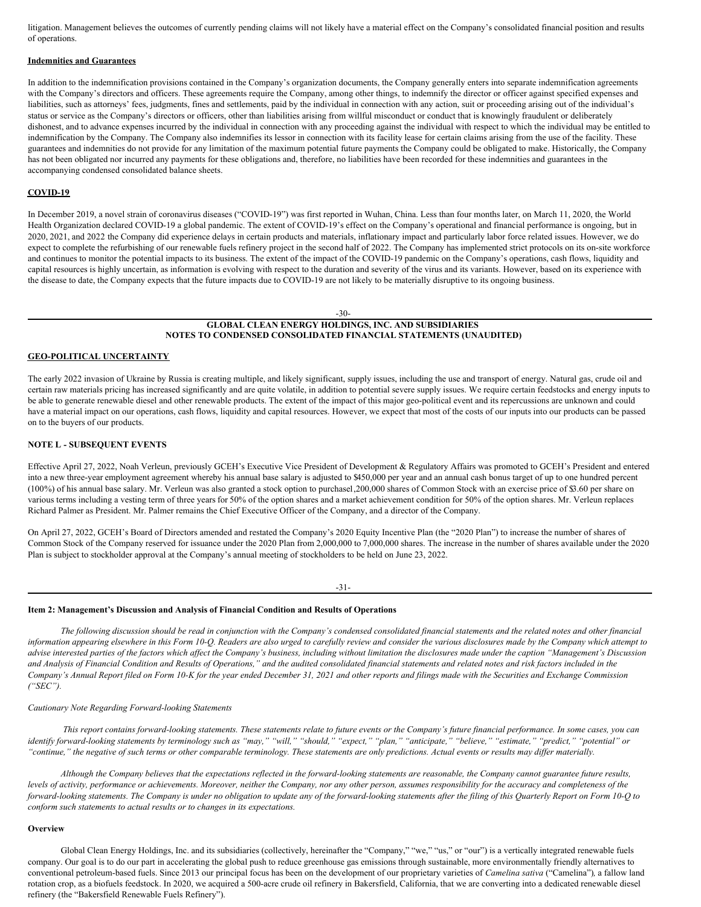litigation. Management believes the outcomes of currently pending claims will not likely have a material effect on the Company's consolidated financial position and results of operations.

**Indemnities and Guarantees**

In addition to the indemnification provisions contained in the Company's organization documents, the Company generally enters into separate indemnification agreements with the Company's directors and officers. These agreements require the Company, among other things, to indemnify the director or officer against specified expenses and liabilities, such as attorneys' fees, judgments, fines and settlements, paid by the individual in connection with any action, suit or proceeding arising out of the individual's status or service as the Company's directors or officers, other than liabilities arising from willful misconduct or conduct that is knowingly fraudulent or deliberately dishonest, and to advance expenses incurred by the individual in connection with any proceeding against the individual with respect to which the individual may be entitled to indemnification by the Company. The Company also indemnifies its lessor in connection with its facility lease for certain claims arising from the use of the facility. These guarantees and indemnities do not provide for any limitation of the maximum potential future payments the Company could be obligated to make. Historically, the Company has not been obligated nor incurred any payments for these obligations and, therefore, no liabilities have been recorded for these indemnities and guarantees in the accompanying condensed consolidated balance sheets.

**COVID-19**

In December 2019, a novel strain of coronavirus diseases ("COVID-19") was first reported in Wuhan, China. Less than four months later, on March 11, 2020, the World Health Organization declared COVID-19 a global pandemic. The extent of COVID-19's effect on the Company's operational and financial performance is ongoing, but in 2020, 2021, and 2022 the Company did experience delays in certain products and materials, inflationary impact and particularly labor force related issues. However, we do expect to complete the refurbishing of our renewable fuels refinery project in the second half of 2022. The Company has implemented strict protocols on its on-site workforce and continues to monitor the potential impacts to its business. The extent of the impact of the COVID-19 pandemic on the Company's operations, cash flows, liquidity and capital resources is highly uncertain, as information is evolving with respect to the duration and severity of the virus and its variants. However, based on its experience with the disease to date, the Company expects that the future impacts due to COVID-19 are not likely to be materially disruptive to its ongoing business.

**GEO-POLITICAL UNCERTAINTY**

The early 2022 invasion of Ukraine by Russia is creating multiple, and likely significant, supply issues, including the use and transport of energy. Natural gas, crude oil and certain raw materials pricing has increased significantly and are quite volatile, in addition to potential severe supply issues. We require certain feedstocks and energy inputs to be able to generate renewable diesel and other renewable products. The extent of the impact of this major geo-political event and its repercussions are unknown and could have a material impact on our operations, cash flows, liquidity and capital resources. However, we expect that most of the costs of our inputs into our products can be passed on to the buyers of our products.

**NOTE L - SUBSEQUENT EVENTS**

Effective April 27, 2022, Noah Verleun, previously GCEH's Executive Vice President of Development & Regulatory Affairs was promoted to GCEH's President and entered into a new three-year employment agreement whereby his annual base salary is adjusted to $450,000 per year and an annual cash bonus target of up to one hundred percent (100%) of his annual base salary. Mr. Verleun was also granted a stock option to purchase1,200,000 shares of Common Stock with an exercise price of $3.60 per share on various terms including a vesting term of three years for 50% of the option shares and a market achievement condition for 50% of the option shares. Mr. Verleun replaces Richard Palmer as President. Mr. Palmer remains the Chief Executive Officer of the Company, and a director of the Company.

On April 27, 2022, GCEH's Board of Directors amended and restated the Company's 2020 Equity Incentive Plan (the "2020 Plan") to increase the number of shares of Common Stock of the Company reserved for issuance under the 2020 Plan from 2,000,000 to 7,000,000 shares. The increase in the number of shares available under the 2020 Plan is subject to stockholder approval at the Company's annual meeting of stockholders to be held on June 23, 2022.

**Item 2: Management's Discussion and Analysis of Financial Condition and Results of Operations**

*The following discussion should be read in conjunction with the Company's condensed consolidated financial statements and the related notes and other financial information appearing elsewhere in this Form 10-Q. Readers are also urged to carefully review and consider the various disclosures made by the Company which attempt to advise interested parties of the factors which affect the Company's business, including without limitation the disclosures made under the caption "Management's Discussion and Analysis of Financial Condition and Results of Operations," and the audited consolidated financial statements and related notes and risk factors included in the Company's Annual Report filed on Form 10-K for the year ended December 31, 2021 and other reports and filings made with the Securities and Exchange Commission ("SEC").*

*Cautionary Note Regarding Forward-looking Statements*

*This report contains forward-looking statements. These statements relate to future events or the Company's future financial performance. In some cases, you can identify forward-looking statements by terminology such as "may," "will," "should," "expect," "plan," "anticipate," "believe," "estimate," "predict," "potential" or "continue," the negative of such terms or other comparable terminology. These statements are only predictions. Actual events or results may differ materially.*

*Although the Company believes that the expectations reflected in the forward-looking statements are reasonable, the Company cannot guarantee future results, levels of activity, performance or achievements. Moreover, neither the Company, nor any other person, assumes responsibility for the accuracy and completeness of the forward-looking statements. The Company is under no obligation to update any of the forward-looking statements after the filing of this Quarterly Report on Form 10-Q to conform such statements to actual results or to changes in its expectations.*

**Overview**

Global Clean Energy Holdings, Inc. and its subsidiaries (collectively, hereinafter the "Company," "we," "us," or "our") is a vertically integrated renewable fuels company. Our goal is to do our part in accelerating the global push to reduce greenhouse gas emissions through sustainable, more environmentally friendly alternatives to conventional petroleum-based fuels. Since 2013 our principal focus has been on the development of our proprietary varieties of *Camelina sativa* ("Camelina"), a fallow land rotation crop, as a biofuels feedstock. In 2020, we acquired a 500-acre crude oil refinery in Bakersfield, California, that we are converting into a dedicated renewable diesel refinery (the "Bakersfield Renewable Fuels Refinery").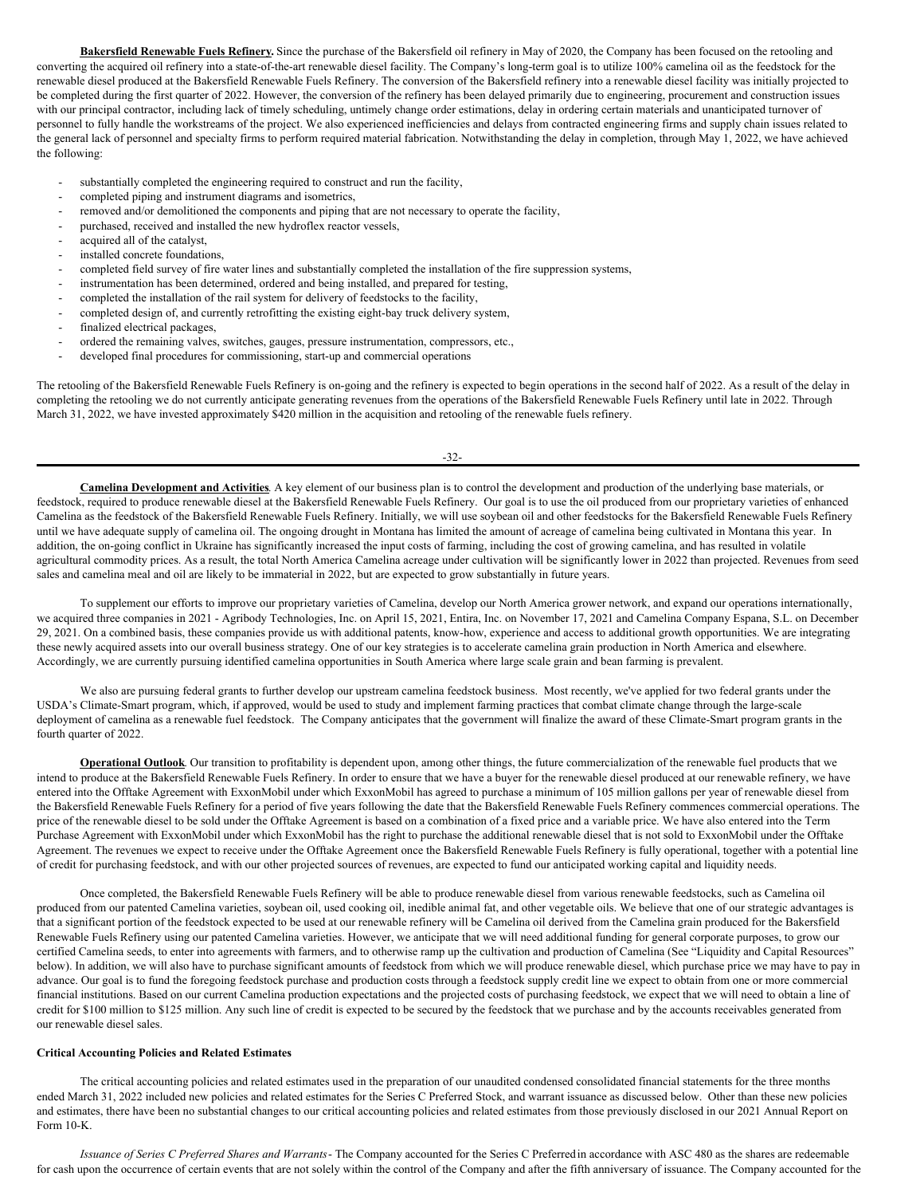**Bakersfield Renewable Fuels Refinery.** Since the purchase of the Bakersfield oil refinery in May of 2020, the Company has been focused on the retooling and converting the acquired oil refinery into a state-of-the-art renewable diesel facility. The Company's long-term goal is to utilize 100% camelina oil as the feedstock for the renewable diesel produced at the Bakersfield Renewable Fuels Refinery. The conversion of the Bakersfield refinery into a renewable diesel facility was initially projected to be completed during the first quarter of 2022. However, the conversion of the refinery has been delayed primarily due to engineering, procurement and construction issues with our principal contractor, including lack of timely scheduling, untimely change order estimations, delay in ordering certain materials and unanticipated turnover of personnel to fully handle the workstreams of the project. We also experienced inefficiencies and delays from contracted engineering firms and supply chain issues related to the general lack of personnel and specialty firms to perform required material fabrication. Notwithstanding the delay in completion, through May 1, 2022, we have achieved the following:

- substantially completed the engineering required to construct and run the facility,
- completed piping and instrument diagrams and isometrics,
- removed and/or demolitioned the components and piping that are not necessary to operate the facility,
- purchased, received and installed the new hydroflex reactor vessels,
- acquired all of the catalyst,
- installed concrete foundations,
- completed field survey of fire water lines and substantially completed the installation of the fire suppression systems,
- instrumentation has been determined, ordered and being installed, and prepared for testing,
- completed the installation of the rail system for delivery of feedstocks to the facility,
- completed design of, and currently retrofitting the existing eight-bay truck delivery system,
- finalized electrical packages,
- ordered the remaining valves, switches, gauges, pressure instrumentation, compressors, etc.,
- developed final procedures for commissioning, start-up and commercial operations

The retooling of the Bakersfield Renewable Fuels Refinery is on-going and the refinery is expected to begin operations in the second half of 2022. As a result of the delay in completing the retooling we do not currently anticipate generating revenues from the operations of the Bakersfield Renewable Fuels Refinery until late in 2022. Through March 31, 2022, we have invested approximately $420 million in the acquisition and retooling of the renewable fuels refinery.

**Camelina Development and Activities**. A key element of our business plan is to control the development and production of the underlying base materials, or feedstock, required to produce renewable diesel at the Bakersfield Renewable Fuels Refinery. Our goal is to use the oil produced from our proprietary varieties of enhanced Camelina as the feedstock of the Bakersfield Renewable Fuels Refinery. Initially, we will use soybean oil and other feedstocks for the Bakersfield Renewable Fuels Refinery until we have adequate supply of camelina oil. The ongoing drought in Montana has limited the amount of acreage of camelina being cultivated in Montana this year. In addition, the on-going conflict in Ukraine has significantly increased the input costs of farming, including the cost of growing camelina, and has resulted in volatile agricultural commodity prices. As a result, the total North America Camelina acreage under cultivation will be significantly lower in 2022 than projected. Revenues from seed sales and camelina meal and oil are likely to be immaterial in 2022, but are expected to grow substantially in future years.

To supplement our efforts to improve our proprietary varieties of Camelina, develop our North America grower network, and expand our operations internationally, we acquired three companies in 2021 - Agribody Technologies, Inc. on April 15, 2021, Entira, Inc. on November 17, 2021 and Camelina Company Espana, S.L. on December 29, 2021. On a combined basis, these companies provide us with additional patents, know-how, experience and access to additional growth opportunities. We are integrating these newly acquired assets into our overall business strategy. One of our key strategies is to accelerate camelina grain production in North America and elsewhere. Accordingly, we are currently pursuing identified camelina opportunities in South America where large scale grain and bean farming is prevalent.

We also are pursuing federal grants to further develop our upstream camelina feedstock business. Most recently, we've applied for two federal grants under the USDA's Climate-Smart program, which, if approved, would be used to study and implement farming practices that combat climate change through the large-scale deployment of camelina as a renewable fuel feedstock. The Company anticipates that the government will finalize the award of these Climate-Smart program grants in the fourth quarter of 2022.

**Operational Outlook**. Our transition to profitability is dependent upon, among other things, the future commercialization of the renewable fuel products that we intend to produce at the Bakersfield Renewable Fuels Refinery. In order to ensure that we have a buyer for the renewable diesel produced at our renewable refinery, we have entered into the Offtake Agreement with ExxonMobil under which ExxonMobil has agreed to purchase a minimum of 105 million gallons per year of renewable diesel from the Bakersfield Renewable Fuels Refinery for a period of five years following the date that the Bakersfield Renewable Fuels Refinery commences commercial operations. The price of the renewable diesel to be sold under the Offtake Agreement is based on a combination of a fixed price and a variable price. We have also entered into the Term Purchase Agreement with ExxonMobil under which ExxonMobil has the right to purchase the additional renewable diesel that is not sold to ExxonMobil under the Offtake Agreement. The revenues we expect to receive under the Offtake Agreement once the Bakersfield Renewable Fuels Refinery is fully operational, together with a potential line of credit for purchasing feedstock, and with our other projected sources of revenues, are expected to fund our anticipated working capital and liquidity needs.

Once completed, the Bakersfield Renewable Fuels Refinery will be able to produce renewable diesel from various renewable feedstocks, such as Camelina oil produced from our patented Camelina varieties, soybean oil, used cooking oil, inedible animal fat, and other vegetable oils. We believe that one of our strategic advantages is that a significant portion of the feedstock expected to be used at our renewable refinery will be Camelina oil derived from the Camelina grain produced for the Bakersfield Renewable Fuels Refinery using our patented Camelina varieties. However, we anticipate that we will need additional funding for general corporate purposes, to grow our certified Camelina seeds, to enter into agreements with farmers, and to otherwise ramp up the cultivation and production of Camelina (See "Liquidity and Capital Resources" below). In addition, we will also have to purchase significant amounts of feedstock from which we will produce renewable diesel, which purchase price we may have to pay in advance. Our goal is to fund the foregoing feedstock purchase and production costs through a feedstock supply credit line we expect to obtain from one or more commercial financial institutions. Based on our current Camelina production expectations and the projected costs of purchasing feedstock, we expect that we will need to obtain a line of credit for $100 million to $125 million. Any such line of credit is expected to be secured by the feedstock that we purchase and by the accounts receivables generated from our renewable diesel sales.

**Critical Accounting Policies and Related Estimates**

The critical accounting policies and related estimates used in the preparation of our unaudited condensed consolidated financial statements for the three months ended March 31, 2022 included new policies and related estimates for the Series C Preferred Stock, and warrant issuance as discussed below. Other than these new policies and estimates, there have been no substantial changes to our critical accounting policies and related estimates from those previously disclosed in our 2021 Annual Report on Form 10-K.

*Issuance of Series C Preferred Shares and Warrants* - The Company accounted for the Series C Preferred in accordance with ASC 480 as the shares are redeemable for cash upon the occurrence of certain events that are not solely within the control of the Company and after the fifth anniversary of issuance. The Company accounted for the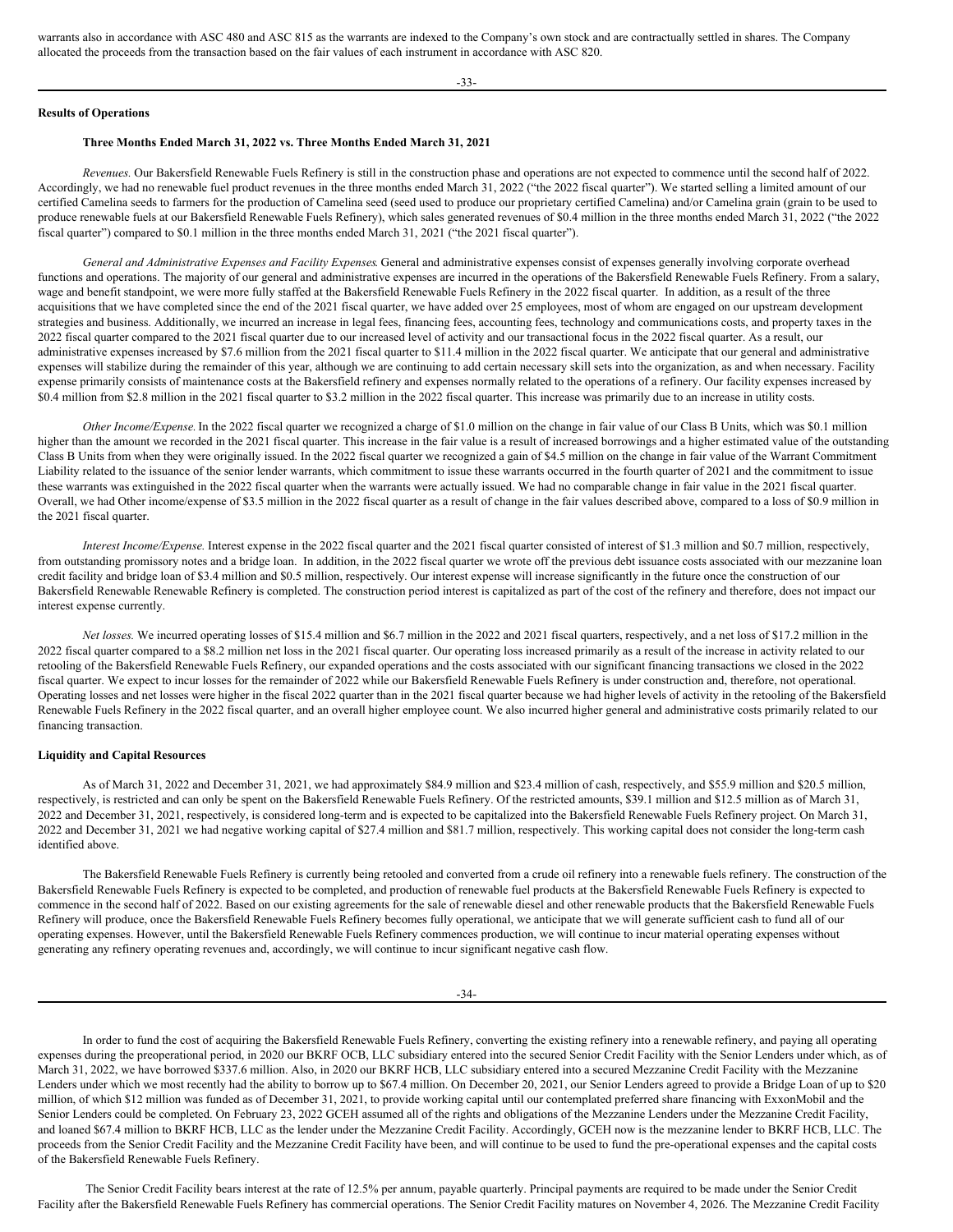warrants also in accordance with ASC 480 and ASC 815 as the warrants are indexed to the Company's own stock and are contractually settled in shares. The Company allocated the proceeds from the transaction based on the fair values of each instrument in accordance with ASC 820.

**Results of Operations**

**Three Months Ended March 31, 2022 vs. Three Months Ended March 31, 2021**

*Revenues.* Our Bakersfield Renewable Fuels Refinery is still in the construction phase and operations are not expected to commence until the second half of 2022. Accordingly, we had no renewable fuel product revenues in the three months ended March 31, 2022 ("the 2022 fiscal quarter"). We started selling a limited amount of our certified Camelina seeds to farmers for the production of Camelina seed (seed used to produce our proprietary certified Camelina) and/or Camelina grain (grain to be used to produce renewable fuels at our Bakersfield Renewable Fuels Refinery), which sales generated revenues of $0.4 million in the three months ended March 31, 2022 ("the 2022 fiscal quarter") compared to $0.1 million in the three months ended March 31, 2021 ("the 2021 fiscal quarter").

*General and Administrative Expenses and Facility Expenses*. General and administrative expenses consist of expenses generally involving corporate overhead functions and operations. The majority of our general and administrative expenses are incurred in the operations of the Bakersfield Renewable Fuels Refinery. From a salary, wage and benefit standpoint, we were more fully staffed at the Bakersfield Renewable Fuels Refinery in the 2022 fiscal quarter. In addition, as a result of the three acquisitions that we have completed since the end of the 2021 fiscal quarter, we have added over 25 employees, most of whom are engaged on our upstream development strategies and business. Additionally, we incurred an increase in legal fees, financing fees, accounting fees, technology and communications costs, and property taxes in the 2022 fiscal quarter compared to the 2021 fiscal quarter due to our increased level of activity and our transactional focus in the 2022 fiscal quarter. As a result, our administrative expenses increased by $7.6 million from the 2021 fiscal quarter to $11.4 million in the 2022 fiscal quarter. We anticipate that our general and administrative expenses will stabilize during the remainder of this year, although we are continuing to add certain necessary skill sets into the organization, as and when necessary. Facility expense primarily consists of maintenance costs at the Bakersfield refinery and expenses normally related to the operations of a refinery. Our facility expenses increased by $0.4 million from $2.8 million in the 2021 fiscal quarter to $3.2 million in the 2022 fiscal quarter. This increase was primarily due to an increase in utility costs.

*Other Income/Expense.* In the 2022 fiscal quarter we recognized a charge of $1.0 million on the change in fair value of our Class B Units, which was $0.1 million higher than the amount we recorded in the 2021 fiscal quarter. This increase in the fair value is a result of increased borrowings and a higher estimated value of the outstanding Class B Units from when they were originally issued. In the 2022 fiscal quarter we recognized a gain of $4.5 million on the change in fair value of the Warrant Commitment Liability related to the issuance of the senior lender warrants, which commitment to issue these warrants occurred in the fourth quarter of 2021 and the commitment to issue these warrants was extinguished in the 2022 fiscal quarter when the warrants were actually issued. We had no comparable change in fair value in the 2021 fiscal quarter. Overall, we had Other income/expense of $3.5 million in the 2022 fiscal quarter as a result of change in the fair values described above, compared to a loss of $0.9 million in the 2021 fiscal quarter.

*Interest Income/Expense.* Interest expense in the 2022 fiscal quarter and the 2021 fiscal quarter consisted of interest of $1.3 million and $0.7 million, respectively, from outstanding promissory notes and a bridge loan. In addition, in the 2022 fiscal quarter we wrote off the previous debt issuance costs associated with our mezzanine loan credit facility and bridge loan of $3.4 million and $0.5 million, respectively. Our interest expense will increase significantly in the future once the construction of our Bakersfield Renewable Renewable Refinery is completed. The construction period interest is capitalized as part of the cost of the refinery and therefore, does not impact our interest expense currently.

*Net losses.* We incurred operating losses of $15.4 million and $6.7 million in the 2022 and 2021 fiscal quarters, respectively, and a net loss of $17.2 million in the 2022 fiscal quarter compared to a $8.2 million net loss in the 2021 fiscal quarter. Our operating loss increased primarily as a result of the increase in activity related to our retooling of the Bakersfield Renewable Fuels Refinery, our expanded operations and the costs associated with our significant financing transactions we closed in the 2022 fiscal quarter. We expect to incur losses for the remainder of 2022 while our Bakersfield Renewable Fuels Refinery is under construction and, therefore, not operational. Operating losses and net losses were higher in the fiscal 2022 quarter than in the 2021 fiscal quarter because we had higher levels of activity in the retooling of the Bakersfield Renewable Fuels Refinery in the 2022 fiscal quarter, and an overall higher employee count. We also incurred higher general and administrative costs primarily related to our financing transaction.

**Liquidity and Capital Resources**

As of March 31, 2022 and December 31, 2021, we had approximately $84.9 million and $23.4 million of cash, respectively, and $55.9 million and $20.5 million, respectively, is restricted and can only be spent on the Bakersfield Renewable Fuels Refinery. Of the restricted amounts, $39.1 million and $12.5 million as of March 31, 2022 and December 31, 2021, respectively, is considered long-term and is expected to be capitalized into the Bakersfield Renewable Fuels Refinery project. On March 31, 2022 and December 31, 2021 we had negative working capital of $27.4 million and $81.7 million, respectively. This working capital does not consider the long-term cash identified above.

The Bakersfield Renewable Fuels Refinery is currently being retooled and converted from a crude oil refinery into a renewable fuels refinery. The construction of the Bakersfield Renewable Fuels Refinery is expected to be completed, and production of renewable fuel products at the Bakersfield Renewable Fuels Refinery is expected to commence in the second half of 2022. Based on our existing agreements for the sale of renewable diesel and other renewable products that the Bakersfield Renewable Fuels Refinery will produce, once the Bakersfield Renewable Fuels Refinery becomes fully operational, we anticipate that we will generate sufficient cash to fund all of our operating expenses. However, until the Bakersfield Renewable Fuels Refinery commences production, we will continue to incur material operating expenses without generating any refinery operating revenues and, accordingly, we will continue to incur significant negative cash flow.

In order to fund the cost of acquiring the Bakersfield Renewable Fuels Refinery, converting the existing refinery into a renewable refinery, and paying all operating expenses during the preoperational period, in 2020 our BKRF OCB, LLC subsidiary entered into the secured Senior Credit Facility with the Senior Lenders under which, as of March 31, 2022, we have borrowed $337.6 million. Also, in 2020 our BKRF HCB, LLC subsidiary entered into a secured Mezzanine Credit Facility with the Mezzanine Lenders under which we most recently had the ability to borrow up to $67.4 million. On December 20, 2021, our Senior Lenders agreed to provide a Bridge Loan of up to $20 million, of which $12 million was funded as of December 31, 2021, to provide working capital until our contemplated preferred share financing with ExxonMobil and the Senior Lenders could be completed. On February 23, 2022 GCEH assumed all of the rights and obligations of the Mezzanine Lenders under the Mezzanine Credit Facility, and loaned $67.4 million to BKRF HCB, LLC as the lender under the Mezzanine Credit Facility. Accordingly, GCEH now is the mezzanine lender to BKRF HCB, LLC. The proceeds from the Senior Credit Facility and the Mezzanine Credit Facility have been, and will continue to be used to fund the pre-operational expenses and the capital costs of the Bakersfield Renewable Fuels Refinery.

The Senior Credit Facility bears interest at the rate of 12.5% per annum, payable quarterly. Principal payments are required to be made under the Senior Credit Facility after the Bakersfield Renewable Fuels Refinery has commercial operations. The Senior Credit Facility matures on November 4, 2026. The Mezzanine Credit Facility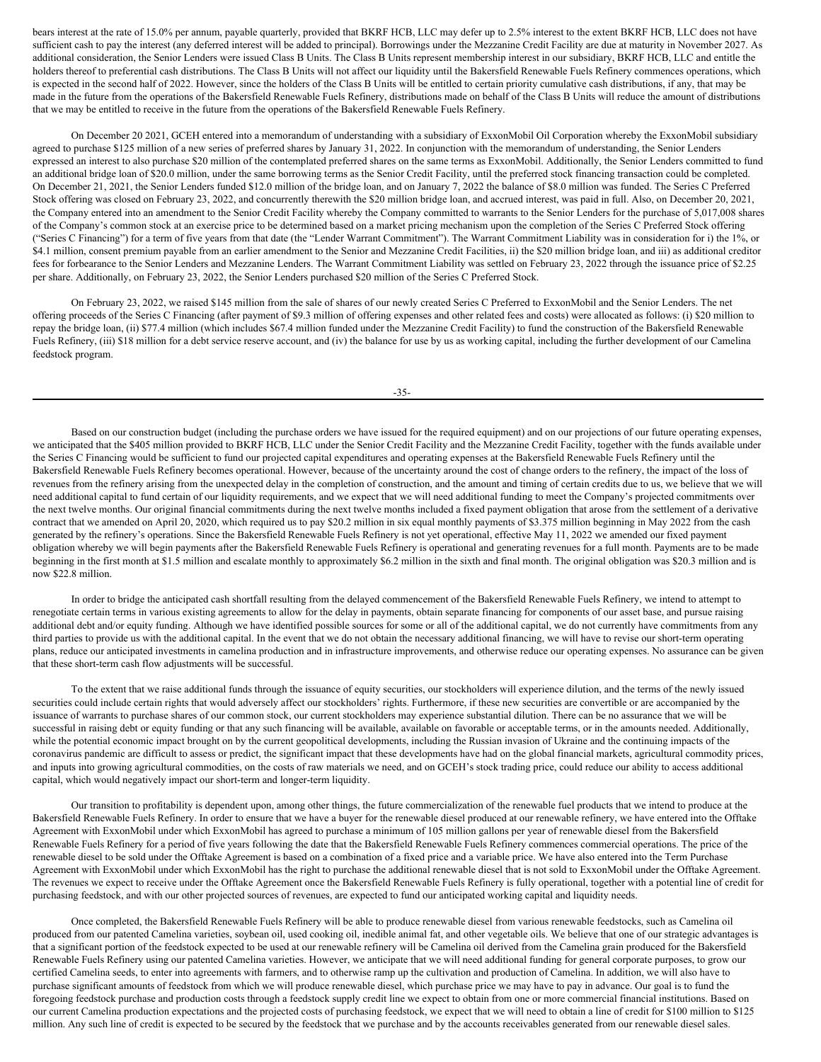bears interest at the rate of 15.0% per annum, payable quarterly, provided that BKRF HCB, LLC may defer up to 2.5% interest to the extent BKRF HCB, LLC does not have sufficient cash to pay the interest (any deferred interest will be added to principal). Borrowings under the Mezzanine Credit Facility are due at maturity in November 2027. As additional consideration, the Senior Lenders were issued Class B Units. The Class B Units represent membership interest in our subsidiary, BKRF HCB, LLC and entitle the holders thereof to preferential cash distributions. The Class B Units will not affect our liquidity until the Bakersfield Renewable Fuels Refinery commences operations, which is expected in the second half of 2022. However, since the holders of the Class B Units will be entitled to certain priority cumulative cash distributions, if any, that may be made in the future from the operations of the Bakersfield Renewable Fuels Refinery, distributions made on behalf of the Class B Units will reduce the amount of distributions that we may be entitled to receive in the future from the operations of the Bakersfield Renewable Fuels Refinery.

On December 20 2021, GCEH entered into a memorandum of understanding with a subsidiary of ExxonMobil Oil Corporation whereby the ExxonMobil subsidiary agreed to purchase $125 million of a new series of preferred shares by January 31, 2022. In conjunction with the memorandum of understanding, the Senior Lenders expressed an interest to also purchase $20 million of the contemplated preferred shares on the same terms as ExxonMobil. Additionally, the Senior Lenders committed to fund an additional bridge loan of $20.0 million, under the same borrowing terms as the Senior Credit Facility, until the preferred stock financing transaction could be completed. On December 21, 2021, the Senior Lenders funded $12.0 million of the bridge loan, and on January 7, 2022 the balance of $8.0 million was funded. The Series C Preferred Stock offering was closed on February 23, 2022, and concurrently therewith the $20 million bridge loan, and accrued interest, was paid in full. Also, on December 20, 2021, the Company entered into an amendment to the Senior Credit Facility whereby the Company committed to warrants to the Senior Lenders for the purchase of 5,017,008 shares of the Company's common stock at an exercise price to be determined based on a market pricing mechanism upon the completion of the Series C Preferred Stock offering ("Series C Financing") for a term of five years from that date (the "Lender Warrant Commitment"). The Warrant Commitment Liability was in consideration for i) the 1%, or $4.1 million, consent premium payable from an earlier amendment to the Senior and Mezzanine Credit Facilities, ii) the $20 million bridge loan, and iii) as additional creditor fees for forbearance to the Senior Lenders and Mezzanine Lenders. The Warrant Commitment Liability was settled on February 23, 2022 through the issuance price of $2.25 per share. Additionally, on February 23, 2022, the Senior Lenders purchased $20 million of the Series C Preferred Stock.

On February 23, 2022, we raised $145 million from the sale of shares of our newly created Series C Preferred to ExxonMobil and the Senior Lenders. The net offering proceeds of the Series C Financing (after payment of $9.3 million of offering expenses and other related fees and costs) were allocated as follows: (i) $20 million to repay the bridge loan, (ii) $77.4 million (which includes $67.4 million funded under the Mezzanine Credit Facility) to fund the construction of the Bakersfield Renewable Fuels Refinery, (iii) $18 million for a debt service reserve account, and (iv) the balance for use by us as working capital, including the further development of our Camelina feedstock program.

Based on our construction budget (including the purchase orders we have issued for the required equipment) and on our projections of our future operating expenses, we anticipated that the $405 million provided to BKRF HCB, LLC under the Senior Credit Facility and the Mezzanine Credit Facility, together with the funds available under the Series C Financing would be sufficient to fund our projected capital expenditures and operating expenses at the Bakersfield Renewable Fuels Refinery until the Bakersfield Renewable Fuels Refinery becomes operational. However, because of the uncertainty around the cost of change orders to the refinery, the impact of the loss of revenues from the refinery arising from the unexpected delay in the completion of construction, and the amount and timing of certain credits due to us, we believe that we will need additional capital to fund certain of our liquidity requirements, and we expect that we will need additional funding to meet the Company's projected commitments over the next twelve months. Our original financial commitments during the next twelve months included a fixed payment obligation that arose from the settlement of a derivative contract that we amended on April 20, 2020, which required us to pay $20.2 million in six equal monthly payments of $3.375 million beginning in May 2022 from the cash generated by the refinery's operations. Since the Bakersfield Renewable Fuels Refinery is not yet operational, effective May 11, 2022 we amended our fixed payment obligation whereby we will begin payments after the Bakersfield Renewable Fuels Refinery is operational and generating revenues for a full month. Payments are to be made beginning in the first month at $1.5 million and escalate monthly to approximately $6.2 million in the sixth and final month. The original obligation was $20.3 million and is now $22.8 million.

In order to bridge the anticipated cash shortfall resulting from the delayed commencement of the Bakersfield Renewable Fuels Refinery, we intend to attempt to renegotiate certain terms in various existing agreements to allow for the delay in payments, obtain separate financing for components of our asset base, and pursue raising additional debt and/or equity funding. Although we have identified possible sources for some or all of the additional capital, we do not currently have commitments from any third parties to provide us with the additional capital. In the event that we do not obtain the necessary additional financing, we will have to revise our short-term operating plans, reduce our anticipated investments in camelina production and in infrastructure improvements, and otherwise reduce our operating expenses. No assurance can be given that these short-term cash flow adjustments will be successful.

To the extent that we raise additional funds through the issuance of equity securities, our stockholders will experience dilution, and the terms of the newly issued securities could include certain rights that would adversely affect our stockholders' rights. Furthermore, if these new securities are convertible or are accompanied by the issuance of warrants to purchase shares of our common stock, our current stockholders may experience substantial dilution. There can be no assurance that we will be successful in raising debt or equity funding or that any such financing will be available, available on favorable or acceptable terms, or in the amounts needed. Additionally, while the potential economic impact brought on by the current geopolitical developments, including the Russian invasion of Ukraine and the continuing impacts of the coronavirus pandemic are difficult to assess or predict, the significant impact that these developments have had on the global financial markets, agricultural commodity prices, and inputs into growing agricultural commodities, on the costs of raw materials we need, and on GCEH's stock trading price, could reduce our ability to access additional capital, which would negatively impact our short-term and longer-term liquidity.

Our transition to profitability is dependent upon, among other things, the future commercialization of the renewable fuel products that we intend to produce at the Bakersfield Renewable Fuels Refinery. In order to ensure that we have a buyer for the renewable diesel produced at our renewable refinery, we have entered into the Offtake Agreement with ExxonMobil under which ExxonMobil has agreed to purchase a minimum of 105 million gallons per year of renewable diesel from the Bakersfield Renewable Fuels Refinery for a period of five years following the date that the Bakersfield Renewable Fuels Refinery commences commercial operations. The price of the renewable diesel to be sold under the Offtake Agreement is based on a combination of a fixed price and a variable price. We have also entered into the Term Purchase Agreement with ExxonMobil under which ExxonMobil has the right to purchase the additional renewable diesel that is not sold to ExxonMobil under the Offtake Agreement. The revenues we expect to receive under the Offtake Agreement once the Bakersfield Renewable Fuels Refinery is fully operational, together with a potential line of credit for purchasing feedstock, and with our other projected sources of revenues, are expected to fund our anticipated working capital and liquidity needs.

Once completed, the Bakersfield Renewable Fuels Refinery will be able to produce renewable diesel from various renewable feedstocks, such as Camelina oil produced from our patented Camelina varieties, soybean oil, used cooking oil, inedible animal fat, and other vegetable oils. We believe that one of our strategic advantages is that a significant portion of the feedstock expected to be used at our renewable refinery will be Camelina oil derived from the Camelina grain produced for the Bakersfield Renewable Fuels Refinery using our patented Camelina varieties. However, we anticipate that we will need additional funding for general corporate purposes, to grow our certified Camelina seeds, to enter into agreements with farmers, and to otherwise ramp up the cultivation and production of Camelina. In addition, we will also have to purchase significant amounts of feedstock from which we will produce renewable diesel, which purchase price we may have to pay in advance. Our goal is to fund the foregoing feedstock purchase and production costs through a feedstock supply credit line we expect to obtain from one or more commercial financial institutions. Based on our current Camelina production expectations and the projected costs of purchasing feedstock, we expect that we will need to obtain a line of credit for $100 million to $125 million. Any such line of credit is expected to be secured by the feedstock that we purchase and by the accounts receivables generated from our renewable diesel sales.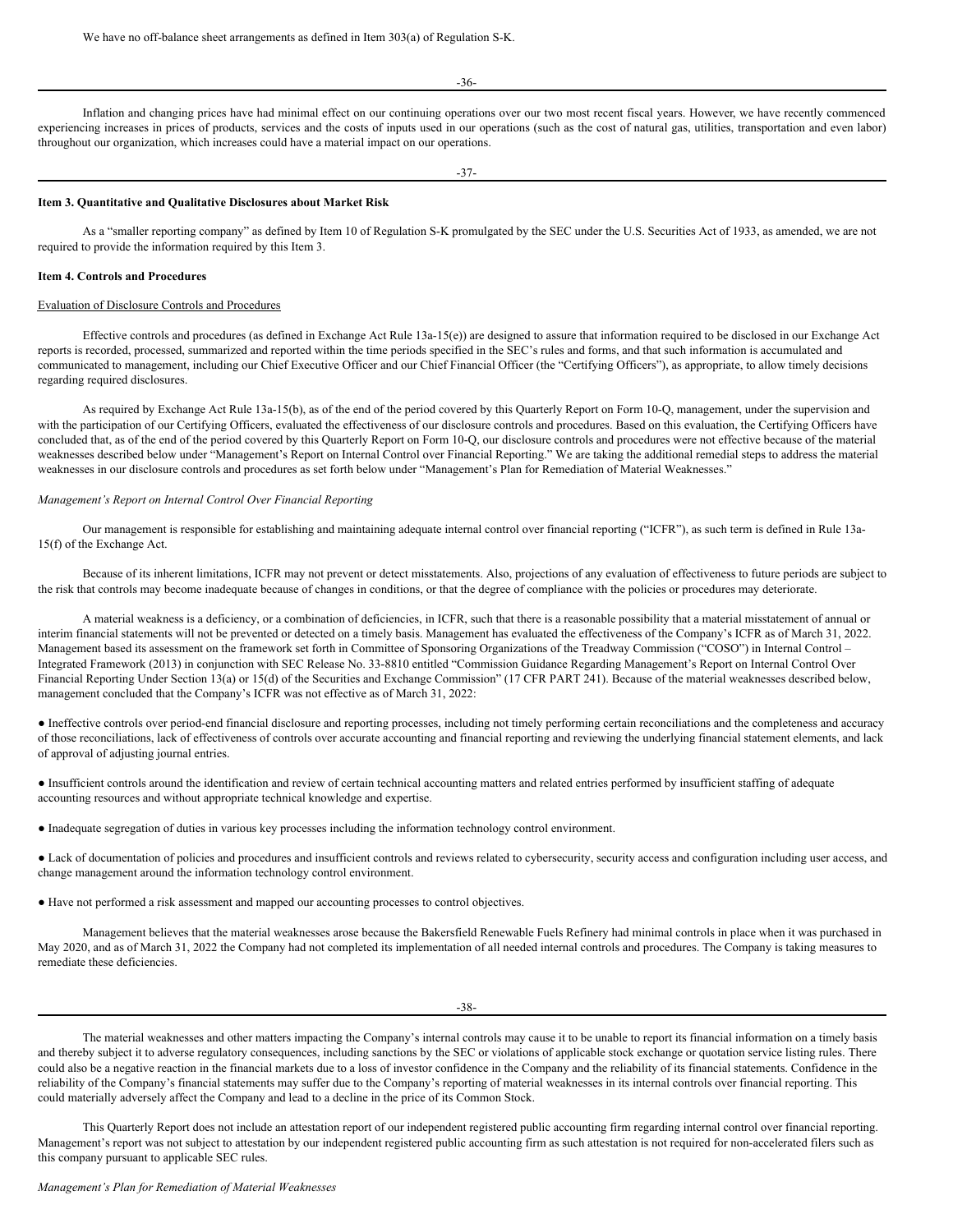We have no off-balance sheet arrangements as defined in Item 303(a) of Regulation S-K.

Inflation and changing prices have had minimal effect on our continuing operations over our two most recent fiscal years. However, we have recently commenced experiencing increases in prices of products, services and the costs of inputs used in our operations (such as the cost of natural gas, utilities, transportation and even labor) throughout our organization, which increases could have a material impact on our operations.

### Item 3. Quantitative and Qualitative Disclosures about Market Risk

As a "smaller reporting company" as defined by Item 10 of Regulation S-K promulgated by the SEC under the U.S. Securities Act of 1933, as amended, we are not required to provide the information required by this Item 3.

### Item 4. Controls and Procedures

Evaluation of Disclosure Controls and Procedures

Effective controls and procedures (as defined in Exchange Act Rule 13a-15(e)) are designed to assure that information required to be disclosed in our Exchange Act reports is recorded, processed, summarized and reported within the time periods specified in the SEC's rules and forms, and that such information is accumulated and communicated to management, including our Chief Executive Officer and our Chief Financial Officer (the "Certifying Officers"), as appropriate, to allow timely decisions regarding required disclosures.

As required by Exchange Act Rule 13a-15(b), as of the end of the period covered by this Quarterly Report on Form 10-Q, management, under the supervision and with the participation of our Certifying Officers, evaluated the effectiveness of our disclosure controls and procedures. Based on this evaluation, the Certifying Officers have concluded that, as of the end of the period covered by this Quarterly Report on Form 10-Q, our disclosure controls and procedures were not effective because of the material weaknesses described below under "Management's Report on Internal Control over Financial Reporting." We are taking the additional remedial steps to address the material weaknesses in our disclosure controls and procedures as set forth below under "Management's Plan for Remediation of Material Weaknesses."

*Management's Report on Internal Control Over Financial Reporting*

Our management is responsible for establishing and maintaining adequate internal control over financial reporting ("ICFR"), as such term is defined in Rule 13a-15(f) of the Exchange Act.

Because of its inherent limitations, ICFR may not prevent or detect misstatements. Also, projections of any evaluation of effectiveness to future periods are subject to the risk that controls may become inadequate because of changes in conditions, or that the degree of compliance with the policies or procedures may deteriorate.

A material weakness is a deficiency, or a combination of deficiencies, in ICFR, such that there is a reasonable possibility that a material misstatement of annual or interim financial statements will not be prevented or detected on a timely basis. Management has evaluated the effectiveness of the Company's ICFR as of March 31, 2022. Management based its assessment on the framework set forth in Committee of Sponsoring Organizations of the Treadway Commission ("COSO") in Internal Control – Integrated Framework (2013) in conjunction with SEC Release No. 33-8810 entitled "Commission Guidance Regarding Management's Report on Internal Control Over Financial Reporting Under Section 13(a) or 15(d) of the Securities and Exchange Commission" (17 CFR PART 241). Because of the material weaknesses described below, management concluded that the Company's ICFR was not effective as of March 31, 2022:

- Ineffective controls over period-end financial disclosure and reporting processes, including not timely performing certain reconciliations and the completeness and accuracy of those reconciliations, lack of effectiveness of controls over accurate accounting and financial reporting and reviewing the underlying financial statement elements, and lack of approval of adjusting journal entries.

- Insufficient controls around the identification and review of certain technical accounting matters and related entries performed by insufficient staffing of adequate accounting resources and without appropriate technical knowledge and expertise.

- Inadequate segregation of duties in various key processes including the information technology control environment.

- Lack of documentation of policies and procedures and insufficient controls and reviews related to cybersecurity, security access and configuration including user access, and change management around the information technology control environment.

- Have not performed a risk assessment and mapped our accounting processes to control objectives.

Management believes that the material weaknesses arose because the Bakersfield Renewable Fuels Refinery had minimal controls in place when it was purchased in May 2020, and as of March 31, 2022 the Company had not completed its implementation of all needed internal controls and procedures. The Company is taking measures to remediate these deficiencies.

The material weaknesses and other matters impacting the Company's internal controls may cause it to be unable to report its financial information on a timely basis and thereby subject it to adverse regulatory consequences, including sanctions by the SEC or violations of applicable stock exchange or quotation service listing rules. There could also be a negative reaction in the financial markets due to a loss of investor confidence in the Company and the reliability of its financial statements. Confidence in the reliability of the Company's financial statements may suffer due to the Company's reporting of material weaknesses in its internal controls over financial reporting. This could materially adversely affect the Company and lead to a decline in the price of its Common Stock.

This Quarterly Report does not include an attestation report of our independent registered public accounting firm regarding internal control over financial reporting. Management's report was not subject to attestation by our independent registered public accounting firm as such attestation is not required for non-accelerated filers such as this company pursuant to applicable SEC rules.

*Management's Plan for Remediation of Material Weaknesses*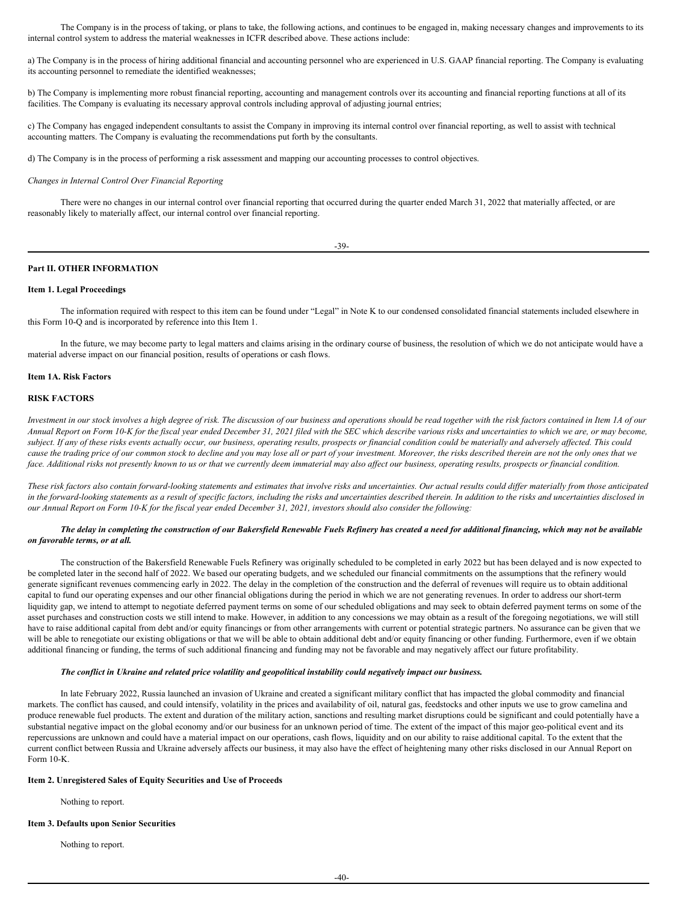The Company is in the process of taking, or plans to take, the following actions, and continues to be engaged in, making necessary changes and improvements to its internal control system to address the material weaknesses in ICFR described above. These actions include:

a) The Company is in the process of hiring additional financial and accounting personnel who are experienced in U.S. GAAP financial reporting. The Company is evaluating its accounting personnel to remediate the identified weaknesses;

b) The Company is implementing more robust financial reporting, accounting and management controls over its accounting and financial reporting functions at all of its facilities. The Company is evaluating its necessary approval controls including approval of adjusting journal entries;

c) The Company has engaged independent consultants to assist the Company in improving its internal control over financial reporting, as well to assist with technical accounting matters. The Company is evaluating the recommendations put forth by the consultants.

d) The Company is in the process of performing a risk assessment and mapping our accounting processes to control objectives.

*Changes in Internal Control Over Financial Reporting*

There were no changes in our internal control over financial reporting that occurred during the quarter ended March 31, 2022 that materially affected, or are reasonably likely to materially affect, our internal control over financial reporting.

## Part II. OTHER INFORMATION

### Item 1. Legal Proceedings

The information required with respect to this item can be found under "Legal" in Note K to our condensed consolidated financial statements included elsewhere in this Form 10-Q and is incorporated by reference into this Item 1.

In the future, we may become party to legal matters and claims arising in the ordinary course of business, the resolution of which we do not anticipate would have a material adverse impact on our financial position, results of operations or cash flows.

### Item 1A. Risk Factors

### RISK FACTORS

*Investment in our stock involves a high degree of risk. The discussion of our business and operations should be read together with the risk factors contained in Item 1A of our Annual Report on Form 10-K for the fiscal year ended December 31, 2021 filed with the SEC which describe various risks and uncertainties to which we are, or may become, subject. If any of these risks events actually occur, our business, operating results, prospects or financial condition could be materially and adversely affected. This could cause the trading price of our common stock to decline and you may lose all or part of your investment. Moreover, the risks described therein are not the only ones that we face. Additional risks not presently known to us or that we currently deem immaterial may also affect our business, operating results, prospects or financial condition.*

*These risk factors also contain forward-looking statements and estimates that involve risks and uncertainties. Our actual results could differ materially from those anticipated in the forward-looking statements as a result of specific factors, including the risks and uncertainties described therein. In addition to the risks and uncertainties disclosed in our Annual Report on Form 10-K for the fiscal year ended December 31, 2021, investors should also consider the following:*

***The delay in completing the construction of our Bakersfield Renewable Fuels Refinery has created a need for additional financing, which may not be available on favorable terms, or at all.***

The construction of the Bakersfield Renewable Fuels Refinery was originally scheduled to be completed in early 2022 but has been delayed and is now expected to be completed later in the second half of 2022. We based our operating budgets, and we scheduled our financial commitments on the assumptions that the refinery would generate significant revenues commencing early in 2022. The delay in the completion of the construction and the deferral of revenues will require us to obtain additional capital to fund our operating expenses and our other financial obligations during the period in which we are not generating revenues. In order to address our short-term liquidity gap, we intend to attempt to negotiate deferred payment terms on some of our scheduled obligations and may seek to obtain deferred payment terms on some of the asset purchases and construction costs we still intend to make. However, in addition to any concessions we may obtain as a result of the foregoing negotiations, we will still have to raise additional capital from debt and/or equity financings or from other arrangements with current or potential strategic partners. No assurance can be given that we will be able to renegotiate our existing obligations or that we will be able to obtain additional debt and/or equity financing or other funding. Furthermore, even if we obtain additional financing or funding, the terms of such additional financing and funding may not be favorable and may negatively affect our future profitability.

***The conflict in Ukraine and related price volatility and geopolitical instability could negatively impact our business.***

In late February 2022, Russia launched an invasion of Ukraine and created a significant military conflict that has impacted the global commodity and financial markets. The conflict has caused, and could intensify, volatility in the prices and availability of oil, natural gas, feedstocks and other inputs we use to grow camelina and produce renewable fuel products. The extent and duration of the military action, sanctions and resulting market disruptions could be significant and could potentially have a substantial negative impact on the global economy and/or our business for an unknown period of time. The extent of the impact of this major geo-political event and its repercussions are unknown and could have a material impact on our operations, cash flows, liquidity and on our ability to raise additional capital. To the extent that the current conflict between Russia and Ukraine adversely affects our business, it may also have the effect of heightening many other risks disclosed in our Annual Report on Form 10-K.

### Item 2. Unregistered Sales of Equity Securities and Use of Proceeds

Nothing to report.

### Item 3. Defaults upon Senior Securities

Nothing to report.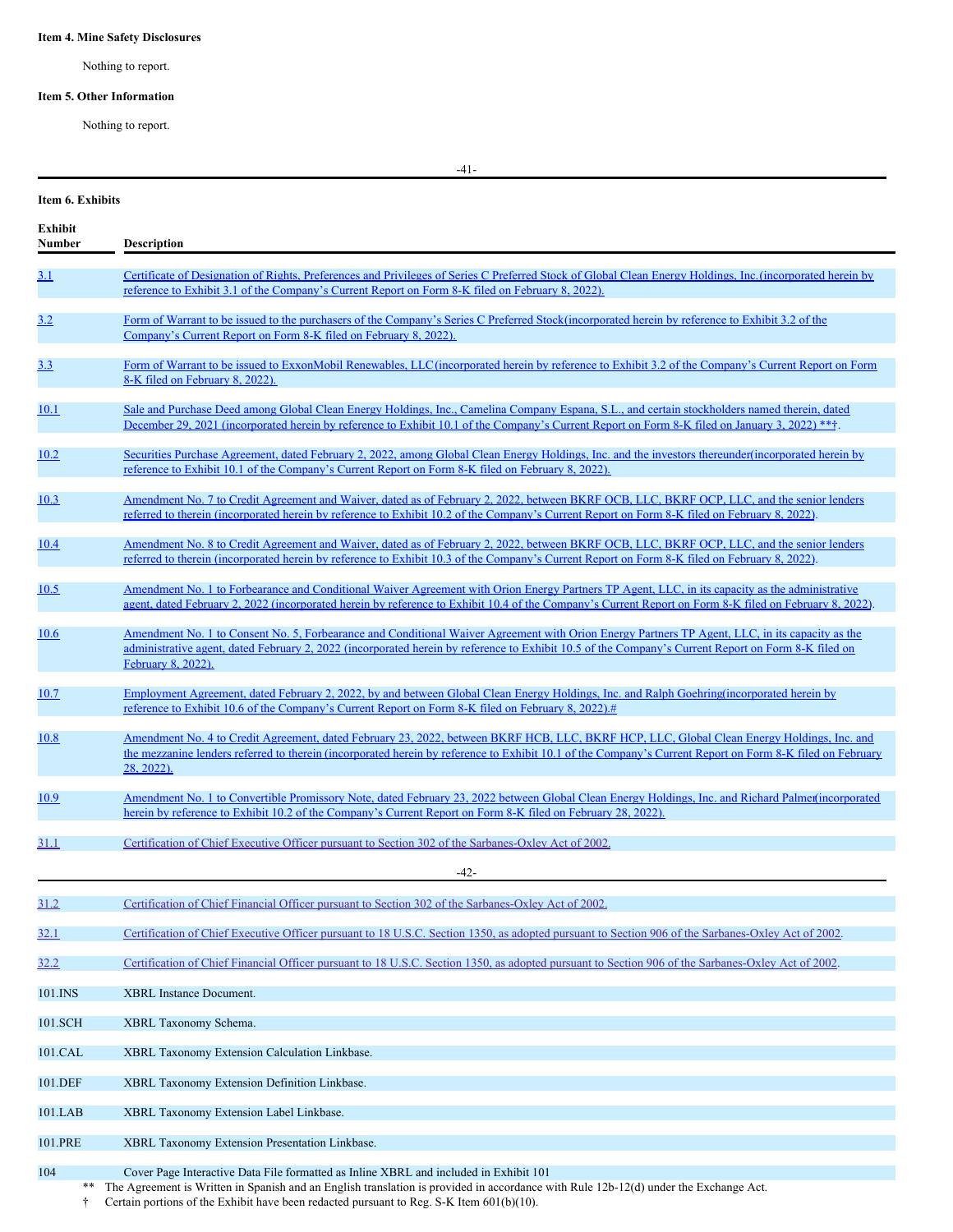**Item 4. Mine Safety Disclosures**

Nothing to report.

**Item 5. Other Information**

Nothing to report.

**Item 6. Exhibits**

| Exhibit Number | Description |
|---|---|
| 3.1 | Certificate of Designation of Rights, Preferences and Privileges of Series C Preferred Stock of Global Clean Energy Holdings, Inc.(incorporated herein by reference to Exhibit 3.1 of the Company's Current Report on Form 8-K filed on February 8, 2022). |
| 3.2 | Form of Warrant to be issued to the purchasers of the Company's Series C Preferred Stock(incorporated herein by reference to Exhibit 3.2 of the Company's Current Report on Form 8-K filed on February 8, 2022). |
| 3.3 | Form of Warrant to be issued to ExxonMobil Renewables, LLC(incorporated herein by reference to Exhibit 3.2 of the Company's Current Report on Form 8-K filed on February 8, 2022). |
| 10.1 | Sale and Purchase Deed among Global Clean Energy Holdings, Inc., Camelina Company Espana, S.L., and certain stockholders named therein, dated December 29, 2021 (incorporated herein by reference to Exhibit 10.1 of the Company's Current Report on Form 8-K filed on January 3, 2022) **†. |
| 10.2 | Securities Purchase Agreement, dated February 2, 2022, among Global Clean Energy Holdings, Inc. and the investors thereunder(incorporated herein by reference to Exhibit 10.1 of the Company's Current Report on Form 8-K filed on February 8, 2022). |
| 10.3 | Amendment No. 7 to Credit Agreement and Waiver, dated as of February 2, 2022, between BKRF OCB, LLC, BKRF OCP, LLC, and the senior lenders referred to therein (incorporated herein by reference to Exhibit 10.2 of the Company's Current Report on Form 8-K filed on February 8, 2022). |
| 10.4 | Amendment No. 8 to Credit Agreement and Waiver, dated as of February 2, 2022, between BKRF OCB, LLC, BKRF OCP, LLC, and the senior lenders referred to therein (incorporated herein by reference to Exhibit 10.3 of the Company's Current Report on Form 8-K filed on February 8, 2022). |
| 10.5 | Amendment No. 1 to Forbearance and Conditional Waiver Agreement with Orion Energy Partners TP Agent, LLC, in its capacity as the administrative agent, dated February 2, 2022 (incorporated herein by reference to Exhibit 10.4 of the Company's Current Report on Form 8-K filed on February 8, 2022). |
| 10.6 | Amendment No. 1 to Consent No. 5, Forbearance and Conditional Waiver Agreement with Orion Energy Partners TP Agent, LLC, in its capacity as the administrative agent, dated February 2, 2022 (incorporated herein by reference to Exhibit 10.5 of the Company's Current Report on Form 8-K filed on February 8, 2022). |
| 10.7 | Employment Agreement, dated February 2, 2022, by and between Global Clean Energy Holdings, Inc. and Ralph Goehring(incorporated herein by reference to Exhibit 10.6 of the Company's Current Report on Form 8-K filed on February 8, 2022).# |
| 10.8 | Amendment No. 4 to Credit Agreement, dated February 23, 2022, between BKRF HCB, LLC, BKRF HCP, LLC, Global Clean Energy Holdings, Inc. and the mezzanine lenders referred to therein (incorporated herein by reference to Exhibit 10.1 of the Company's Current Report on Form 8-K filed on February 28, 2022). |
| 10.9 | Amendment No. 1 to Convertible Promissory Note, dated February 23, 2022 between Global Clean Energy Holdings, Inc. and Richard Palmer(incorporated herein by reference to Exhibit 10.2 of the Company's Current Report on Form 8-K filed on February 28, 2022). |
| 31.1 | Certification of Chief Executive Officer pursuant to Section 302 of the Sarbanes-Oxley Act of 2002. |
| 31.2 | Certification of Chief Financial Officer pursuant to Section 302 of the Sarbanes-Oxley Act of 2002. |
| 32.1 | Certification of Chief Executive Officer pursuant to 18 U.S.C. Section 1350, as adopted pursuant to Section 906 of the Sarbanes-Oxley Act of 2002. |
| 32.2 | Certification of Chief Financial Officer pursuant to 18 U.S.C. Section 1350, as adopted pursuant to Section 906 of the Sarbanes-Oxley Act of 2002. |
| 101.INS | XBRL Instance Document. |
| 101.SCH | XBRL Taxonomy Schema. |
| 101.CAL | XBRL Taxonomy Extension Calculation Linkbase. |
| 101.DEF | XBRL Taxonomy Extension Definition Linkbase. |
| 101.LAB | XBRL Taxonomy Extension Label Linkbase. |
| 101.PRE | XBRL Taxonomy Extension Presentation Linkbase. |
| 104 | Cover Page Interactive Data File formatted as Inline XBRL and included in Exhibit 101 |

** The Agreement is Written in Spanish and an English translation is provided in accordance with Rule 12b-12(d) under the Exchange Act.

† Certain portions of the Exhibit have been redacted pursuant to Reg. S-K Item 601(b)(10).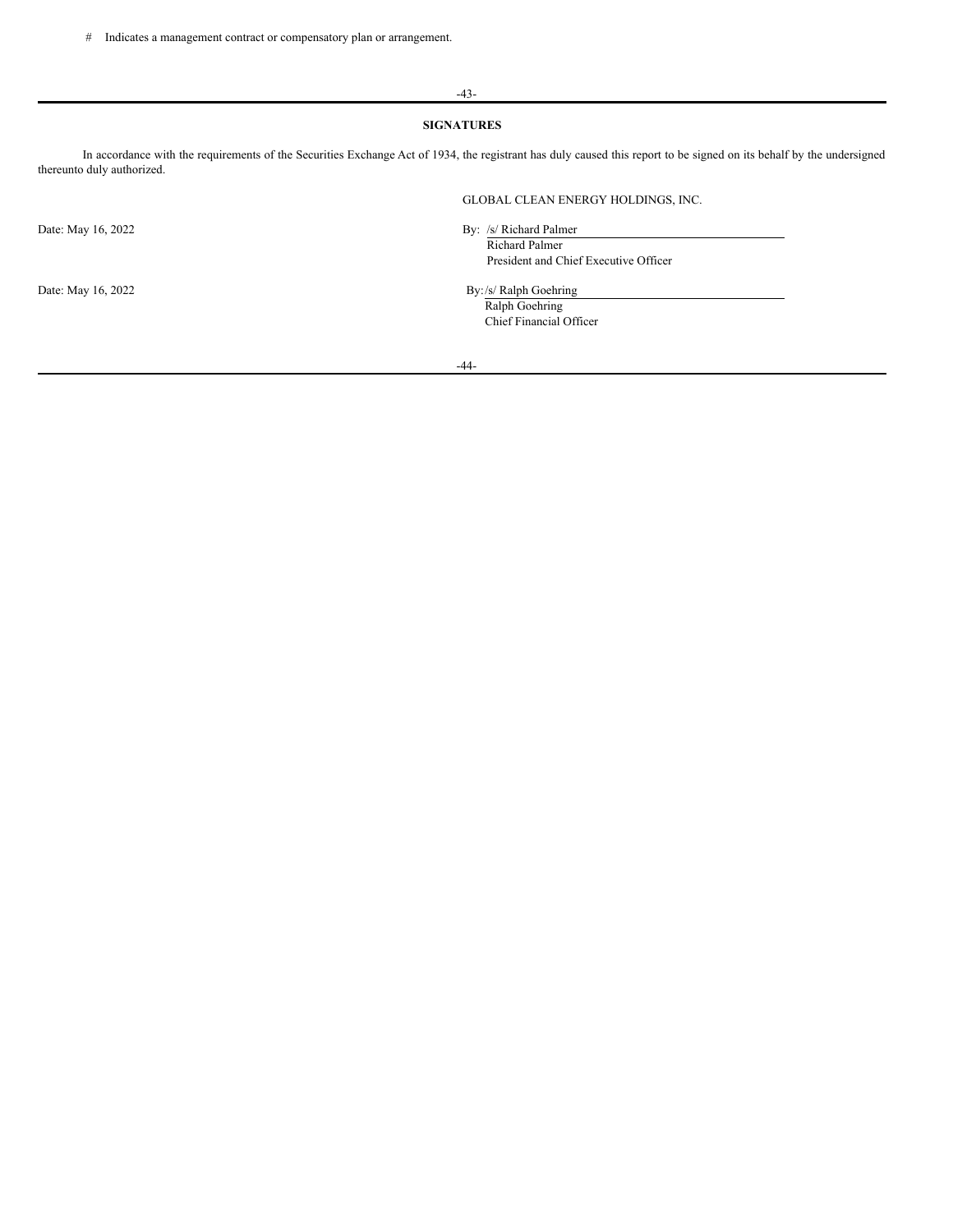# Indicates a management contract or compensatory plan or arrangement.

**SIGNATURES**

In accordance with the requirements of the Securities Exchange Act of 1934, the registrant has duly caused this report to be signed on its behalf by the undersigned thereunto duly authorized.

GLOBAL CLEAN ENERGY HOLDINGS, INC.

Date: May 16, 2022

By: /s/ Richard Palmer
Richard Palmer
President and Chief Executive Officer

Date: May 16, 2022

By: /s/ Ralph Goehring
Ralph Goehring
Chief Financial Officer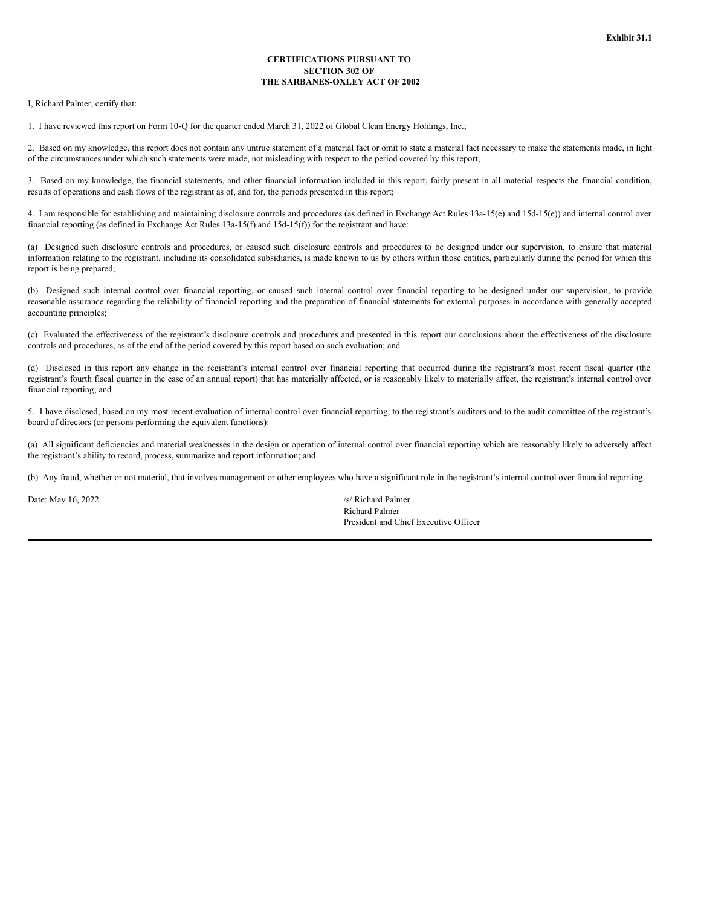**Exhibit 31.1**

**CERTIFICATIONS PURSUANT TO SECTION 302 OF THE SARBANES-OXLEY ACT OF 2002**

I, Richard Palmer, certify that:

1. I have reviewed this report on Form 10-Q for the quarter ended March 31, 2022 of Global Clean Energy Holdings, Inc.;

2. Based on my knowledge, this report does not contain any untrue statement of a material fact or omit to state a material fact necessary to make the statements made, in light of the circumstances under which such statements were made, not misleading with respect to the period covered by this report;

3. Based on my knowledge, the financial statements, and other financial information included in this report, fairly present in all material respects the financial condition, results of operations and cash flows of the registrant as of, and for, the periods presented in this report;

4. I am responsible for establishing and maintaining disclosure controls and procedures (as defined in Exchange Act Rules 13a-15(e) and 15d-15(e)) and internal control over financial reporting (as defined in Exchange Act Rules 13a-15(f) and 15d-15(f)) for the registrant and have:

(a) Designed such disclosure controls and procedures, or caused such disclosure controls and procedures to be designed under our supervision, to ensure that material information relating to the registrant, including its consolidated subsidiaries, is made known to us by others within those entities, particularly during the period for which this report is being prepared;

(b) Designed such internal control over financial reporting, or caused such internal control over financial reporting to be designed under our supervision, to provide reasonable assurance regarding the reliability of financial reporting and the preparation of financial statements for external purposes in accordance with generally accepted accounting principles;

(c) Evaluated the effectiveness of the registrant's disclosure controls and procedures and presented in this report our conclusions about the effectiveness of the disclosure controls and procedures, as of the end of the period covered by this report based on such evaluation; and

(d) Disclosed in this report any change in the registrant's internal control over financial reporting that occurred during the registrant's most recent fiscal quarter (the registrant's fourth fiscal quarter in the case of an annual report) that has materially affected, or is reasonably likely to materially affect, the registrant's internal control over financial reporting; and

5. I have disclosed, based on my most recent evaluation of internal control over financial reporting, to the registrant's auditors and to the audit committee of the registrant's board of directors (or persons performing the equivalent functions):

(a) All significant deficiencies and material weaknesses in the design or operation of internal control over financial reporting which are reasonably likely to adversely affect the registrant's ability to record, process, summarize and report information; and

(b) Any fraud, whether or not material, that involves management or other employees who have a significant role in the registrant's internal control over financial reporting.

Date: May 16, 2022

/s/ Richard Palmer
Richard Palmer
President and Chief Executive Officer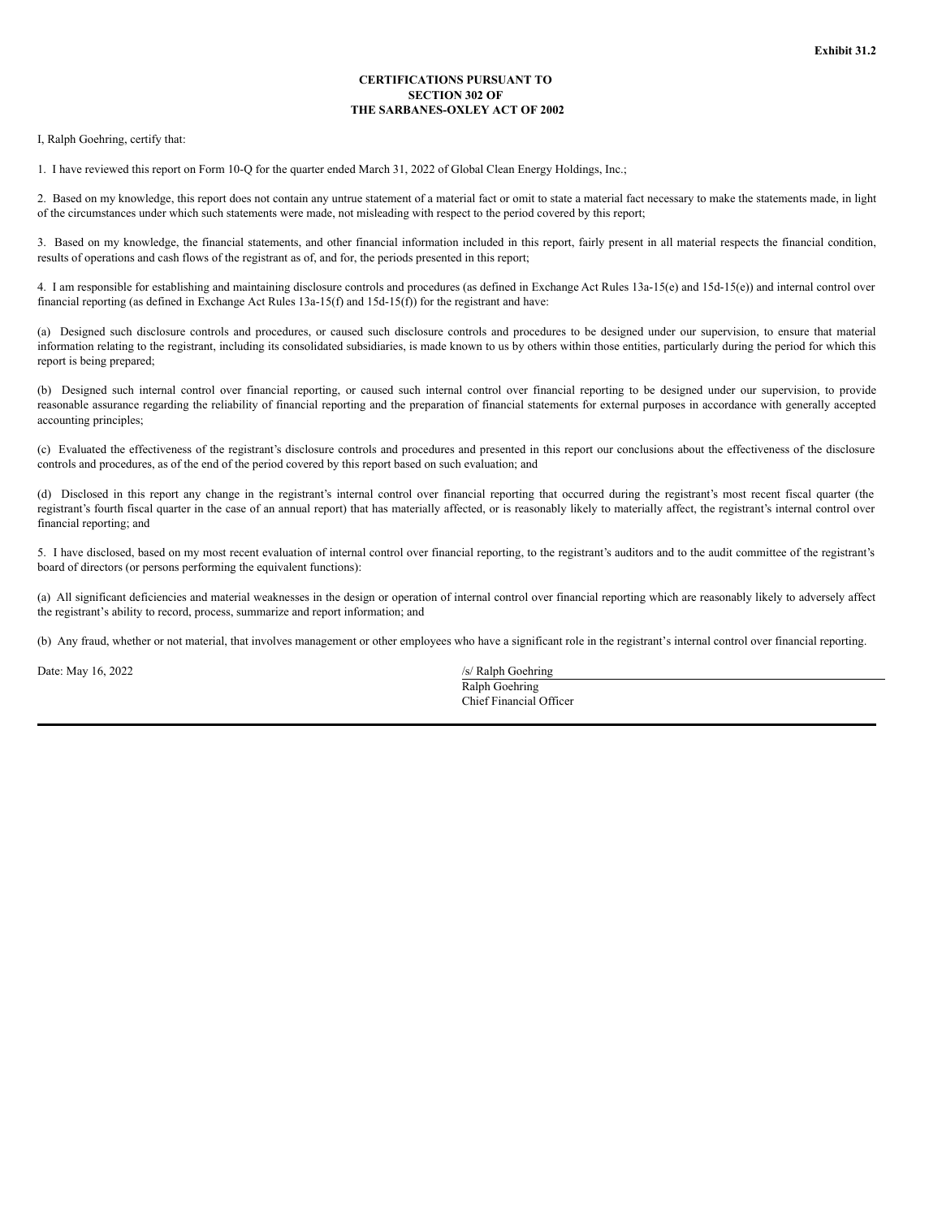**Exhibit 31.2**

**CERTIFICATIONS PURSUANT TO**
**SECTION 302 OF**
**THE SARBANES-OXLEY ACT OF 2002**

I, Ralph Goehring, certify that:

1. I have reviewed this report on Form 10-Q for the quarter ended March 31, 2022 of Global Clean Energy Holdings, Inc.;

2. Based on my knowledge, this report does not contain any untrue statement of a material fact or omit to state a material fact necessary to make the statements made, in light of the circumstances under which such statements were made, not misleading with respect to the period covered by this report;

3. Based on my knowledge, the financial statements, and other financial information included in this report, fairly present in all material respects the financial condition, results of operations and cash flows of the registrant as of, and for, the periods presented in this report;

4. I am responsible for establishing and maintaining disclosure controls and procedures (as defined in Exchange Act Rules 13a-15(e) and 15d-15(e)) and internal control over financial reporting (as defined in Exchange Act Rules 13a-15(f) and 15d-15(f)) for the registrant and have:

(a) Designed such disclosure controls and procedures, or caused such disclosure controls and procedures to be designed under our supervision, to ensure that material information relating to the registrant, including its consolidated subsidiaries, is made known to us by others within those entities, particularly during the period for which this report is being prepared;

(b) Designed such internal control over financial reporting, or caused such internal control over financial reporting to be designed under our supervision, to provide reasonable assurance regarding the reliability of financial reporting and the preparation of financial statements for external purposes in accordance with generally accepted accounting principles;

(c) Evaluated the effectiveness of the registrant's disclosure controls and procedures and presented in this report our conclusions about the effectiveness of the disclosure controls and procedures, as of the end of the period covered by this report based on such evaluation; and

(d) Disclosed in this report any change in the registrant's internal control over financial reporting that occurred during the registrant's most recent fiscal quarter (the registrant's fourth fiscal quarter in the case of an annual report) that has materially affected, or is reasonably likely to materially affect, the registrant's internal control over financial reporting; and

5. I have disclosed, based on my most recent evaluation of internal control over financial reporting, to the registrant's auditors and to the audit committee of the registrant's board of directors (or persons performing the equivalent functions):

(a) All significant deficiencies and material weaknesses in the design or operation of internal control over financial reporting which are reasonably likely to adversely affect the registrant's ability to record, process, summarize and report information; and

(b) Any fraud, whether or not material, that involves management or other employees who have a significant role in the registrant's internal control over financial reporting.

Date: May 16, 2022

/s/ Ralph Goehring
Ralph Goehring
Chief Financial Officer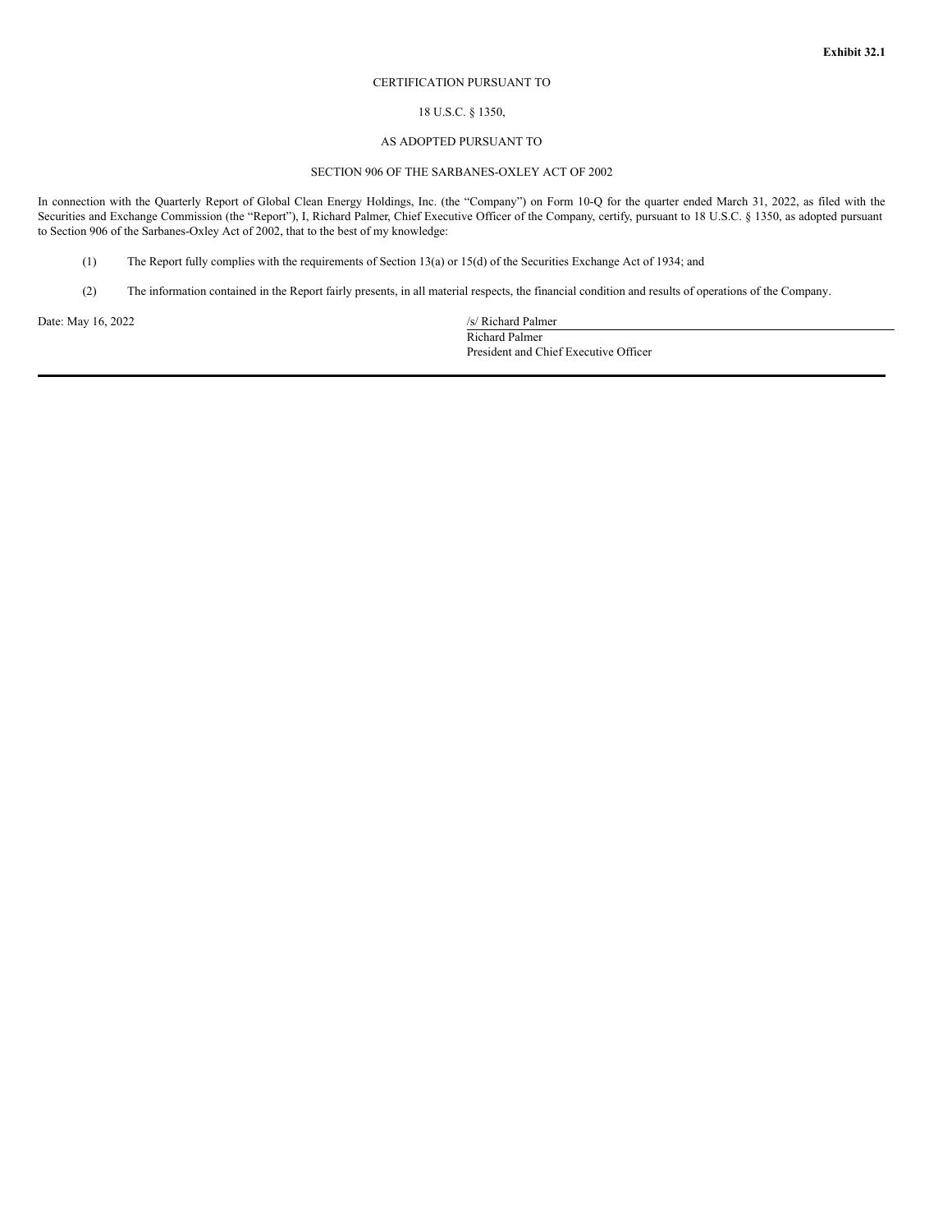**Exhibit 32.1**

CERTIFICATION PURSUANT TO

18 U.S.C. § 1350,

AS ADOPTED PURSUANT TO

SECTION 906 OF THE SARBANES-OXLEY ACT OF 2002

In connection with the Quarterly Report of Global Clean Energy Holdings, Inc. (the "Company") on Form 10-Q for the quarter ended March 31, 2022, as filed with the Securities and Exchange Commission (the "Report"), I, Richard Palmer, Chief Executive Officer of the Company, certify, pursuant to 18 U.S.C. § 1350, as adopted pursuant to Section 906 of the Sarbanes-Oxley Act of 2002, that to the best of my knowledge:

(1) The Report fully complies with the requirements of Section 13(a) or 15(d) of the Securities Exchange Act of 1934; and

(2) The information contained in the Report fairly presents, in all material respects, the financial condition and results of operations of the Company.

Date: May 16, 2022

/s/ Richard Palmer
Richard Palmer
President and Chief Executive Officer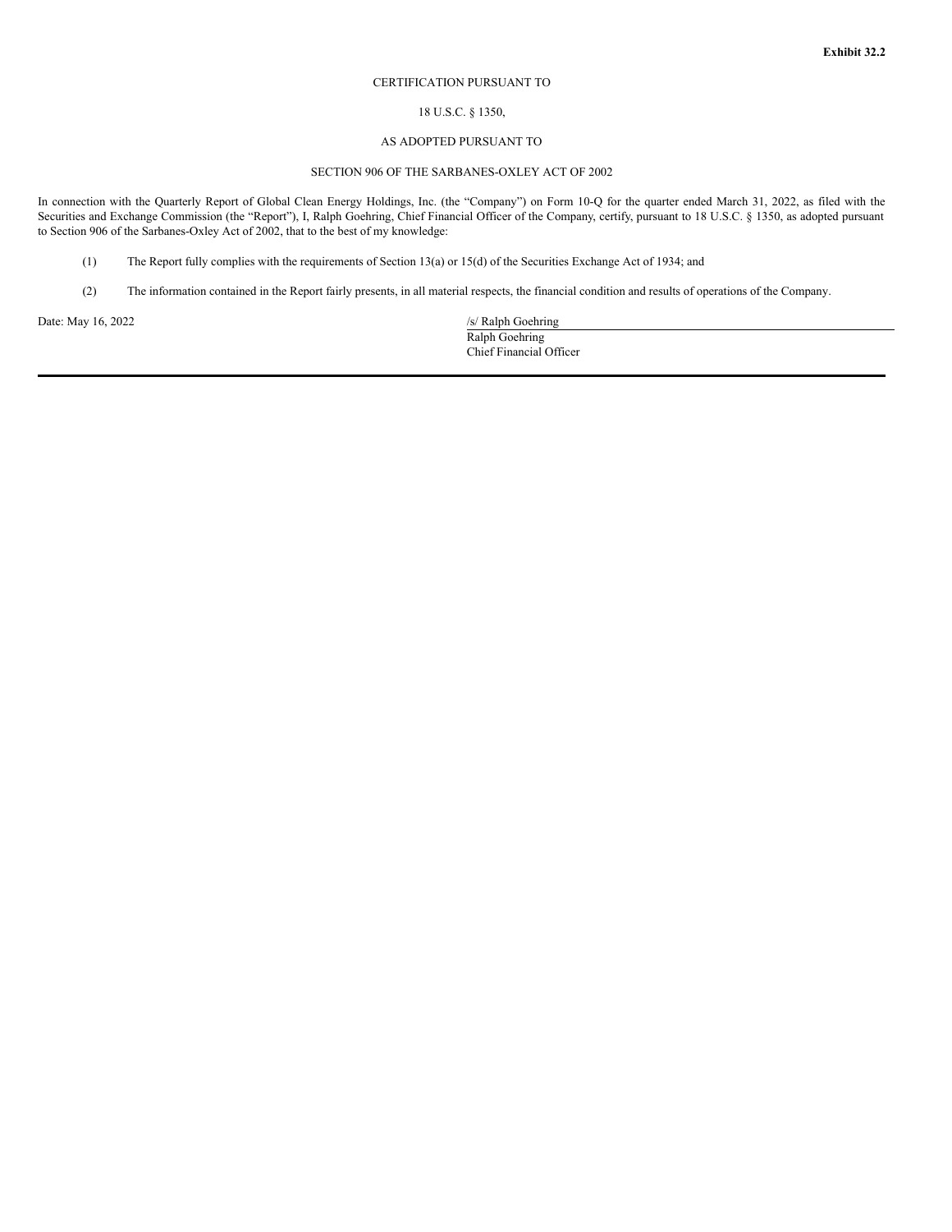**Exhibit 32.2**

CERTIFICATION PURSUANT TO

18 U.S.C. § 1350,

AS ADOPTED PURSUANT TO

SECTION 906 OF THE SARBANES-OXLEY ACT OF 2002

In connection with the Quarterly Report of Global Clean Energy Holdings, Inc. (the "Company") on Form 10-Q for the quarter ended March 31, 2022, as filed with the Securities and Exchange Commission (the "Report"), I, Ralph Goehring, Chief Financial Officer of the Company, certify, pursuant to 18 U.S.C. § 1350, as adopted pursuant to Section 906 of the Sarbanes-Oxley Act of 2002, that to the best of my knowledge:

(1) The Report fully complies with the requirements of Section 13(a) or 15(d) of the Securities Exchange Act of 1934; and

(2) The information contained in the Report fairly presents, in all material respects, the financial condition and results of operations of the Company.

Date: May 16, 2022

/s/ Ralph Goehring
Ralph Goehring
Chief Financial Officer